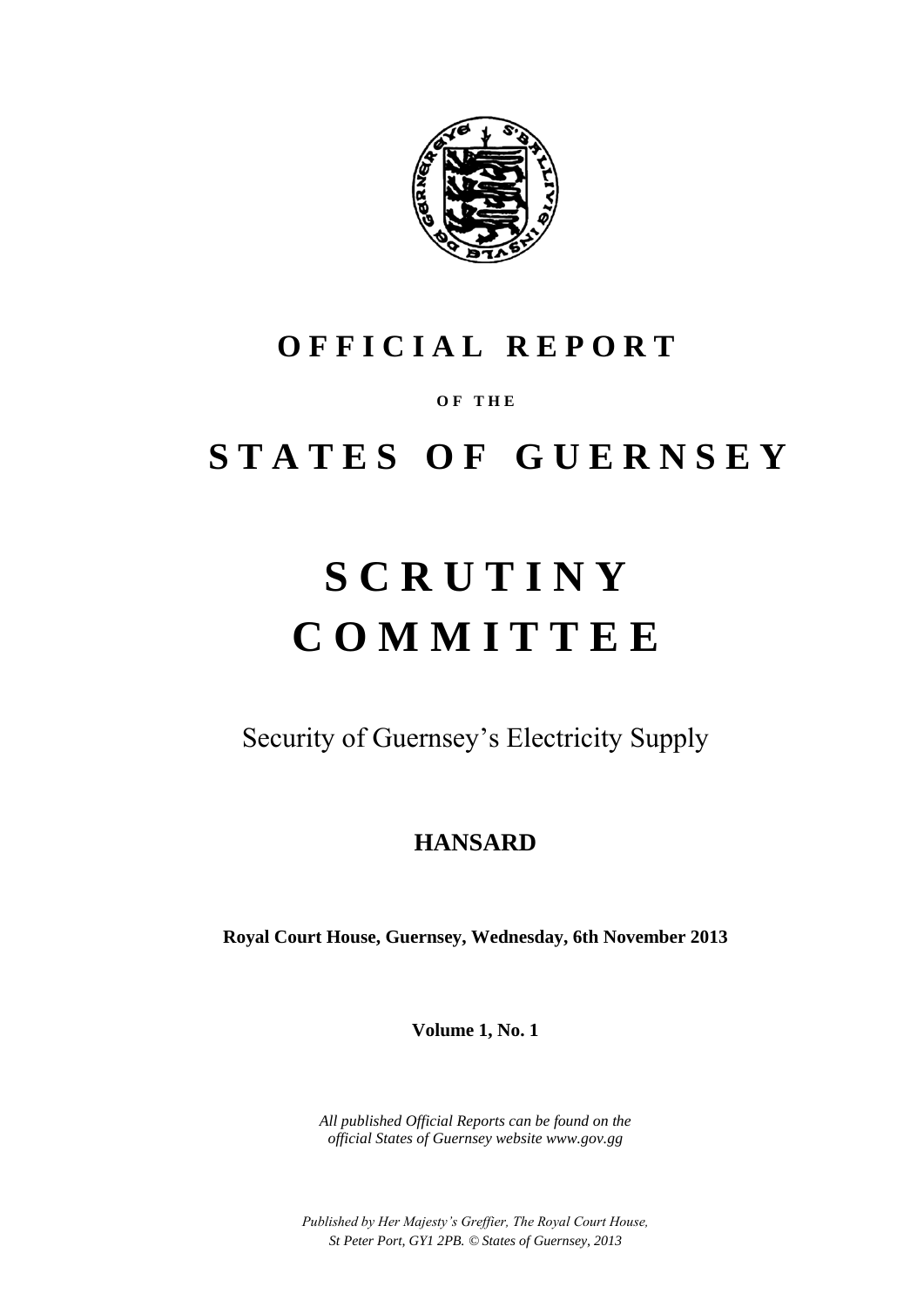# OFFICIAL REPORT

**OF THE**

# STATES OF GUERNSEY

# SCRUTINY COMMITTEE

Security of Guernsey's Electricity Supply

## HANSARD

**Royal Court House, Guernsey, Wednesday, 6th November 2013**

**Volume 1, No. 1**

*All published Official Reports can be found on the official States of Guernsey website www.gov.gg*

*Published by Her Majesty's Greffier, The Royal Court House, St Peter Port, GY1 2PB. © States of Guernsey, 2013*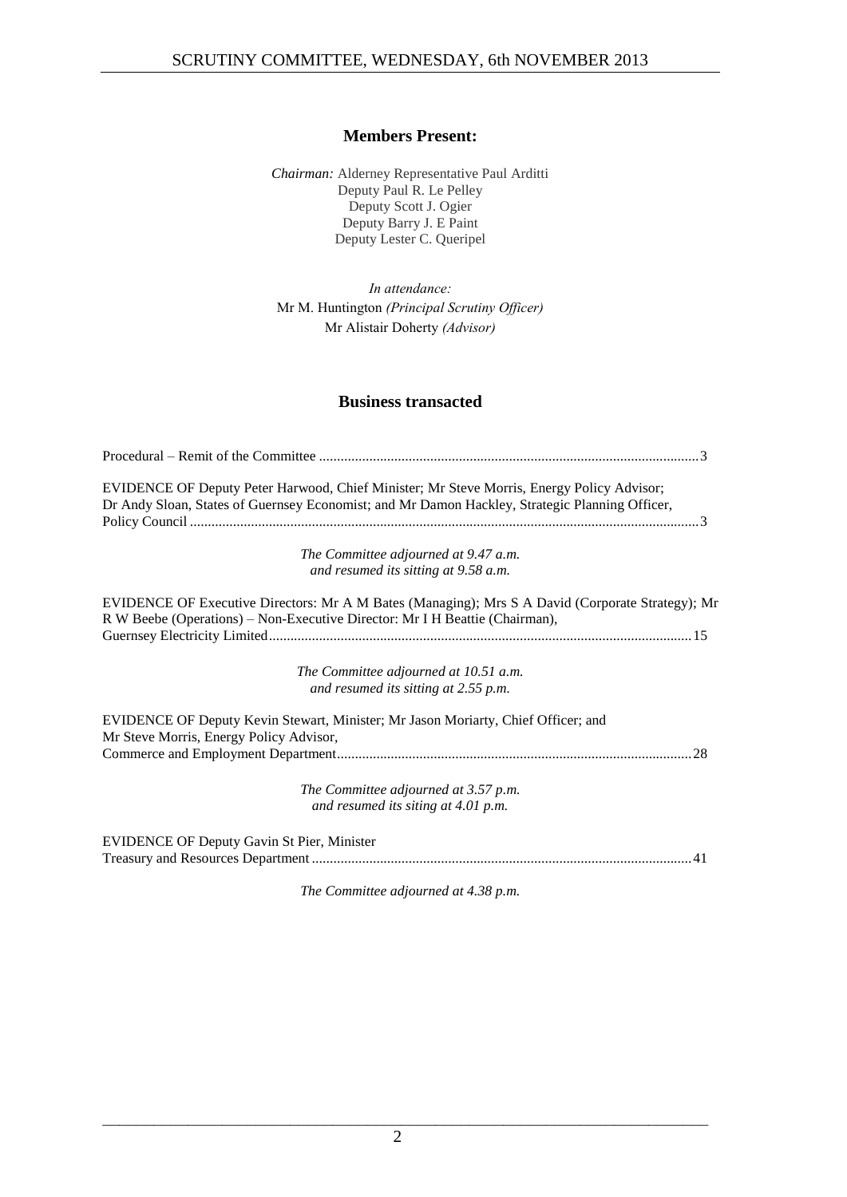## Members Present:

*Chairman:* Alderney Representative Paul Arditti
Deputy Paul R. Le Pelley
Deputy Scott J. Ogier
Deputy Barry J. E Paint
Deputy Lester C. Queripel

*In attendance:*
Mr M. Huntington *(Principal Scrutiny Officer)*
Mr Alistair Doherty *(Advisor)*

## Business transacted

Procedural – Remit of the Committee ........................................................................................................ 3

EVIDENCE OF Deputy Peter Harwood, Chief Minister; Mr Steve Morris, Energy Policy Advisor; Dr Andy Sloan, States of Guernsey Economist; and Mr Damon Hackley, Strategic Planning Officer, Policy Council ........................................................................................................................................... 3

*The Committee adjourned at 9.47 a.m.*
*and resumed its sitting at 9.58 a.m.*

EVIDENCE OF Executive Directors: Mr A M Bates (Managing); Mrs S A David (Corporate Strategy); Mr R W Beebe (Operations) – Non-Executive Director: Mr I H Beattie (Chairman), Guernsey Electricity Limited.................................................................................................................... 15

*The Committee adjourned at 10.51 a.m.*
*and resumed its sitting at 2.55 p.m.*

EVIDENCE OF Deputy Kevin Stewart, Minister; Mr Jason Moriarty, Chief Officer; and Mr Steve Morris, Energy Policy Advisor, Commerce and Employment Department.................................................................................................. 28

*The Committee adjourned at 3.57 p.m.*
*and resumed its siting at 4.01 p.m.*

EVIDENCE OF Deputy Gavin St Pier, Minister Treasury and Resources Department ......................................................................................................... 41

*The Committee adjourned at 4.38 p.m.*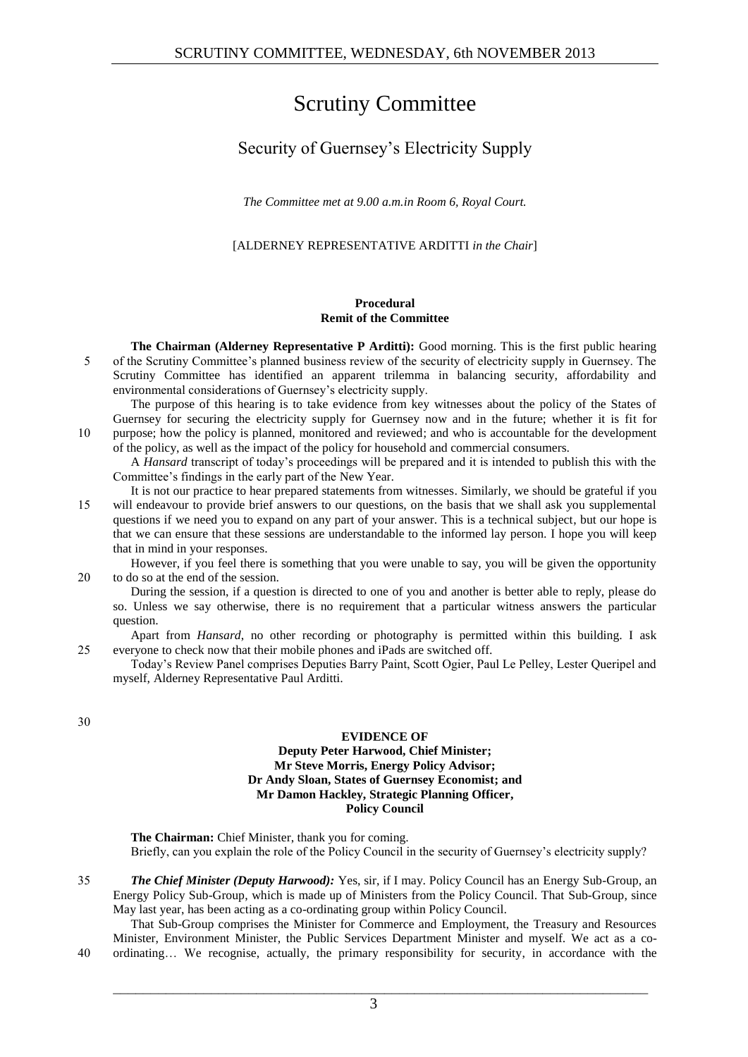# Scrutiny Committee

## Security of Guernsey's Electricity Supply

*The Committee met at 9.00 a.m.in Room 6, Royal Court.*

[ALDERNEY REPRESENTATIVE ARDITTI *in the Chair*]

**Procedural**
**Remit of the Committee**

**The Chairman (Alderney Representative P Arditti):** Good morning. This is the first public hearing of the Scrutiny Committee's planned business review of the security of electricity supply in Guernsey. The Scrutiny Committee has identified an apparent trilemma in balancing security, affordability and environmental considerations of Guernsey's electricity supply.

The purpose of this hearing is to take evidence from key witnesses about the policy of the States of Guernsey for securing the electricity supply for Guernsey now and in the future; whether it is fit for purpose; how the policy is planned, monitored and reviewed; and who is accountable for the development of the policy, as well as the impact of the policy for household and commercial consumers.

A *Hansard* transcript of today's proceedings will be prepared and it is intended to publish this with the Committee's findings in the early part of the New Year.

It is not our practice to hear prepared statements from witnesses. Similarly, we should be grateful if you will endeavour to provide brief answers to our questions, on the basis that we shall ask you supplemental questions if we need you to expand on any part of your answer. This is a technical subject, but our hope is that we can ensure that these sessions are understandable to the informed lay person. I hope you will keep that in mind in your responses.

However, if you feel there is something that you were unable to say, you will be given the opportunity to do so at the end of the session.

During the session, if a question is directed to one of you and another is better able to reply, please do so. Unless we say otherwise, there is no requirement that a particular witness answers the particular question.

Apart from *Hansard*, no other recording or photography is permitted within this building. I ask everyone to check now that their mobile phones and iPads are switched off.

Today's Review Panel comprises Deputies Barry Paint, Scott Ogier, Paul Le Pelley, Lester Queripel and myself, Alderney Representative Paul Arditti.

**EVIDENCE OF**
**Deputy Peter Harwood, Chief Minister;**
**Mr Steve Morris, Energy Policy Advisor;**
**Dr Andy Sloan, States of Guernsey Economist; and**
**Mr Damon Hackley, Strategic Planning Officer,**
**Policy Council**

**The Chairman:** Chief Minister, thank you for coming.

Briefly, can you explain the role of the Policy Council in the security of Guernsey's electricity supply?

***The Chief Minister (Deputy Harwood):*** Yes, sir, if I may. Policy Council has an Energy Sub-Group, an Energy Policy Sub-Group, which is made up of Ministers from the Policy Council. That Sub-Group, since May last year, has been acting as a co-ordinating group within Policy Council.

That Sub-Group comprises the Minister for Commerce and Employment, the Treasury and Resources Minister, Environment Minister, the Public Services Department Minister and myself. We act as a co-ordinating… We recognise, actually, the primary responsibility for security, in accordance with the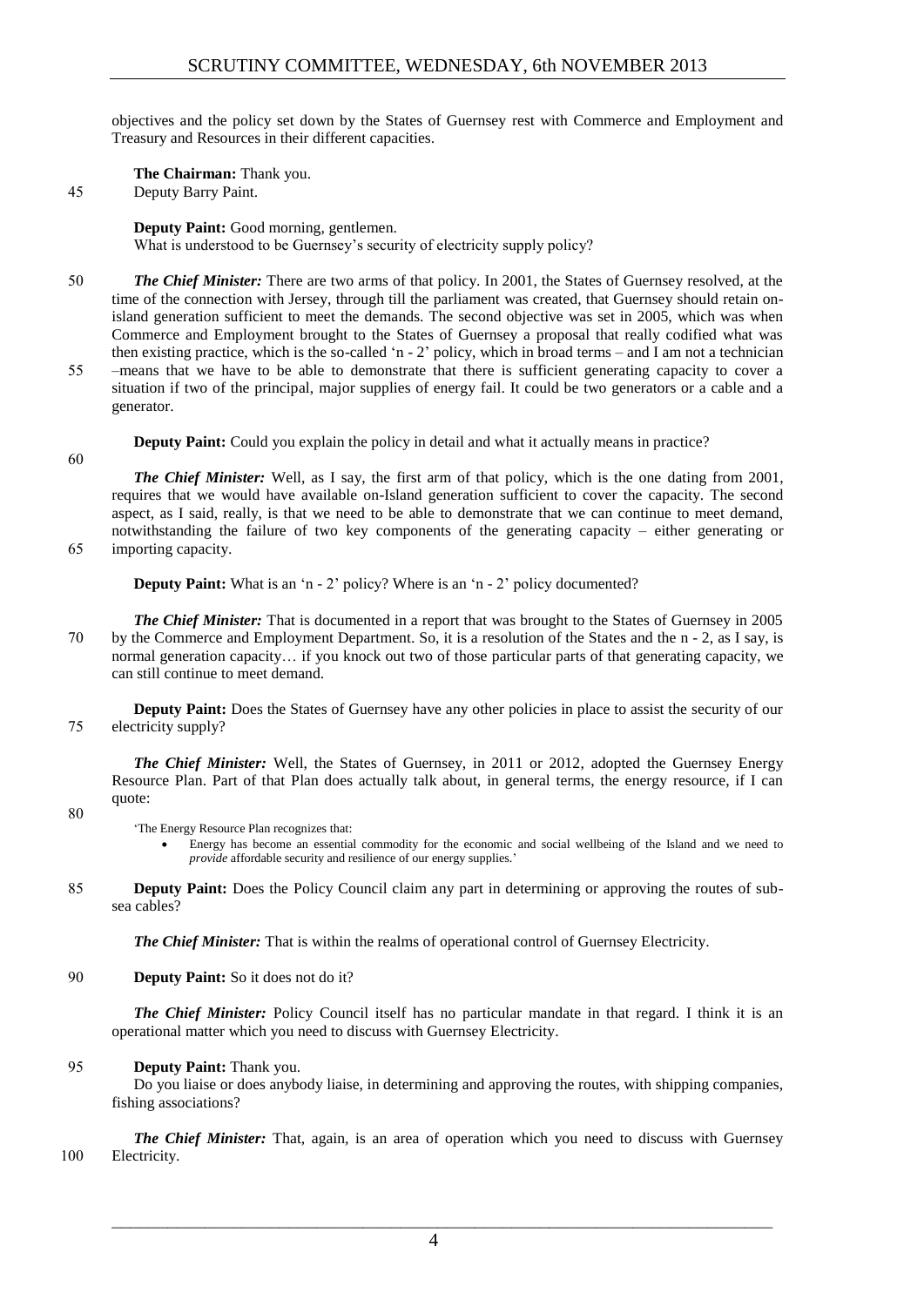objectives and the policy set down by the States of Guernsey rest with Commerce and Employment and Treasury and Resources in their different capacities.

**The Chairman:** Thank you.
Deputy Barry Paint.

**Deputy Paint:** Good morning, gentlemen.
What is understood to be Guernsey's security of electricity supply policy?

***The Chief Minister:*** There are two arms of that policy. In 2001, the States of Guernsey resolved, at the time of the connection with Jersey, through till the parliament was created, that Guernsey should retain on-island generation sufficient to meet the demands. The second objective was set in 2005, which was when Commerce and Employment brought to the States of Guernsey a proposal that really codified what was then existing practice, which is the so-called 'n - 2' policy, which in broad terms – and I am not a technician –means that we have to be able to demonstrate that there is sufficient generating capacity to cover a situation if two of the principal, major supplies of energy fail. It could be two generators or a cable and a generator.

**Deputy Paint:** Could you explain the policy in detail and what it actually means in practice?

***The Chief Minister:*** Well, as I say, the first arm of that policy, which is the one dating from 2001, requires that we would have available on-Island generation sufficient to cover the capacity. The second aspect, as I said, really, is that we need to be able to demonstrate that we can continue to meet demand, notwithstanding the failure of two key components of the generating capacity – either generating or importing capacity.

**Deputy Paint:** What is an 'n - 2' policy? Where is an 'n - 2' policy documented?

***The Chief Minister:*** That is documented in a report that was brought to the States of Guernsey in 2005 by the Commerce and Employment Department. So, it is a resolution of the States and the n - 2, as I say, is normal generation capacity… if you knock out two of those particular parts of that generating capacity, we can still continue to meet demand.

**Deputy Paint:** Does the States of Guernsey have any other policies in place to assist the security of our electricity supply?

***The Chief Minister:*** Well, the States of Guernsey, in 2011 or 2012, adopted the Guernsey Energy Resource Plan. Part of that Plan does actually talk about, in general terms, the energy resource, if I can quote:

> 'The Energy Resource Plan recognizes that:
> - Energy has become an essential commodity for the economic and social wellbeing of the Island and we need to *provide* affordable security and resilience of our energy supplies.'

**Deputy Paint:** Does the Policy Council claim any part in determining or approving the routes of sub-sea cables?

***The Chief Minister:*** That is within the realms of operational control of Guernsey Electricity.

**Deputy Paint:** So it does not do it?

***The Chief Minister:*** Policy Council itself has no particular mandate in that regard. I think it is an operational matter which you need to discuss with Guernsey Electricity.

**Deputy Paint:** Thank you.
Do you liaise or does anybody liaise, in determining and approving the routes, with shipping companies, fishing associations?

***The Chief Minister:*** That, again, is an area of operation which you need to discuss with Guernsey Electricity.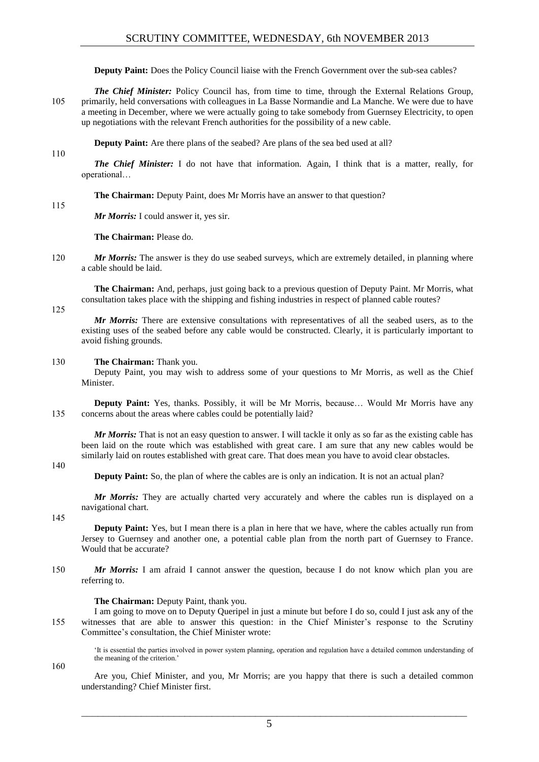**Deputy Paint:** Does the Policy Council liaise with the French Government over the sub-sea cables?

***The Chief Minister:*** Policy Council has, from time to time, through the External Relations Group, primarily, held conversations with colleagues in La Basse Normandie and La Manche. We were due to have a meeting in December, where we were actually going to take somebody from Guernsey Electricity, to open up negotiations with the relevant French authorities for the possibility of a new cable.

**Deputy Paint:** Are there plans of the seabed? Are plans of the sea bed used at all?

***The Chief Minister:*** I do not have that information. Again, I think that is a matter, really, for operational…

**The Chairman:** Deputy Paint, does Mr Morris have an answer to that question?

***Mr Morris:*** I could answer it, yes sir.

**The Chairman:** Please do.

***Mr Morris:*** The answer is they do use seabed surveys, which are extremely detailed, in planning where a cable should be laid.

**The Chairman:** And, perhaps, just going back to a previous question of Deputy Paint. Mr Morris, what consultation takes place with the shipping and fishing industries in respect of planned cable routes?

***Mr Morris:*** There are extensive consultations with representatives of all the seabed users, as to the existing uses of the seabed before any cable would be constructed. Clearly, it is particularly important to avoid fishing grounds.

**The Chairman:** Thank you.

Deputy Paint, you may wish to address some of your questions to Mr Morris, as well as the Chief Minister.

**Deputy Paint:** Yes, thanks. Possibly, it will be Mr Morris, because… Would Mr Morris have any concerns about the areas where cables could be potentially laid?

***Mr Morris:*** That is not an easy question to answer. I will tackle it only as so far as the existing cable has been laid on the route which was established with great care. I am sure that any new cables would be similarly laid on routes established with great care. That does mean you have to avoid clear obstacles.

**Deputy Paint:** So, the plan of where the cables are is only an indication. It is not an actual plan?

***Mr Morris:*** They are actually charted very accurately and where the cables run is displayed on a navigational chart.

**Deputy Paint:** Yes, but I mean there is a plan in here that we have, where the cables actually run from Jersey to Guernsey and another one, a potential cable plan from the north part of Guernsey to France. Would that be accurate?

***Mr Morris:*** I am afraid I cannot answer the question, because I do not know which plan you are referring to.

**The Chairman:** Deputy Paint, thank you.

I am going to move on to Deputy Queripel in just a minute but before I do so, could I just ask any of the witnesses that are able to answer this question: in the Chief Minister's response to the Scrutiny Committee's consultation, the Chief Minister wrote:

> 'It is essential the parties involved in power system planning, operation and regulation have a detailed common understanding of the meaning of the criterion.'

Are you, Chief Minister, and you, Mr Morris; are you happy that there is such a detailed common understanding? Chief Minister first.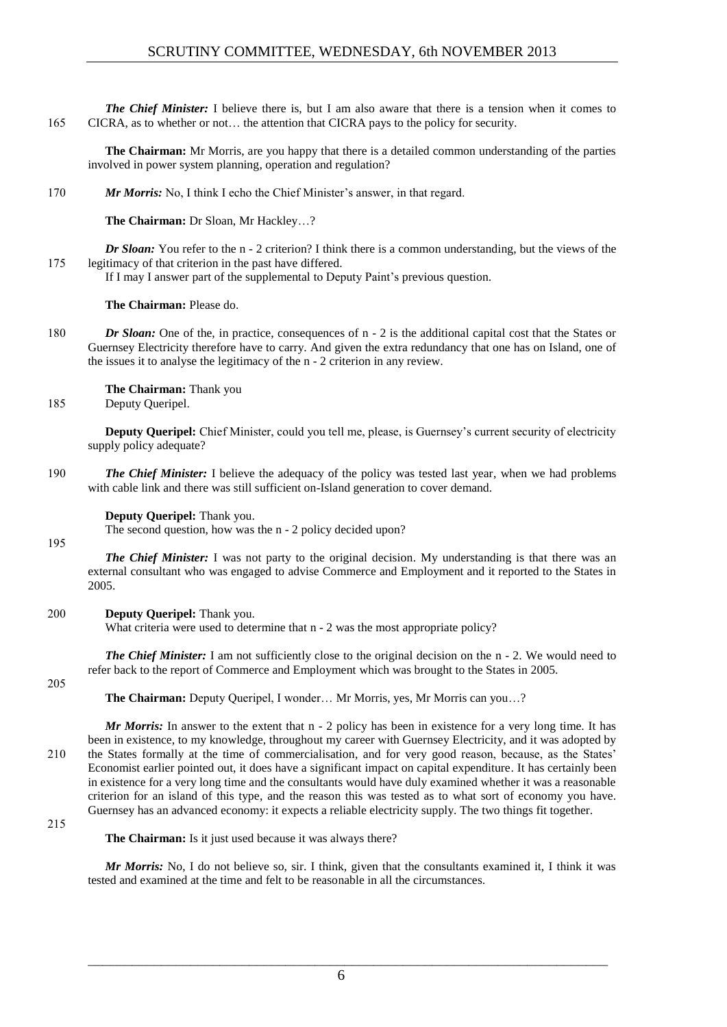***The Chief Minister:*** I believe there is, but I am also aware that there is a tension when it comes to CICRA, as to whether or not… the attention that CICRA pays to the policy for security.

**The Chairman:** Mr Morris, are you happy that there is a detailed common understanding of the parties involved in power system planning, operation and regulation?

***Mr Morris:*** No, I think I echo the Chief Minister's answer, in that regard.

**The Chairman:** Dr Sloan, Mr Hackley…?

***Dr Sloan:*** You refer to the n - 2 criterion? I think there is a common understanding, but the views of the legitimacy of that criterion in the past have differed.

If I may answer part of the supplemental to Deputy Paint's previous question.

**The Chairman:** Please do.

***Dr Sloan:*** One of the, in practice, consequences of n - 2 is the additional capital cost that the States or Guernsey Electricity therefore have to carry. And given the extra redundancy that one has on Island, one of the issues it to analyse the legitimacy of the n - 2 criterion in any review.

**The Chairman:** Thank you

Deputy Queripel.

**Deputy Queripel:** Chief Minister, could you tell me, please, is Guernsey's current security of electricity supply policy adequate?

***The Chief Minister:*** I believe the adequacy of the policy was tested last year, when we had problems with cable link and there was still sufficient on-Island generation to cover demand.

**Deputy Queripel:** Thank you.

The second question, how was the n - 2 policy decided upon?

***The Chief Minister:*** I was not party to the original decision. My understanding is that there was an external consultant who was engaged to advise Commerce and Employment and it reported to the States in 2005.

**Deputy Queripel:** Thank you.

What criteria were used to determine that n - 2 was the most appropriate policy?

***The Chief Minister:*** I am not sufficiently close to the original decision on the n - 2. We would need to refer back to the report of Commerce and Employment which was brought to the States in 2005.

**The Chairman:** Deputy Queripel, I wonder… Mr Morris, yes, Mr Morris can you…?

***Mr Morris:*** In answer to the extent that n - 2 policy has been in existence for a very long time. It has been in existence, to my knowledge, throughout my career with Guernsey Electricity, and it was adopted by the States formally at the time of commercialisation, and for very good reason, because, as the States' Economist earlier pointed out, it does have a significant impact on capital expenditure. It has certainly been in existence for a very long time and the consultants would have duly examined whether it was a reasonable criterion for an island of this type, and the reason this was tested as to what sort of economy you have. Guernsey has an advanced economy: it expects a reliable electricity supply. The two things fit together.

**The Chairman:** Is it just used because it was always there?

***Mr Morris:*** No, I do not believe so, sir. I think, given that the consultants examined it, I think it was tested and examined at the time and felt to be reasonable in all the circumstances.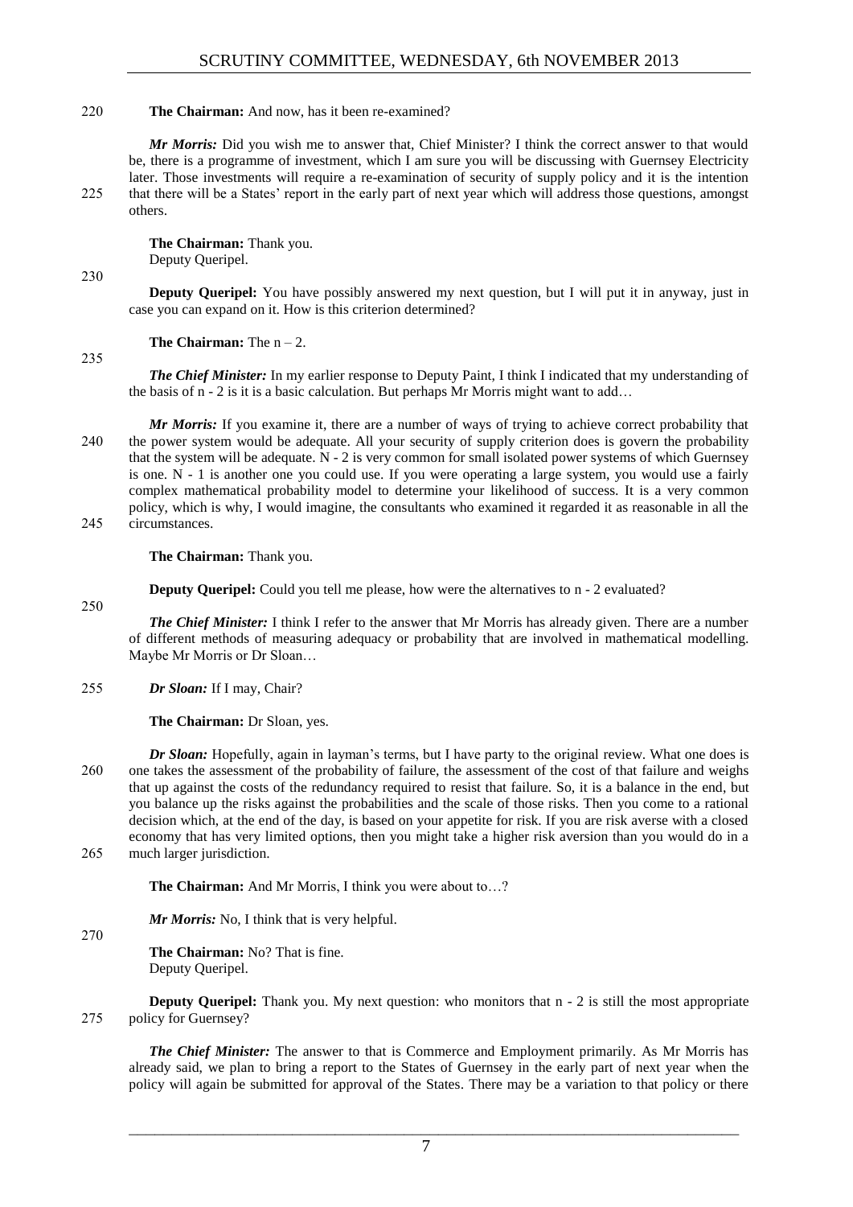220 **The Chairman:** And now, has it been re-examined?

***Mr Morris:*** Did you wish me to answer that, Chief Minister? I think the correct answer to that would be, there is a programme of investment, which I am sure you will be discussing with Guernsey Electricity later. Those investments will require a re-examination of security of supply policy and it is the intention 225 that there will be a States' report in the early part of next year which will address those questions, amongst others.

**The Chairman:** Thank you.
Deputy Queripel.

230

**Deputy Queripel:** You have possibly answered my next question, but I will put it in anyway, just in case you can expand on it. How is this criterion determined?

**The Chairman:** The n – 2.

235

***The Chief Minister:*** In my earlier response to Deputy Paint, I think I indicated that my understanding of the basis of n - 2 is it is a basic calculation. But perhaps Mr Morris might want to add…

***Mr Morris:*** If you examine it, there are a number of ways of trying to achieve correct probability that 240 the power system would be adequate. All your security of supply criterion does is govern the probability that the system will be adequate. N - 2 is very common for small isolated power systems of which Guernsey is one. N - 1 is another one you could use. If you were operating a large system, you would use a fairly complex mathematical probability model to determine your likelihood of success. It is a very common policy, which is why, I would imagine, the consultants who examined it regarded it as reasonable in all the 245 circumstances.

**The Chairman:** Thank you.

**Deputy Queripel:** Could you tell me please, how were the alternatives to n - 2 evaluated?

250

***The Chief Minister:*** I think I refer to the answer that Mr Morris has already given. There are a number of different methods of measuring adequacy or probability that are involved in mathematical modelling. Maybe Mr Morris or Dr Sloan…

255 ***Dr Sloan:*** If I may, Chair?

**The Chairman:** Dr Sloan, yes.

***Dr Sloan:*** Hopefully, again in layman's terms, but I have party to the original review. What one does is 260 one takes the assessment of the probability of failure, the assessment of the cost of that failure and weighs that up against the costs of the redundancy required to resist that failure. So, it is a balance in the end, but you balance up the risks against the probabilities and the scale of those risks. Then you come to a rational decision which, at the end of the day, is based on your appetite for risk. If you are risk averse with a closed economy that has very limited options, then you might take a higher risk aversion than you would do in a 265 much larger jurisdiction.

**The Chairman:** And Mr Morris, I think you were about to…?

***Mr Morris:*** No, I think that is very helpful.

270

**The Chairman:** No? That is fine.
Deputy Queripel.

**Deputy Queripel:** Thank you. My next question: who monitors that n - 2 is still the most appropriate 275 policy for Guernsey?

***The Chief Minister:*** The answer to that is Commerce and Employment primarily. As Mr Morris has already said, we plan to bring a report to the States of Guernsey in the early part of next year when the policy will again be submitted for approval of the States. There may be a variation to that policy or there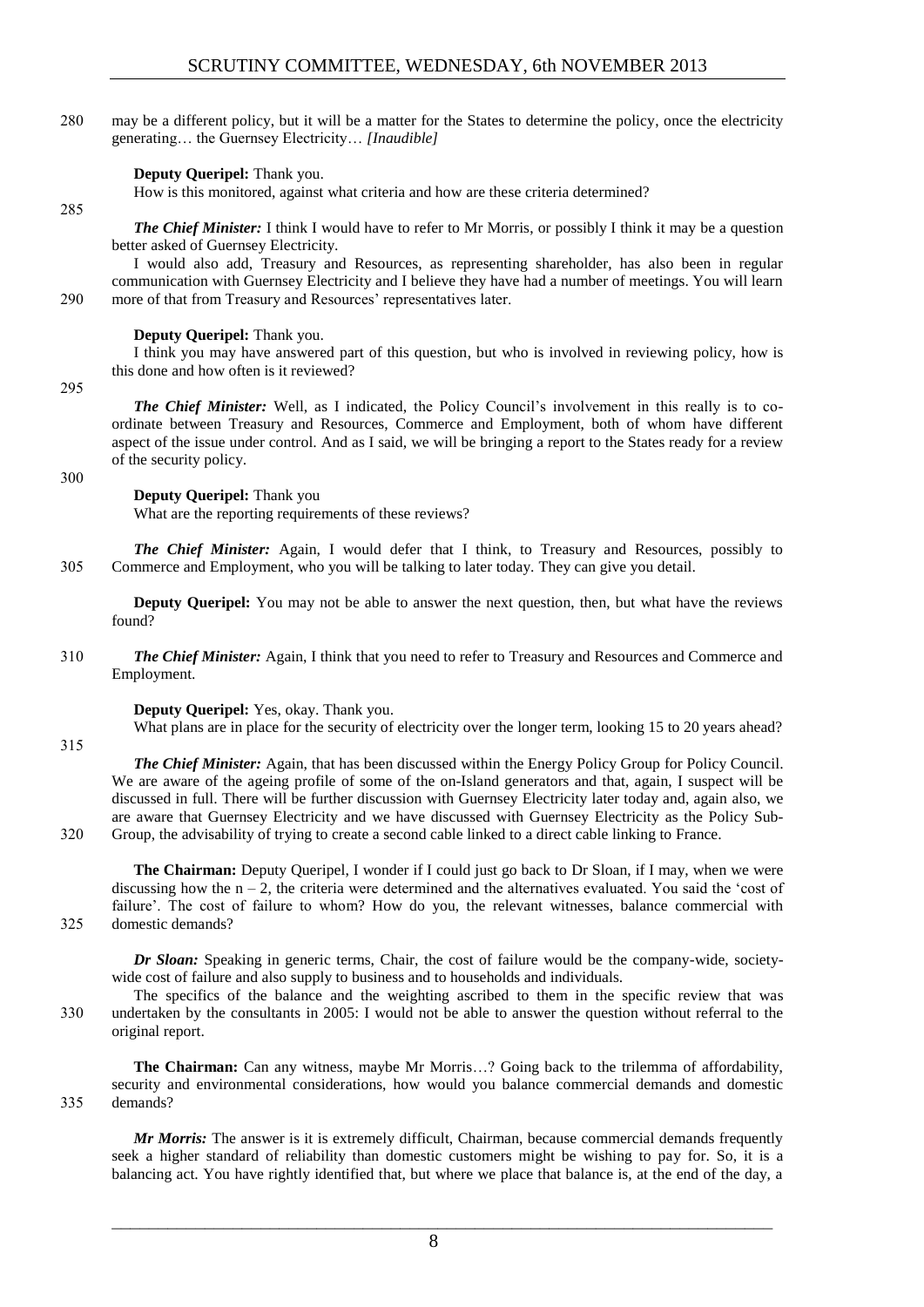may be a different policy, but it will be a matter for the States to determine the policy, once the electricity generating… the Guernsey Electricity… *[Inaudible]*

**Deputy Queripel:** Thank you.

How is this monitored, against what criteria and how are these criteria determined?

***The Chief Minister:*** I think I would have to refer to Mr Morris, or possibly I think it may be a question better asked of Guernsey Electricity.

I would also add, Treasury and Resources, as representing shareholder, has also been in regular communication with Guernsey Electricity and I believe they have had a number of meetings. You will learn more of that from Treasury and Resources' representatives later.

**Deputy Queripel:** Thank you.

I think you may have answered part of this question, but who is involved in reviewing policy, how is this done and how often is it reviewed?

***The Chief Minister:*** Well, as I indicated, the Policy Council's involvement in this really is to co-ordinate between Treasury and Resources, Commerce and Employment, both of whom have different aspect of the issue under control. And as I said, we will be bringing a report to the States ready for a review of the security policy.

**Deputy Queripel:** Thank you

What are the reporting requirements of these reviews?

***The Chief Minister:*** Again, I would defer that I think, to Treasury and Resources, possibly to Commerce and Employment, who you will be talking to later today. They can give you detail.

**Deputy Queripel:** You may not be able to answer the next question, then, but what have the reviews found?

***The Chief Minister:*** Again, I think that you need to refer to Treasury and Resources and Commerce and Employment.

**Deputy Queripel:** Yes, okay. Thank you.

What plans are in place for the security of electricity over the longer term, looking 15 to 20 years ahead?

***The Chief Minister:*** Again, that has been discussed within the Energy Policy Group for Policy Council. We are aware of the ageing profile of some of the on-Island generators and that, again, I suspect will be discussed in full. There will be further discussion with Guernsey Electricity later today and, again also, we are aware that Guernsey Electricity and we have discussed with Guernsey Electricity as the Policy Sub-Group, the advisability of trying to create a second cable linked to a direct cable linking to France.

**The Chairman:** Deputy Queripel, I wonder if I could just go back to Dr Sloan, if I may, when we were discussing how the $n - 2$, the criteria were determined and the alternatives evaluated. You said the 'cost of failure'. The cost of failure to whom? How do you, the relevant witnesses, balance commercial with domestic demands?

***Dr Sloan:*** Speaking in generic terms, Chair, the cost of failure would be the company-wide, society-wide cost of failure and also supply to business and to households and individuals.

The specifics of the balance and the weighting ascribed to them in the specific review that was undertaken by the consultants in 2005: I would not be able to answer the question without referral to the original report.

**The Chairman:** Can any witness, maybe Mr Morris…? Going back to the trilemma of affordability, security and environmental considerations, how would you balance commercial demands and domestic demands?

***Mr Morris:*** The answer is it is extremely difficult, Chairman, because commercial demands frequently seek a higher standard of reliability than domestic customers might be wishing to pay for. So, it is a balancing act. You have rightly identified that, but where we place that balance is, at the end of the day, a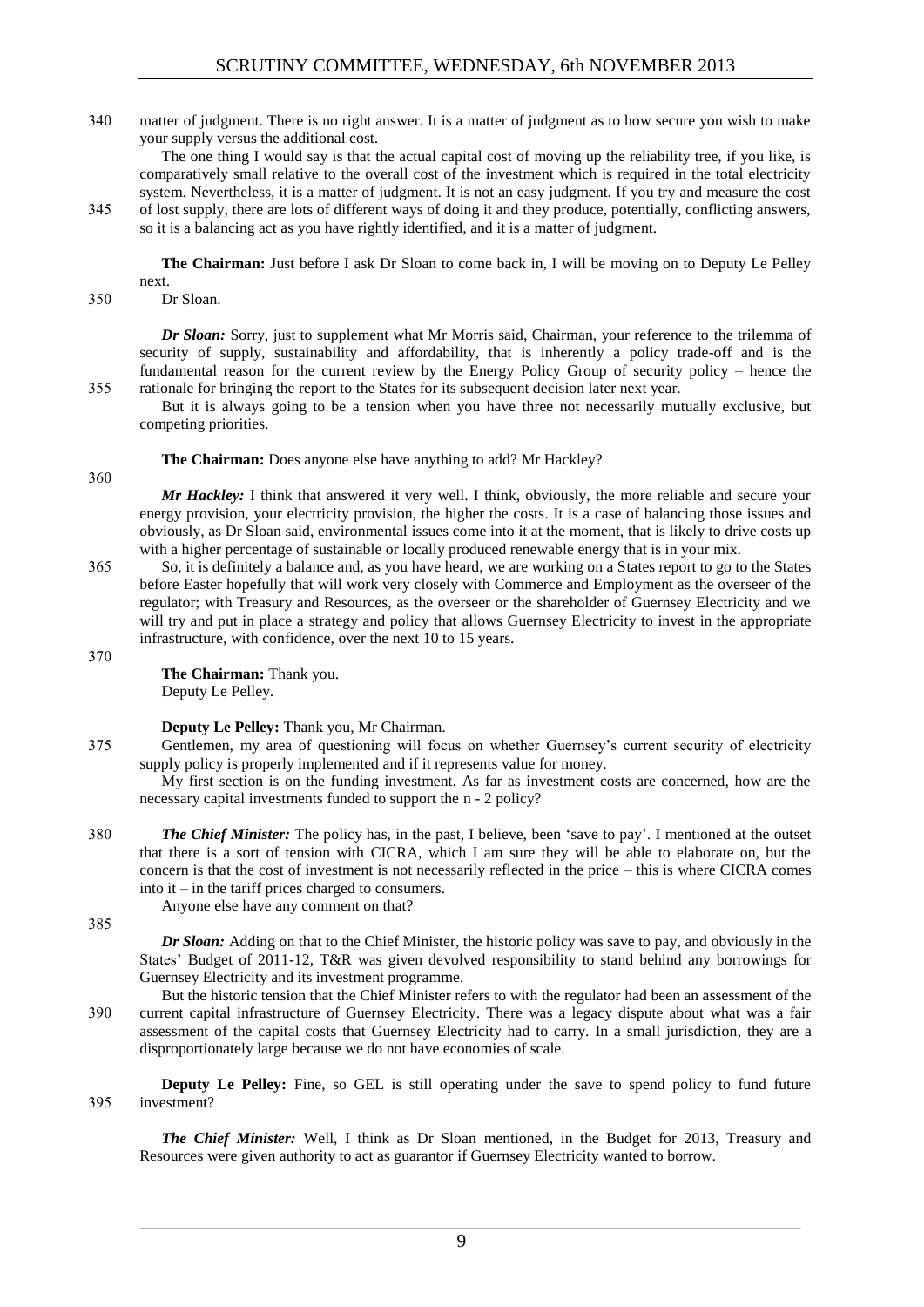matter of judgment. There is no right answer. It is a matter of judgment as to how secure you wish to make your supply versus the additional cost.

The one thing I would say is that the actual capital cost of moving up the reliability tree, if you like, is comparatively small relative to the overall cost of the investment which is required in the total electricity system. Nevertheless, it is a matter of judgment. It is not an easy judgment. If you try and measure the cost of lost supply, there are lots of different ways of doing it and they produce, potentially, conflicting answers, so it is a balancing act as you have rightly identified, and it is a matter of judgment.

**The Chairman:** Just before I ask Dr Sloan to come back in, I will be moving on to Deputy Le Pelley next.

Dr Sloan.

***Dr Sloan:*** Sorry, just to supplement what Mr Morris said, Chairman, your reference to the trilemma of security of supply, sustainability and affordability, that is inherently a policy trade-off and is the fundamental reason for the current review by the Energy Policy Group of security policy – hence the rationale for bringing the report to the States for its subsequent decision later next year.

But it is always going to be a tension when you have three not necessarily mutually exclusive, but competing priorities.

**The Chairman:** Does anyone else have anything to add? Mr Hackley?

***Mr Hackley:*** I think that answered it very well. I think, obviously, the more reliable and secure your energy provision, your electricity provision, the higher the costs. It is a case of balancing those issues and obviously, as Dr Sloan said, environmental issues come into it at the moment, that is likely to drive costs up with a higher percentage of sustainable or locally produced renewable energy that is in your mix.

So, it is definitely a balance and, as you have heard, we are working on a States report to go to the States before Easter hopefully that will work very closely with Commerce and Employment as the overseer of the regulator; with Treasury and Resources, as the overseer or the shareholder of Guernsey Electricity and we will try and put in place a strategy and policy that allows Guernsey Electricity to invest in the appropriate infrastructure, with confidence, over the next 10 to 15 years.

**The Chairman:** Thank you.
Deputy Le Pelley.

**Deputy Le Pelley:** Thank you, Mr Chairman.

Gentlemen, my area of questioning will focus on whether Guernsey's current security of electricity supply policy is properly implemented and if it represents value for money.

My first section is on the funding investment. As far as investment costs are concerned, how are the necessary capital investments funded to support the n - 2 policy?

***The Chief Minister:*** The policy has, in the past, I believe, been 'save to pay'. I mentioned at the outset that there is a sort of tension with CICRA, which I am sure they will be able to elaborate on, but the concern is that the cost of investment is not necessarily reflected in the price – this is where CICRA comes into it – in the tariff prices charged to consumers.

Anyone else have any comment on that?

***Dr Sloan:*** Adding on that to the Chief Minister, the historic policy was save to pay, and obviously in the States' Budget of 2011-12, T&R was given devolved responsibility to stand behind any borrowings for Guernsey Electricity and its investment programme.

But the historic tension that the Chief Minister refers to with the regulator had been an assessment of the current capital infrastructure of Guernsey Electricity. There was a legacy dispute about what was a fair assessment of the capital costs that Guernsey Electricity had to carry. In a small jurisdiction, they are a disproportionately large because we do not have economies of scale.

**Deputy Le Pelley:** Fine, so GEL is still operating under the save to spend policy to fund future investment?

***The Chief Minister:*** Well, I think as Dr Sloan mentioned, in the Budget for 2013, Treasury and Resources were given authority to act as guarantor if Guernsey Electricity wanted to borrow.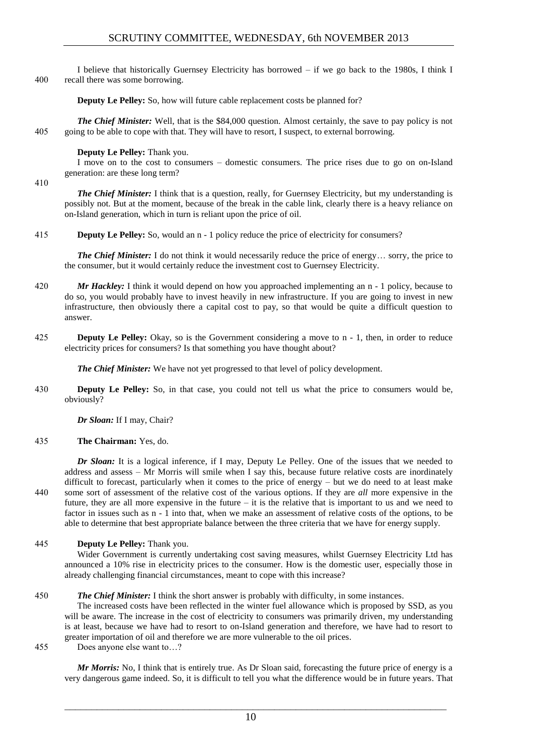I believe that historically Guernsey Electricity has borrowed – if we go back to the 1980s, I think I recall there was some borrowing.

**Deputy Le Pelley:** So, how will future cable replacement costs be planned for?

***The Chief Minister:*** Well, that is the $84,000 question. Almost certainly, the save to pay policy is not going to be able to cope with that. They will have to resort, I suspect, to external borrowing.

**Deputy Le Pelley:** Thank you.

I move on to the cost to consumers – domestic consumers. The price rises due to go on on-Island generation: are these long term?

***The Chief Minister:*** I think that is a question, really, for Guernsey Electricity, but my understanding is possibly not. But at the moment, because of the break in the cable link, clearly there is a heavy reliance on on-Island generation, which in turn is reliant upon the price of oil.

**Deputy Le Pelley:** So, would an n - 1 policy reduce the price of electricity for consumers?

***The Chief Minister:*** I do not think it would necessarily reduce the price of energy… sorry, the price to the consumer, but it would certainly reduce the investment cost to Guernsey Electricity.

***Mr Hackley:*** I think it would depend on how you approached implementing an n - 1 policy, because to do so, you would probably have to invest heavily in new infrastructure. If you are going to invest in new infrastructure, then obviously there a capital cost to pay, so that would be quite a difficult question to answer.

**Deputy Le Pelley:** Okay, so is the Government considering a move to n - 1, then, in order to reduce electricity prices for consumers? Is that something you have thought about?

***The Chief Minister:*** We have not yet progressed to that level of policy development.

**Deputy Le Pelley:** So, in that case, you could not tell us what the price to consumers would be, obviously?

***Dr Sloan:*** If I may, Chair?

**The Chairman:** Yes, do.

***Dr Sloan:*** It is a logical inference, if I may, Deputy Le Pelley. One of the issues that we needed to address and assess – Mr Morris will smile when I say this, because future relative costs are inordinately difficult to forecast, particularly when it comes to the price of energy – but we do need to at least make some sort of assessment of the relative cost of the various options. If they are *all* more expensive in the future, they are all more expensive in the future – it is the relative that is important to us and we need to factor in issues such as n - 1 into that, when we make an assessment of relative costs of the options, to be able to determine that best appropriate balance between the three criteria that we have for energy supply.

**Deputy Le Pelley:** Thank you.

Wider Government is currently undertaking cost saving measures, whilst Guernsey Electricity Ltd has announced a 10% rise in electricity prices to the consumer. How is the domestic user, especially those in already challenging financial circumstances, meant to cope with this increase?

***The Chief Minister:*** I think the short answer is probably with difficulty, in some instances.

The increased costs have been reflected in the winter fuel allowance which is proposed by SSD, as you will be aware. The increase in the cost of electricity to consumers was primarily driven, my understanding is at least, because we have had to resort to on-Island generation and therefore, we have had to resort to greater importation of oil and therefore we are more vulnerable to the oil prices.

Does anyone else want to…?

***Mr Morris:*** No, I think that is entirely true. As Dr Sloan said, forecasting the future price of energy is a very dangerous game indeed. So, it is difficult to tell you what the difference would be in future years. That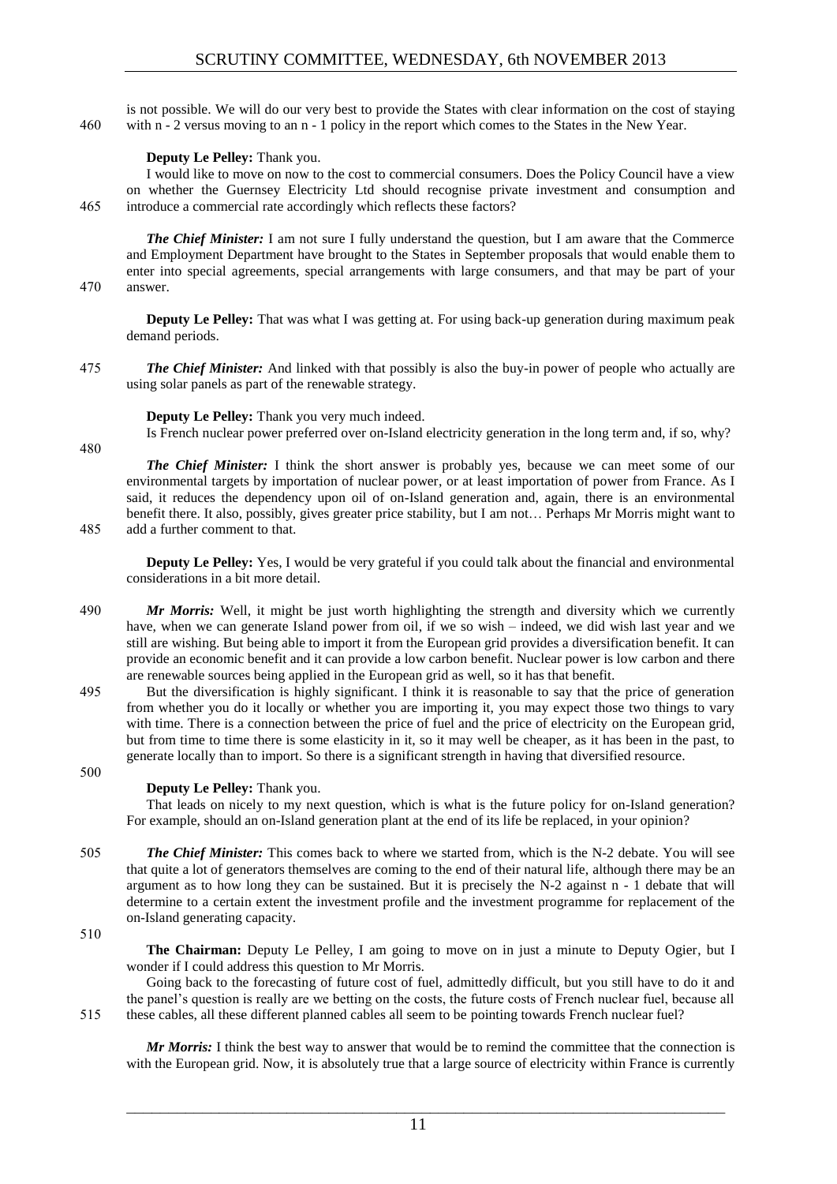is not possible. We will do our very best to provide the States with clear information on the cost of staying with n - 2 versus moving to an n - 1 policy in the report which comes to the States in the New Year.

**Deputy Le Pelley:** Thank you.

I would like to move on now to the cost to commercial consumers. Does the Policy Council have a view on whether the Guernsey Electricity Ltd should recognise private investment and consumption and introduce a commercial rate accordingly which reflects these factors?

***The Chief Minister:*** I am not sure I fully understand the question, but I am aware that the Commerce and Employment Department have brought to the States in September proposals that would enable them to enter into special agreements, special arrangements with large consumers, and that may be part of your answer.

**Deputy Le Pelley:** That was what I was getting at. For using back-up generation during maximum peak demand periods.

***The Chief Minister:*** And linked with that possibly is also the buy-in power of people who actually are using solar panels as part of the renewable strategy.

**Deputy Le Pelley:** Thank you very much indeed.

Is French nuclear power preferred over on-Island electricity generation in the long term and, if so, why?

***The Chief Minister:*** I think the short answer is probably yes, because we can meet some of our environmental targets by importation of nuclear power, or at least importation of power from France. As I said, it reduces the dependency upon oil of on-Island generation and, again, there is an environmental benefit there. It also, possibly, gives greater price stability, but I am not… Perhaps Mr Morris might want to add a further comment to that.

**Deputy Le Pelley:** Yes, I would be very grateful if you could talk about the financial and environmental considerations in a bit more detail.

***Mr Morris:*** Well, it might be just worth highlighting the strength and diversity which we currently have, when we can generate Island power from oil, if we so wish – indeed, we did wish last year and we still are wishing. But being able to import it from the European grid provides a diversification benefit. It can provide an economic benefit and it can provide a low carbon benefit. Nuclear power is low carbon and there are renewable sources being applied in the European grid as well, so it has that benefit.

But the diversification is highly significant. I think it is reasonable to say that the price of generation from whether you do it locally or whether you are importing it, you may expect those two things to vary with time. There is a connection between the price of fuel and the price of electricity on the European grid, but from time to time there is some elasticity in it, so it may well be cheaper, as it has been in the past, to generate locally than to import. So there is a significant strength in having that diversified resource.

**Deputy Le Pelley:** Thank you.

That leads on nicely to my next question, which is what is the future policy for on-Island generation? For example, should an on-Island generation plant at the end of its life be replaced, in your opinion?

***The Chief Minister:*** This comes back to where we started from, which is the N-2 debate. You will see that quite a lot of generators themselves are coming to the end of their natural life, although there may be an argument as to how long they can be sustained. But it is precisely the N-2 against n - 1 debate that will determine to a certain extent the investment profile and the investment programme for replacement of the on-Island generating capacity.

**The Chairman:** Deputy Le Pelley, I am going to move on in just a minute to Deputy Ogier, but I wonder if I could address this question to Mr Morris.

Going back to the forecasting of future cost of fuel, admittedly difficult, but you still have to do it and the panel's question is really are we betting on the costs, the future costs of French nuclear fuel, because all these cables, all these different planned cables all seem to be pointing towards French nuclear fuel?

***Mr Morris:*** I think the best way to answer that would be to remind the committee that the connection is with the European grid. Now, it is absolutely true that a large source of electricity within France is currently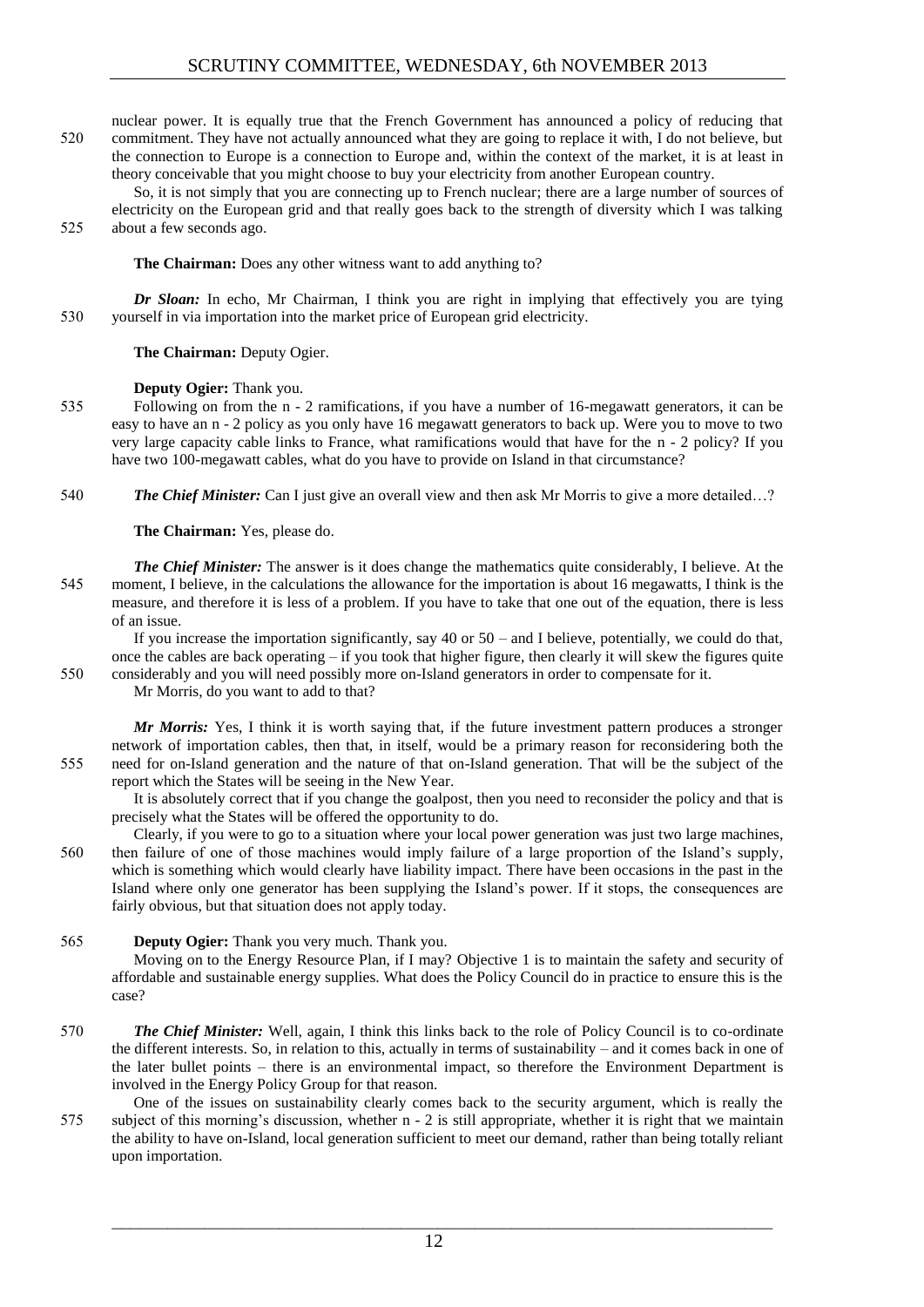nuclear power. It is equally true that the French Government has announced a policy of reducing that commitment. They have not actually announced what they are going to replace it with, I do not believe, but the connection to Europe is a connection to Europe and, within the context of the market, it is at least in theory conceivable that you might choose to buy your electricity from another European country.

So, it is not simply that you are connecting up to French nuclear; there are a large number of sources of electricity on the European grid and that really goes back to the strength of diversity which I was talking about a few seconds ago.

**The Chairman:** Does any other witness want to add anything to?

***Dr Sloan:*** In echo, Mr Chairman, I think you are right in implying that effectively you are tying yourself in via importation into the market price of European grid electricity.

**The Chairman:** Deputy Ogier.

**Deputy Ogier:** Thank you.

Following on from the n - 2 ramifications, if you have a number of 16-megawatt generators, it can be easy to have an n - 2 policy as you only have 16 megawatt generators to back up. Were you to move to two very large capacity cable links to France, what ramifications would that have for the n - 2 policy? If you have two 100-megawatt cables, what do you have to provide on Island in that circumstance?

***The Chief Minister:*** Can I just give an overall view and then ask Mr Morris to give a more detailed…?

**The Chairman:** Yes, please do.

***The Chief Minister:*** The answer is it does change the mathematics quite considerably, I believe. At the moment, I believe, in the calculations the allowance for the importation is about 16 megawatts, I think is the measure, and therefore it is less of a problem. If you have to take that one out of the equation, there is less of an issue.

If you increase the importation significantly, say 40 or 50 – and I believe, potentially, we could do that, once the cables are back operating – if you took that higher figure, then clearly it will skew the figures quite considerably and you will need possibly more on-Island generators in order to compensate for it.

Mr Morris, do you want to add to that?

***Mr Morris:*** Yes, I think it is worth saying that, if the future investment pattern produces a stronger network of importation cables, then that, in itself, would be a primary reason for reconsidering both the need for on-Island generation and the nature of that on-Island generation. That will be the subject of the report which the States will be seeing in the New Year.

It is absolutely correct that if you change the goalpost, then you need to reconsider the policy and that is precisely what the States will be offered the opportunity to do.

Clearly, if you were to go to a situation where your local power generation was just two large machines, then failure of one of those machines would imply failure of a large proportion of the Island's supply, which is something which would clearly have liability impact. There have been occasions in the past in the Island where only one generator has been supplying the Island's power. If it stops, the consequences are fairly obvious, but that situation does not apply today.

**Deputy Ogier:** Thank you very much. Thank you.

Moving on to the Energy Resource Plan, if I may? Objective 1 is to maintain the safety and security of affordable and sustainable energy supplies. What does the Policy Council do in practice to ensure this is the case?

***The Chief Minister:*** Well, again, I think this links back to the role of Policy Council is to co-ordinate the different interests. So, in relation to this, actually in terms of sustainability – and it comes back in one of the later bullet points – there is an environmental impact, so therefore the Environment Department is involved in the Energy Policy Group for that reason.

One of the issues on sustainability clearly comes back to the security argument, which is really the subject of this morning's discussion, whether n - 2 is still appropriate, whether it is right that we maintain the ability to have on-Island, local generation sufficient to meet our demand, rather than being totally reliant upon importation.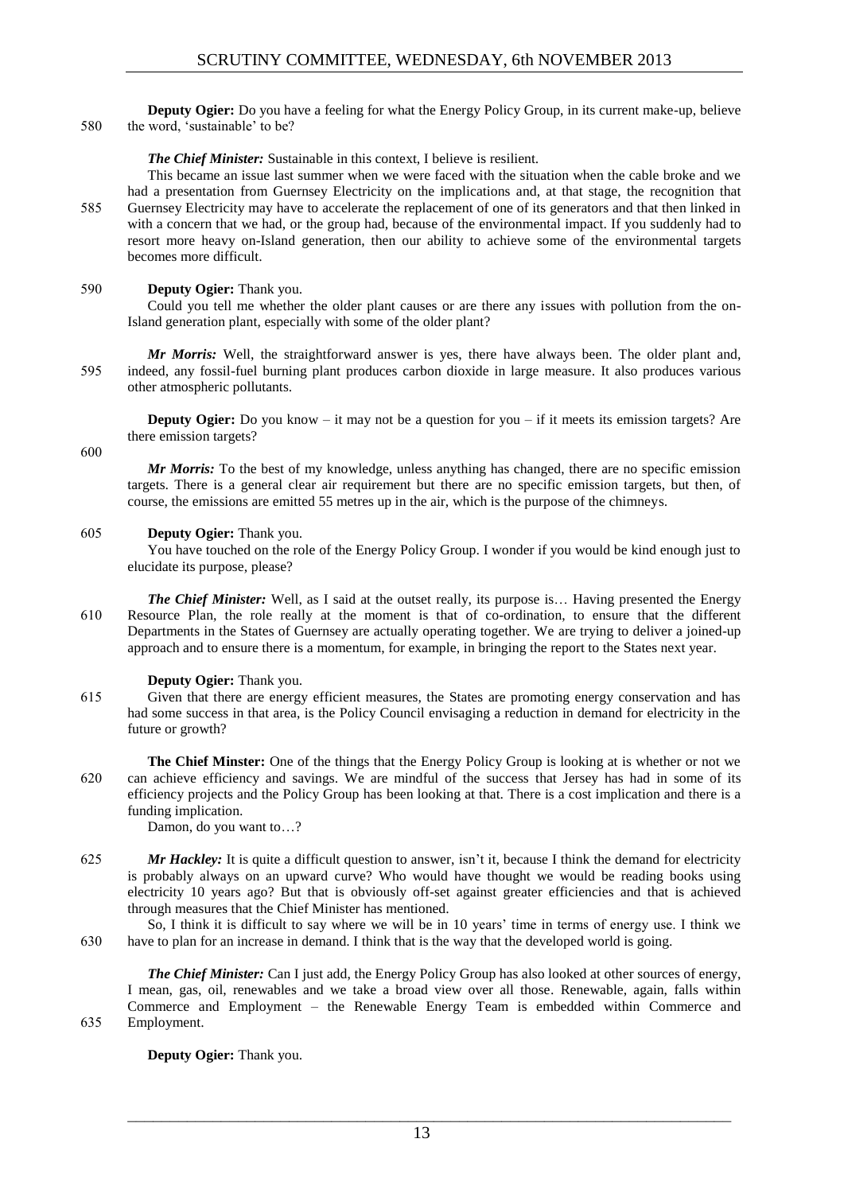**Deputy Ogier:** Do you have a feeling for what the Energy Policy Group, in its current make-up, believe the word, 'sustainable' to be?

***The Chief Minister:*** Sustainable in this context, I believe is resilient.

This became an issue last summer when we were faced with the situation when the cable broke and we had a presentation from Guernsey Electricity on the implications and, at that stage, the recognition that Guernsey Electricity may have to accelerate the replacement of one of its generators and that then linked in with a concern that we had, or the group had, because of the environmental impact. If you suddenly had to resort more heavy on-Island generation, then our ability to achieve some of the environmental targets becomes more difficult.

**Deputy Ogier:** Thank you.

Could you tell me whether the older plant causes or are there any issues with pollution from the on-Island generation plant, especially with some of the older plant?

***Mr Morris:*** Well, the straightforward answer is yes, there have always been. The older plant and, indeed, any fossil-fuel burning plant produces carbon dioxide in large measure. It also produces various other atmospheric pollutants.

**Deputy Ogier:** Do you know – it may not be a question for you – if it meets its emission targets? Are there emission targets?

***Mr Morris:*** To the best of my knowledge, unless anything has changed, there are no specific emission targets. There is a general clear air requirement but there are no specific emission targets, but then, of course, the emissions are emitted 55 metres up in the air, which is the purpose of the chimneys.

**Deputy Ogier:** Thank you.

You have touched on the role of the Energy Policy Group. I wonder if you would be kind enough just to elucidate its purpose, please?

***The Chief Minister:*** Well, as I said at the outset really, its purpose is… Having presented the Energy Resource Plan, the role really at the moment is that of co-ordination, to ensure that the different Departments in the States of Guernsey are actually operating together. We are trying to deliver a joined-up approach and to ensure there is a momentum, for example, in bringing the report to the States next year.

**Deputy Ogier:** Thank you.

Given that there are energy efficient measures, the States are promoting energy conservation and has had some success in that area, is the Policy Council envisaging a reduction in demand for electricity in the future or growth?

**The Chief Minster:** One of the things that the Energy Policy Group is looking at is whether or not we can achieve efficiency and savings. We are mindful of the success that Jersey has had in some of its efficiency projects and the Policy Group has been looking at that. There is a cost implication and there is a funding implication.

Damon, do you want to…?

***Mr Hackley:*** It is quite a difficult question to answer, isn't it, because I think the demand for electricity is probably always on an upward curve? Who would have thought we would be reading books using electricity 10 years ago? But that is obviously off-set against greater efficiencies and that is achieved through measures that the Chief Minister has mentioned.

So, I think it is difficult to say where we will be in 10 years' time in terms of energy use. I think we have to plan for an increase in demand. I think that is the way that the developed world is going.

***The Chief Minister:*** Can I just add, the Energy Policy Group has also looked at other sources of energy, I mean, gas, oil, renewables and we take a broad view over all those. Renewable, again, falls within Commerce and Employment – the Renewable Energy Team is embedded within Commerce and Employment.

**Deputy Ogier:** Thank you.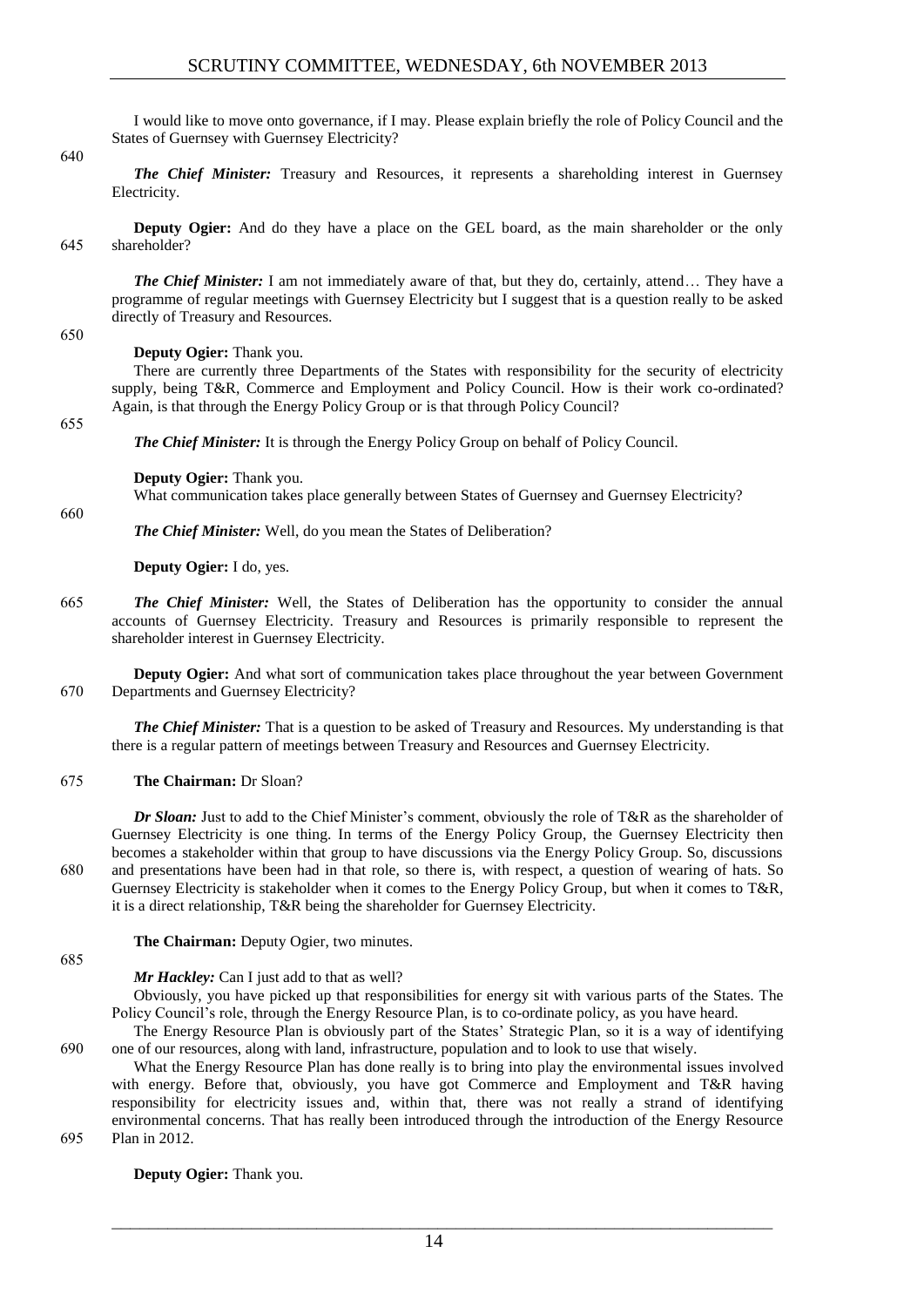I would like to move onto governance, if I may. Please explain briefly the role of Policy Council and the States of Guernsey with Guernsey Electricity?

***The Chief Minister:*** Treasury and Resources, it represents a shareholding interest in Guernsey Electricity.

**Deputy Ogier:** And do they have a place on the GEL board, as the main shareholder or the only shareholder?

***The Chief Minister:*** I am not immediately aware of that, but they do, certainly, attend… They have a programme of regular meetings with Guernsey Electricity but I suggest that is a question really to be asked directly of Treasury and Resources.

**Deputy Ogier:** Thank you.

There are currently three Departments of the States with responsibility for the security of electricity supply, being T&R, Commerce and Employment and Policy Council. How is their work co-ordinated? Again, is that through the Energy Policy Group or is that through Policy Council?

***The Chief Minister:*** It is through the Energy Policy Group on behalf of Policy Council.

**Deputy Ogier:** Thank you.

What communication takes place generally between States of Guernsey and Guernsey Electricity?

***The Chief Minister:*** Well, do you mean the States of Deliberation?

**Deputy Ogier:** I do, yes.

***The Chief Minister:*** Well, the States of Deliberation has the opportunity to consider the annual accounts of Guernsey Electricity. Treasury and Resources is primarily responsible to represent the shareholder interest in Guernsey Electricity.

**Deputy Ogier:** And what sort of communication takes place throughout the year between Government Departments and Guernsey Electricity?

***The Chief Minister:*** That is a question to be asked of Treasury and Resources. My understanding is that there is a regular pattern of meetings between Treasury and Resources and Guernsey Electricity.

**The Chairman:** Dr Sloan?

***Dr Sloan:*** Just to add to the Chief Minister's comment, obviously the role of T&R as the shareholder of Guernsey Electricity is one thing. In terms of the Energy Policy Group, the Guernsey Electricity then becomes a stakeholder within that group to have discussions via the Energy Policy Group. So, discussions and presentations have been had in that role, so there is, with respect, a question of wearing of hats. So Guernsey Electricity is stakeholder when it comes to the Energy Policy Group, but when it comes to T&R, it is a direct relationship, T&R being the shareholder for Guernsey Electricity.

**The Chairman:** Deputy Ogier, two minutes.

***Mr Hackley:*** Can I just add to that as well?

Obviously, you have picked up that responsibilities for energy sit with various parts of the States. The Policy Council's role, through the Energy Resource Plan, is to co-ordinate policy, as you have heard.

The Energy Resource Plan is obviously part of the States' Strategic Plan, so it is a way of identifying one of our resources, along with land, infrastructure, population and to look to use that wisely.

What the Energy Resource Plan has done really is to bring into play the environmental issues involved with energy. Before that, obviously, you have got Commerce and Employment and T&R having responsibility for electricity issues and, within that, there was not really a strand of identifying environmental concerns. That has really been introduced through the introduction of the Energy Resource Plan in 2012.

**Deputy Ogier:** Thank you.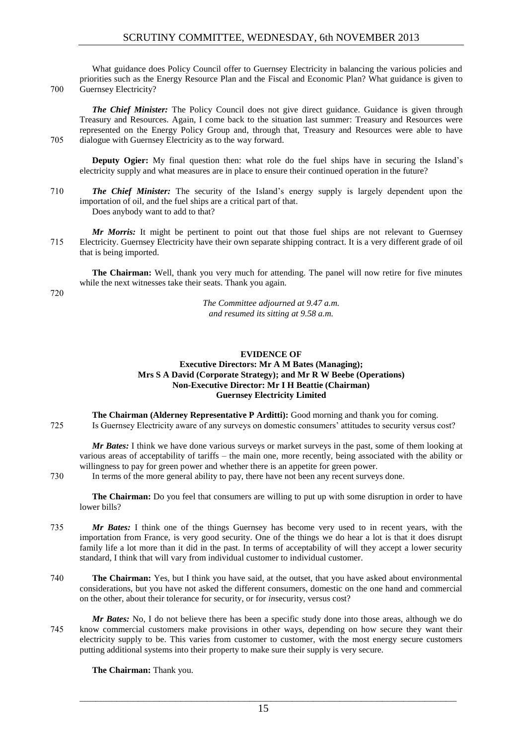What guidance does Policy Council offer to Guernsey Electricity in balancing the various policies and priorities such as the Energy Resource Plan and the Fiscal and Economic Plan? What guidance is given to Guernsey Electricity?

***The Chief Minister:*** The Policy Council does not give direct guidance. Guidance is given through Treasury and Resources. Again, I come back to the situation last summer: Treasury and Resources were represented on the Energy Policy Group and, through that, Treasury and Resources were able to have dialogue with Guernsey Electricity as to the way forward.

**Deputy Ogier:** My final question then: what role do the fuel ships have in securing the Island's electricity supply and what measures are in place to ensure their continued operation in the future?

***The Chief Minister:*** The security of the Island's energy supply is largely dependent upon the importation of oil, and the fuel ships are a critical part of that.

Does anybody want to add to that?

***Mr Morris:*** It might be pertinent to point out that those fuel ships are not relevant to Guernsey Electricity. Guernsey Electricity have their own separate shipping contract. It is a very different grade of oil that is being imported.

**The Chairman:** Well, thank you very much for attending. The panel will now retire for five minutes while the next witnesses take their seats. Thank you again.

*The Committee adjourned at 9.47 a.m. and resumed its sitting at 9.58 a.m.*

**EVIDENCE OF**
**Executive Directors: Mr A M Bates (Managing); Mrs S A David (Corporate Strategy); and Mr R W Beebe (Operations)**
**Non-Executive Director: Mr I H Beattie (Chairman)**
**Guernsey Electricity Limited**

**The Chairman (Alderney Representative P Arditti):** Good morning and thank you for coming.

Is Guernsey Electricity aware of any surveys on domestic consumers' attitudes to security versus cost?

***Mr Bates:*** I think we have done various surveys or market surveys in the past, some of them looking at various areas of acceptability of tariffs – the main one, more recently, being associated with the ability or willingness to pay for green power and whether there is an appetite for green power.

In terms of the more general ability to pay, there have not been any recent surveys done.

**The Chairman:** Do you feel that consumers are willing to put up with some disruption in order to have lower bills?

***Mr Bates:*** I think one of the things Guernsey has become very used to in recent years, with the importation from France, is very good security. One of the things we do hear a lot is that it does disrupt family life a lot more than it did in the past. In terms of acceptability of will they accept a lower security standard, I think that will vary from individual customer to individual customer.

**The Chairman:** Yes, but I think you have said, at the outset, that you have asked about environmental considerations, but you have not asked the different consumers, domestic on the one hand and commercial on the other, about their tolerance for security, or for *in*security, versus cost?

***Mr Bates:*** No, I do not believe there has been a specific study done into those areas, although we do know commercial customers make provisions in other ways, depending on how secure they want their electricity supply to be. This varies from customer to customer, with the most energy secure customers putting additional systems into their property to make sure their supply is very secure.

**The Chairman:** Thank you.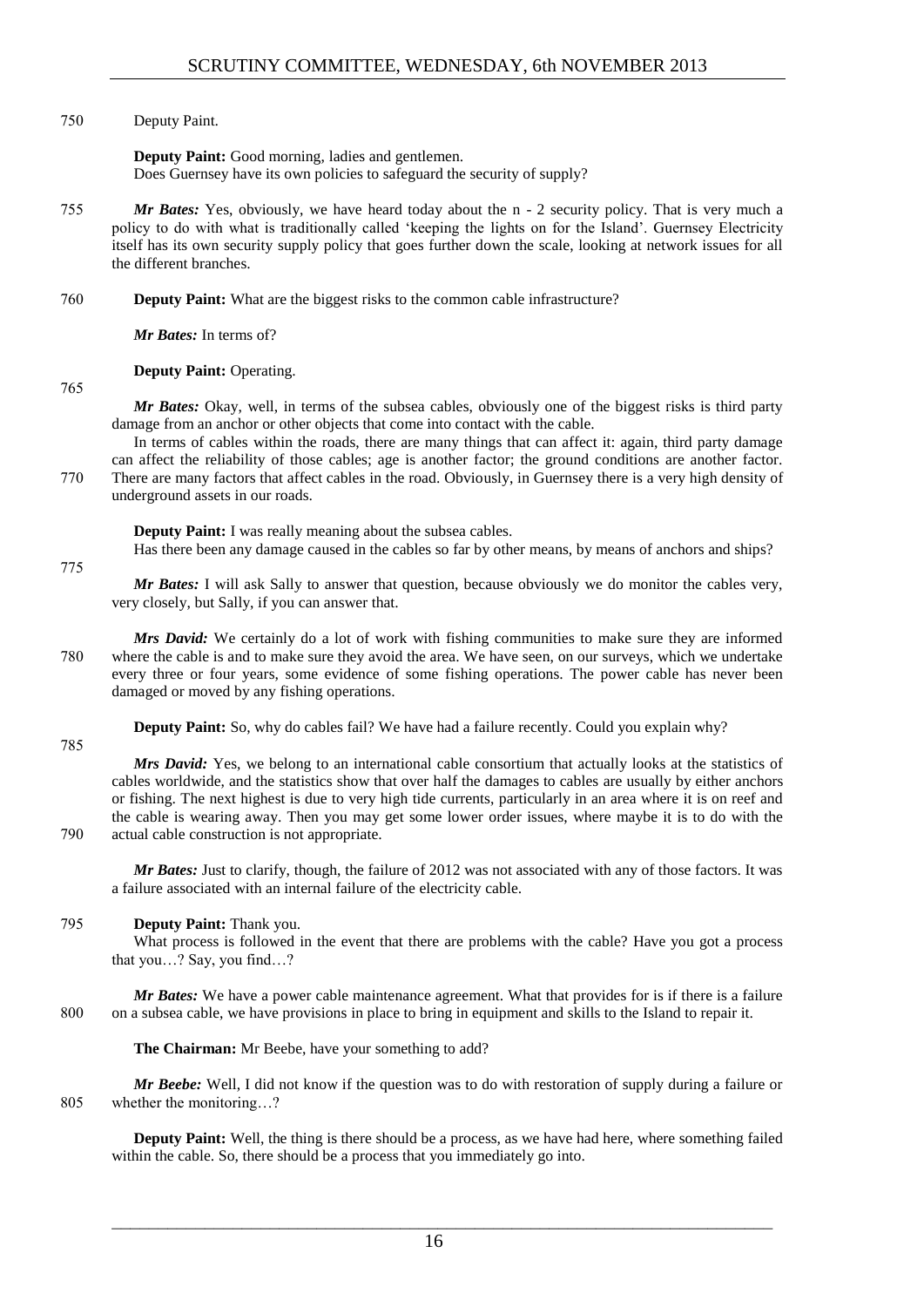Deputy Paint.

**Deputy Paint:** Good morning, ladies and gentlemen.
Does Guernsey have its own policies to safeguard the security of supply?

***Mr Bates:*** Yes, obviously, we have heard today about the n - 2 security policy. That is very much a policy to do with what is traditionally called 'keeping the lights on for the Island'. Guernsey Electricity itself has its own security supply policy that goes further down the scale, looking at network issues for all the different branches.

**Deputy Paint:** What are the biggest risks to the common cable infrastructure?

***Mr Bates:*** In terms of?

**Deputy Paint:** Operating.

***Mr Bates:*** Okay, well, in terms of the subsea cables, obviously one of the biggest risks is third party damage from an anchor or other objects that come into contact with the cable.
In terms of cables within the roads, there are many things that can affect it: again, third party damage can affect the reliability of those cables; age is another factor; the ground conditions are another factor. There are many factors that affect cables in the road. Obviously, in Guernsey there is a very high density of underground assets in our roads.

**Deputy Paint:** I was really meaning about the subsea cables.
Has there been any damage caused in the cables so far by other means, by means of anchors and ships?

***Mr Bates:*** I will ask Sally to answer that question, because obviously we do monitor the cables very, very closely, but Sally, if you can answer that.

***Mrs David:*** We certainly do a lot of work with fishing communities to make sure they are informed where the cable is and to make sure they avoid the area. We have seen, on our surveys, which we undertake every three or four years, some evidence of some fishing operations. The power cable has never been damaged or moved by any fishing operations.

**Deputy Paint:** So, why do cables fail? We have had a failure recently. Could you explain why?

***Mrs David:*** Yes, we belong to an international cable consortium that actually looks at the statistics of cables worldwide, and the statistics show that over half the damages to cables are usually by either anchors or fishing. The next highest is due to very high tide currents, particularly in an area where it is on reef and the cable is wearing away. Then you may get some lower order issues, where maybe it is to do with the actual cable construction is not appropriate.

***Mr Bates:*** Just to clarify, though, the failure of 2012 was not associated with any of those factors. It was a failure associated with an internal failure of the electricity cable.

**Deputy Paint:** Thank you.
What process is followed in the event that there are problems with the cable? Have you got a process that you…? Say, you find…?

***Mr Bates:*** We have a power cable maintenance agreement. What that provides for is if there is a failure on a subsea cable, we have provisions in place to bring in equipment and skills to the Island to repair it.

**The Chairman:** Mr Beebe, have your something to add?

***Mr Beebe:*** Well, I did not know if the question was to do with restoration of supply during a failure or whether the monitoring…?

**Deputy Paint:** Well, the thing is there should be a process, as we have had here, where something failed within the cable. So, there should be a process that you immediately go into.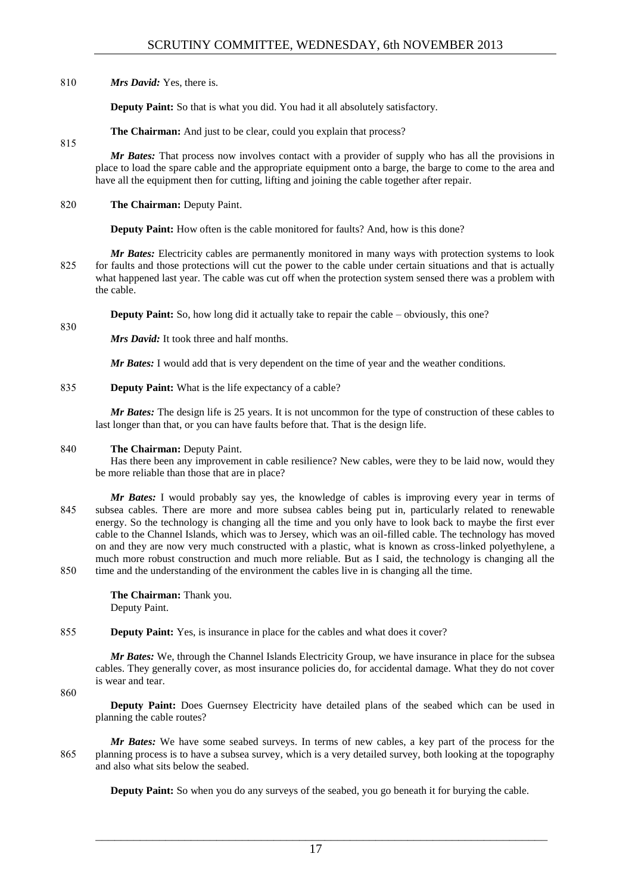*Mrs David:* Yes, there is.

**Deputy Paint:** So that is what you did. You had it all absolutely satisfactory.

**The Chairman:** And just to be clear, could you explain that process?

*Mr Bates:* That process now involves contact with a provider of supply who has all the provisions in place to load the spare cable and the appropriate equipment onto a barge, the barge to come to the area and have all the equipment then for cutting, lifting and joining the cable together after repair.

**The Chairman:** Deputy Paint.

**Deputy Paint:** How often is the cable monitored for faults? And, how is this done?

*Mr Bates:* Electricity cables are permanently monitored in many ways with protection systems to look for faults and those protections will cut the power to the cable under certain situations and that is actually what happened last year. The cable was cut off when the protection system sensed there was a problem with the cable.

**Deputy Paint:** So, how long did it actually take to repair the cable – obviously, this one?

*Mrs David:* It took three and half months.

*Mr Bates:* I would add that is very dependent on the time of year and the weather conditions.

**Deputy Paint:** What is the life expectancy of a cable?

*Mr Bates:* The design life is 25 years. It is not uncommon for the type of construction of these cables to last longer than that, or you can have faults before that. That is the design life.

**The Chairman:** Deputy Paint.
Has there been any improvement in cable resilience? New cables, were they to be laid now, would they be more reliable than those that are in place?

*Mr Bates:* I would probably say yes, the knowledge of cables is improving every year in terms of subsea cables. There are more and more subsea cables being put in, particularly related to renewable energy. So the technology is changing all the time and you only have to look back to maybe the first ever cable to the Channel Islands, which was to Jersey, which was an oil-filled cable. The technology has moved on and they are now very much constructed with a plastic, what is known as cross-linked polyethylene, a much more robust construction and much more reliable. But as I said, the technology is changing all the time and the understanding of the environment the cables live in is changing all the time.

**The Chairman:** Thank you.
Deputy Paint.

**Deputy Paint:** Yes, is insurance in place for the cables and what does it cover?

*Mr Bates:* We, through the Channel Islands Electricity Group, we have insurance in place for the subsea cables. They generally cover, as most insurance policies do, for accidental damage. What they do not cover is wear and tear.

**Deputy Paint:** Does Guernsey Electricity have detailed plans of the seabed which can be used in planning the cable routes?

*Mr Bates:* We have some seabed surveys. In terms of new cables, a key part of the process for the planning process is to have a subsea survey, which is a very detailed survey, both looking at the topography and also what sits below the seabed.

**Deputy Paint:** So when you do any surveys of the seabed, you go beneath it for burying the cable.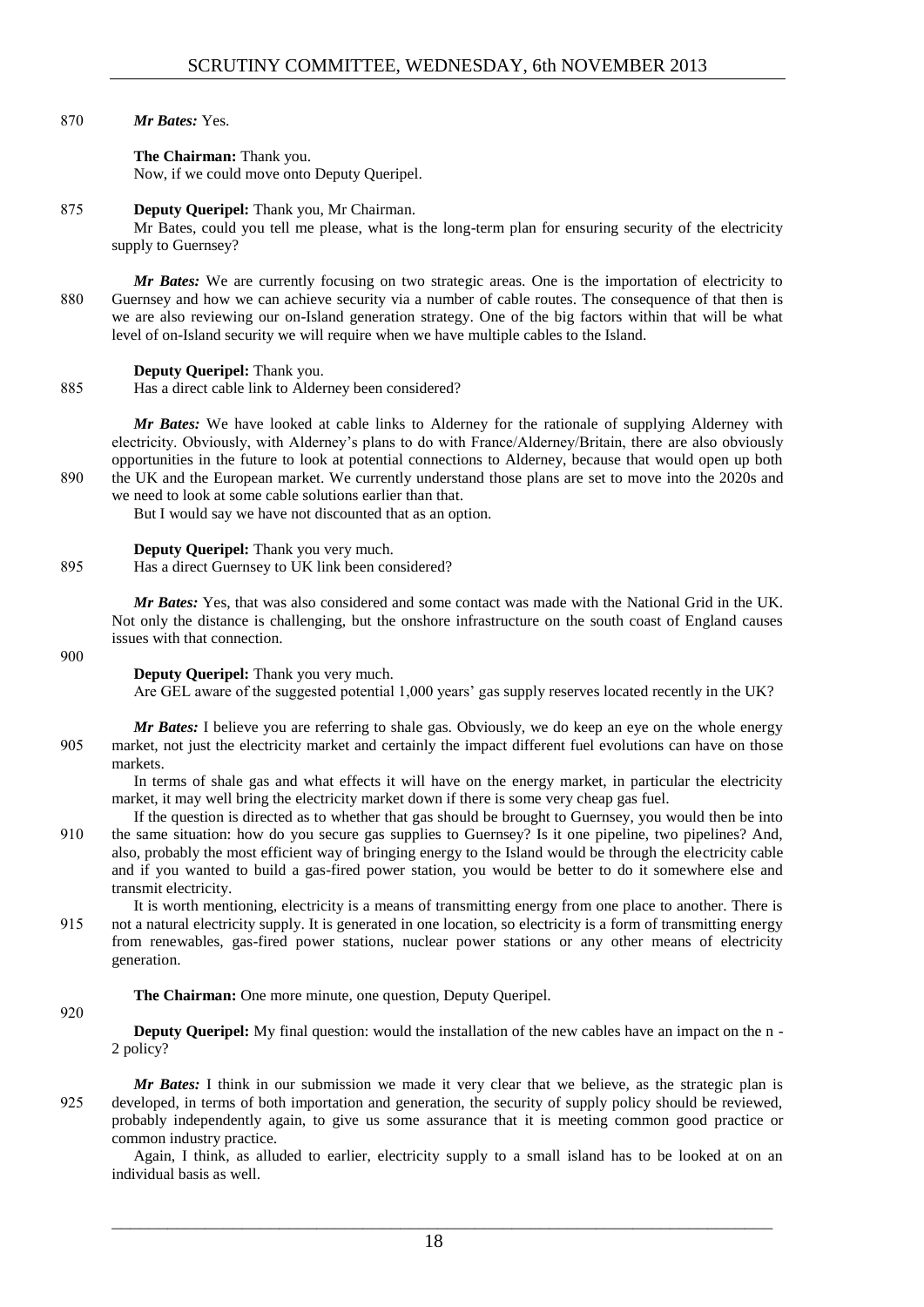*Mr Bates:* Yes.

**The Chairman:** Thank you.
Now, if we could move onto Deputy Queripel.

**Deputy Queripel:** Thank you, Mr Chairman.
Mr Bates, could you tell me please, what is the long-term plan for ensuring security of the electricity supply to Guernsey?

*Mr Bates:* We are currently focusing on two strategic areas. One is the importation of electricity to Guernsey and how we can achieve security via a number of cable routes. The consequence of that then is we are also reviewing our on-Island generation strategy. One of the big factors within that will be what level of on-Island security we will require when we have multiple cables to the Island.

**Deputy Queripel:** Thank you.
Has a direct cable link to Alderney been considered?

*Mr Bates:* We have looked at cable links to Alderney for the rationale of supplying Alderney with electricity. Obviously, with Alderney's plans to do with France/Alderney/Britain, there are also obviously opportunities in the future to look at potential connections to Alderney, because that would open up both the UK and the European market. We currently understand those plans are set to move into the 2020s and we need to look at some cable solutions earlier than that.

But I would say we have not discounted that as an option.

**Deputy Queripel:** Thank you very much.
Has a direct Guernsey to UK link been considered?

*Mr Bates:* Yes, that was also considered and some contact was made with the National Grid in the UK. Not only the distance is challenging, but the onshore infrastructure on the south coast of England causes issues with that connection.

**Deputy Queripel:** Thank you very much.
Are GEL aware of the suggested potential 1,000 years' gas supply reserves located recently in the UK?

*Mr Bates:* I believe you are referring to shale gas. Obviously, we do keep an eye on the whole energy market, not just the electricity market and certainly the impact different fuel evolutions can have on those markets.

In terms of shale gas and what effects it will have on the energy market, in particular the electricity market, it may well bring the electricity market down if there is some very cheap gas fuel.

If the question is directed as to whether that gas should be brought to Guernsey, you would then be into the same situation: how do you secure gas supplies to Guernsey? Is it one pipeline, two pipelines? And, also, probably the most efficient way of bringing energy to the Island would be through the electricity cable and if you wanted to build a gas-fired power station, you would be better to do it somewhere else and transmit electricity.

It is worth mentioning, electricity is a means of transmitting energy from one place to another. There is not a natural electricity supply. It is generated in one location, so electricity is a form of transmitting energy from renewables, gas-fired power stations, nuclear power stations or any other means of electricity generation.

**The Chairman:** One more minute, one question, Deputy Queripel.

**Deputy Queripel:** My final question: would the installation of the new cables have an impact on the n - 2 policy?

*Mr Bates:* I think in our submission we made it very clear that we believe, as the strategic plan is developed, in terms of both importation and generation, the security of supply policy should be reviewed, probably independently again, to give us some assurance that it is meeting common good practice or common industry practice.

Again, I think, as alluded to earlier, electricity supply to a small island has to be looked at on an individual basis as well.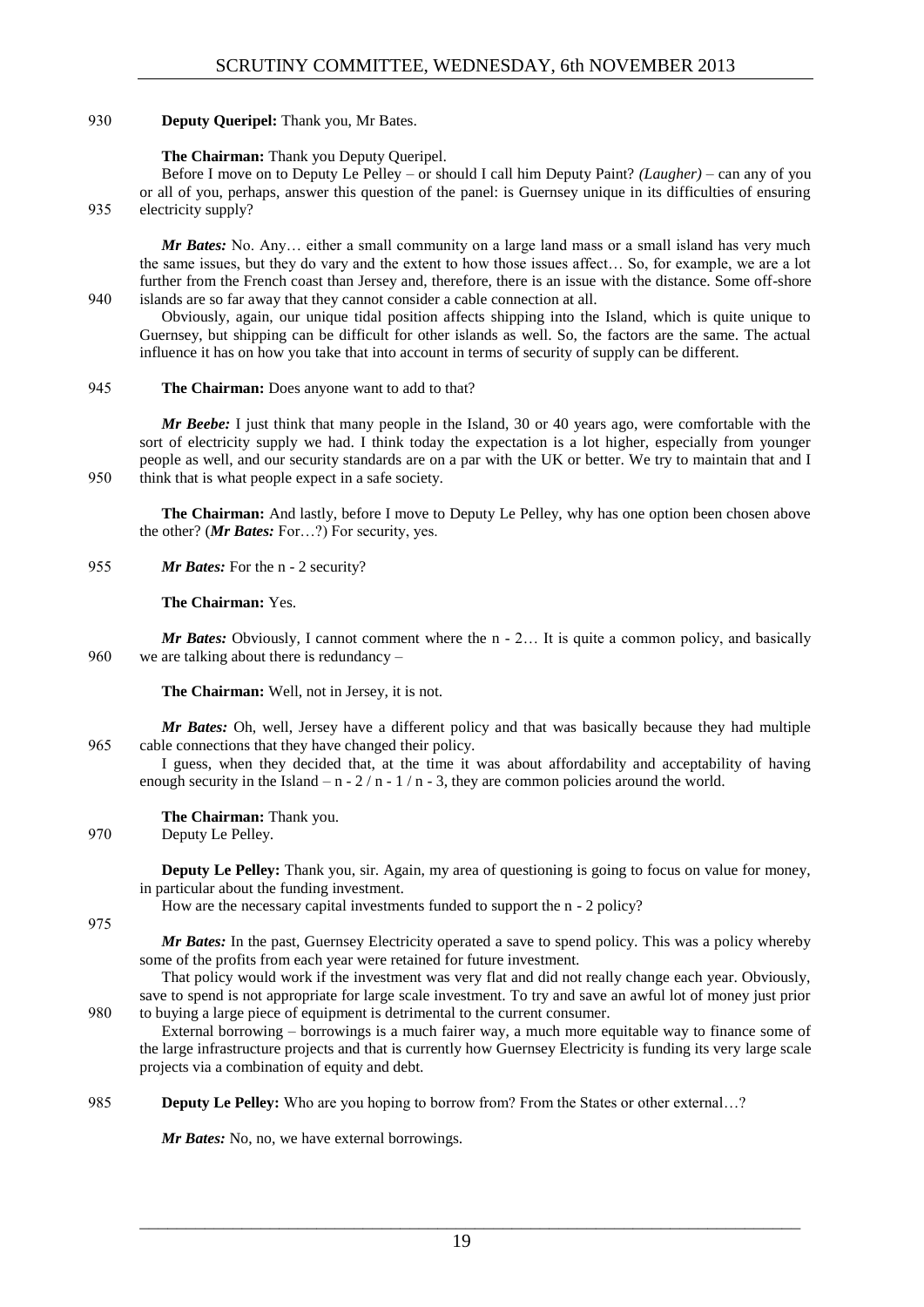**Deputy Queripel:** Thank you, Mr Bates.

**The Chairman:** Thank you Deputy Queripel.

Before I move on to Deputy Le Pelley – or should I call him Deputy Paint? *(Laugher)* – can any of you or all of you, perhaps, answer this question of the panel: is Guernsey unique in its difficulties of ensuring electricity supply?

***Mr Bates:*** No. Any… either a small community on a large land mass or a small island has very much the same issues, but they do vary and the extent to how those issues affect… So, for example, we are a lot further from the French coast than Jersey and, therefore, there is an issue with the distance. Some off-shore islands are so far away that they cannot consider a cable connection at all.

Obviously, again, our unique tidal position affects shipping into the Island, which is quite unique to Guernsey, but shipping can be difficult for other islands as well. So, the factors are the same. The actual influence it has on how you take that into account in terms of security of supply can be different.

**The Chairman:** Does anyone want to add to that?

***Mr Beebe:*** I just think that many people in the Island, 30 or 40 years ago, were comfortable with the sort of electricity supply we had. I think today the expectation is a lot higher, especially from younger people as well, and our security standards are on a par with the UK or better. We try to maintain that and I think that is what people expect in a safe society.

**The Chairman:** And lastly, before I move to Deputy Le Pelley, why has one option been chosen above the other? (***Mr Bates:*** For…?) For security, yes.

***Mr Bates:*** For the n - 2 security?

**The Chairman:** Yes.

***Mr Bates:*** Obviously, I cannot comment where the n - 2… It is quite a common policy, and basically we are talking about there is redundancy –

**The Chairman:** Well, not in Jersey, it is not.

***Mr Bates:*** Oh, well, Jersey have a different policy and that was basically because they had multiple cable connections that they have changed their policy.

I guess, when they decided that, at the time it was about affordability and acceptability of having enough security in the Island – n - 2 / n - 1 / n - 3, they are common policies around the world.

**The Chairman:** Thank you.

Deputy Le Pelley.

**Deputy Le Pelley:** Thank you, sir. Again, my area of questioning is going to focus on value for money, in particular about the funding investment.

How are the necessary capital investments funded to support the n - 2 policy?

***Mr Bates:*** In the past, Guernsey Electricity operated a save to spend policy. This was a policy whereby some of the profits from each year were retained for future investment.

That policy would work if the investment was very flat and did not really change each year. Obviously, save to spend is not appropriate for large scale investment. To try and save an awful lot of money just prior to buying a large piece of equipment is detrimental to the current consumer.

External borrowing – borrowings is a much fairer way, a much more equitable way to finance some of the large infrastructure projects and that is currently how Guernsey Electricity is funding its very large scale projects via a combination of equity and debt.

**Deputy Le Pelley:** Who are you hoping to borrow from? From the States or other external…?

***Mr Bates:*** No, no, we have external borrowings.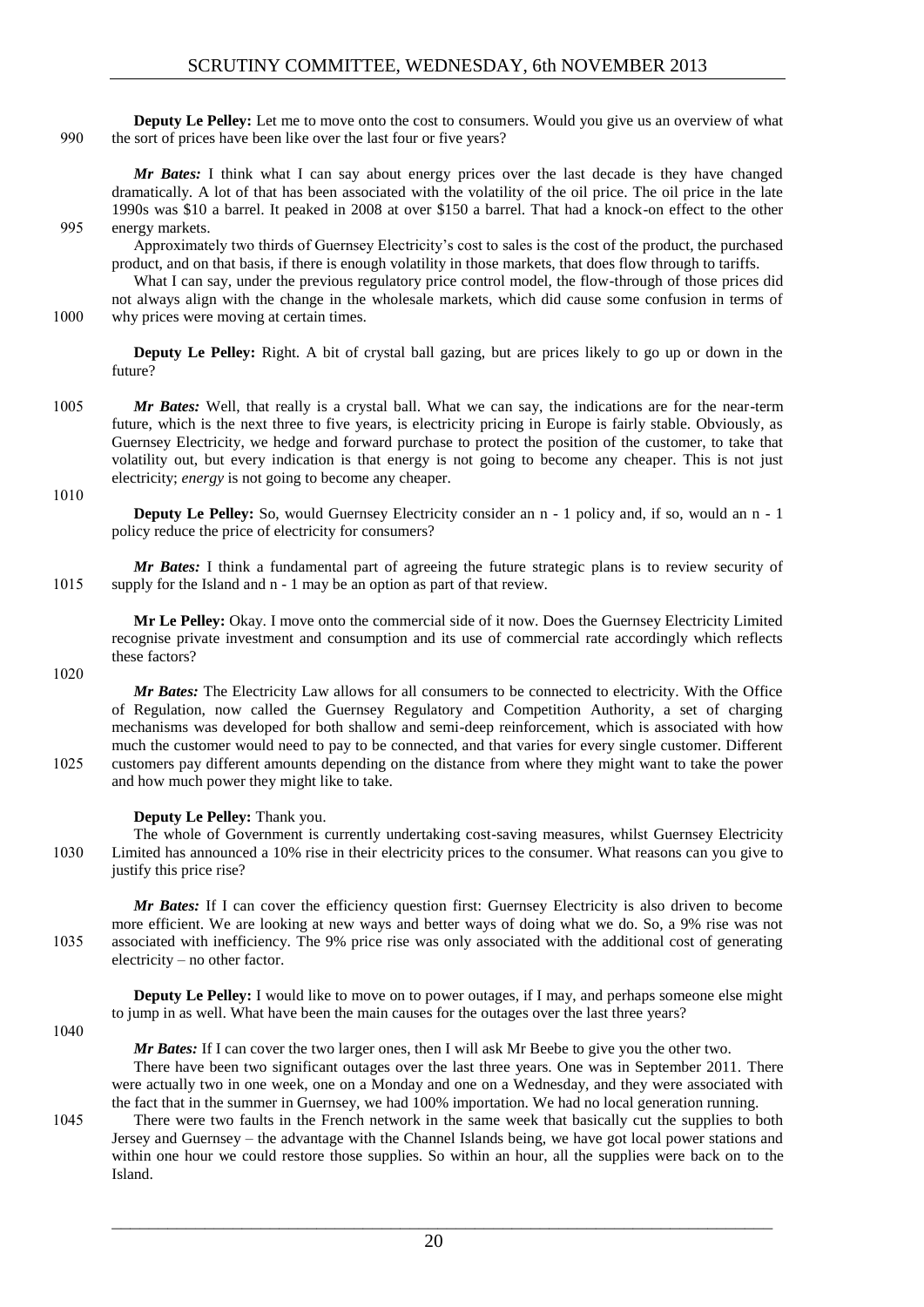**Deputy Le Pelley:** Let me to move onto the cost to consumers. Would you give us an overview of what the sort of prices have been like over the last four or five years?

*Mr Bates:* I think what I can say about energy prices over the last decade is they have changed dramatically. A lot of that has been associated with the volatility of the oil price. The oil price in the late 1990s was $10 a barrel. It peaked in 2008 at over $150 a barrel. That had a knock-on effect to the other energy markets.

Approximately two thirds of Guernsey Electricity's cost to sales is the cost of the product, the purchased product, and on that basis, if there is enough volatility in those markets, that does flow through to tariffs.

What I can say, under the previous regulatory price control model, the flow-through of those prices did not always align with the change in the wholesale markets, which did cause some confusion in terms of why prices were moving at certain times.

**Deputy Le Pelley:** Right. A bit of crystal ball gazing, but are prices likely to go up or down in the future?

*Mr Bates:* Well, that really is a crystal ball. What we can say, the indications are for the near-term future, which is the next three to five years, is electricity pricing in Europe is fairly stable. Obviously, as Guernsey Electricity, we hedge and forward purchase to protect the position of the customer, to take that volatility out, but every indication is that energy is not going to become any cheaper. This is not just electricity; *energy* is not going to become any cheaper.

**Deputy Le Pelley:** So, would Guernsey Electricity consider an n - 1 policy and, if so, would an n - 1 policy reduce the price of electricity for consumers?

*Mr Bates:* I think a fundamental part of agreeing the future strategic plans is to review security of supply for the Island and n - 1 may be an option as part of that review.

**Mr Le Pelley:** Okay. I move onto the commercial side of it now. Does the Guernsey Electricity Limited recognise private investment and consumption and its use of commercial rate accordingly which reflects these factors?

*Mr Bates:* The Electricity Law allows for all consumers to be connected to electricity. With the Office of Regulation, now called the Guernsey Regulatory and Competition Authority, a set of charging mechanisms was developed for both shallow and semi-deep reinforcement, which is associated with how much the customer would need to pay to be connected, and that varies for every single customer. Different customers pay different amounts depending on the distance from where they might want to take the power and how much power they might like to take.

**Deputy Le Pelley:** Thank you.

The whole of Government is currently undertaking cost-saving measures, whilst Guernsey Electricity Limited has announced a 10% rise in their electricity prices to the consumer. What reasons can you give to justify this price rise?

*Mr Bates:* If I can cover the efficiency question first: Guernsey Electricity is also driven to become more efficient. We are looking at new ways and better ways of doing what we do. So, a 9% rise was not associated with inefficiency. The 9% price rise was only associated with the additional cost of generating electricity – no other factor.

**Deputy Le Pelley:** I would like to move on to power outages, if I may, and perhaps someone else might to jump in as well. What have been the main causes for the outages over the last three years?

*Mr Bates:* If I can cover the two larger ones, then I will ask Mr Beebe to give you the other two.

There have been two significant outages over the last three years. One was in September 2011. There were actually two in one week, one on a Monday and one on a Wednesday, and they were associated with the fact that in the summer in Guernsey, we had 100% importation. We had no local generation running.

There were two faults in the French network in the same week that basically cut the supplies to both Jersey and Guernsey – the advantage with the Channel Islands being, we have got local power stations and within one hour we could restore those supplies. So within an hour, all the supplies were back on to the Island.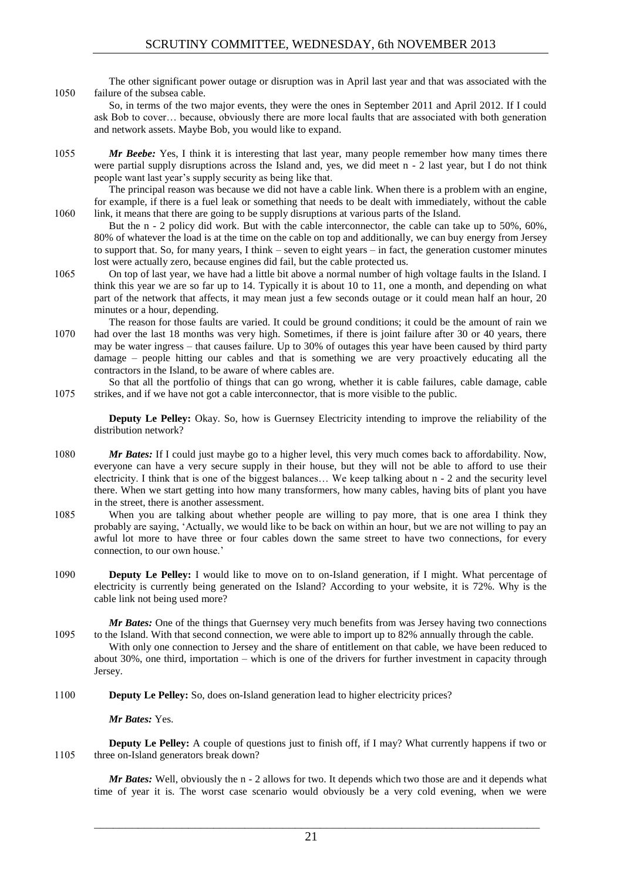The other significant power outage or disruption was in April last year and that was associated with the failure of the subsea cable.

So, in terms of the two major events, they were the ones in September 2011 and April 2012. If I could ask Bob to cover… because, obviously there are more local faults that are associated with both generation and network assets. Maybe Bob, you would like to expand.

***Mr Beebe:*** Yes, I think it is interesting that last year, many people remember how many times there were partial supply disruptions across the Island and, yes, we did meet n - 2 last year, but I do not think people want last year's supply security as being like that.

The principal reason was because we did not have a cable link. When there is a problem with an engine, for example, if there is a fuel leak or something that needs to be dealt with immediately, without the cable link, it means that there are going to be supply disruptions at various parts of the Island.

But the n - 2 policy did work. But with the cable interconnector, the cable can take up to 50%, 60%, 80% of whatever the load is at the time on the cable on top and additionally, we can buy energy from Jersey to support that. So, for many years, I think – seven to eight years – in fact, the generation customer minutes lost were actually zero, because engines did fail, but the cable protected us.

On top of last year, we have had a little bit above a normal number of high voltage faults in the Island. I think this year we are so far up to 14. Typically it is about 10 to 11, one a month, and depending on what part of the network that affects, it may mean just a few seconds outage or it could mean half an hour, 20 minutes or a hour, depending.

The reason for those faults are varied. It could be ground conditions; it could be the amount of rain we had over the last 18 months was very high. Sometimes, if there is joint failure after 30 or 40 years, there may be water ingress – that causes failure. Up to 30% of outages this year have been caused by third party damage – people hitting our cables and that is something we are very proactively educating all the contractors in the Island, to be aware of where cables are.

So that all the portfolio of things that can go wrong, whether it is cable failures, cable damage, cable strikes, and if we have not got a cable interconnector, that is more visible to the public.

**Deputy Le Pelley:** Okay. So, how is Guernsey Electricity intending to improve the reliability of the distribution network?

***Mr Bates:*** If I could just maybe go to a higher level, this very much comes back to affordability. Now, everyone can have a very secure supply in their house, but they will not be able to afford to use their electricity. I think that is one of the biggest balances… We keep talking about n - 2 and the security level there. When we start getting into how many transformers, how many cables, having bits of plant you have in the street, there is another assessment.

When you are talking about whether people are willing to pay more, that is one area I think they probably are saying, 'Actually, we would like to be back on within an hour, but we are not willing to pay an awful lot more to have three or four cables down the same street to have two connections, for every connection, to our own house.'

**Deputy Le Pelley:** I would like to move on to on-Island generation, if I might. What percentage of electricity is currently being generated on the Island? According to your website, it is 72%. Why is the cable link not being used more?

***Mr Bates:*** One of the things that Guernsey very much benefits from was Jersey having two connections to the Island. With that second connection, we were able to import up to 82% annually through the cable.

With only one connection to Jersey and the share of entitlement on that cable, we have been reduced to about 30%, one third, importation – which is one of the drivers for further investment in capacity through Jersey.

**Deputy Le Pelley:** So, does on-Island generation lead to higher electricity prices?

***Mr Bates:*** Yes.

**Deputy Le Pelley:** A couple of questions just to finish off, if I may? What currently happens if two or three on-Island generators break down?

***Mr Bates:*** Well, obviously the n - 2 allows for two. It depends which two those are and it depends what time of year it is. The worst case scenario would obviously be a very cold evening, when we were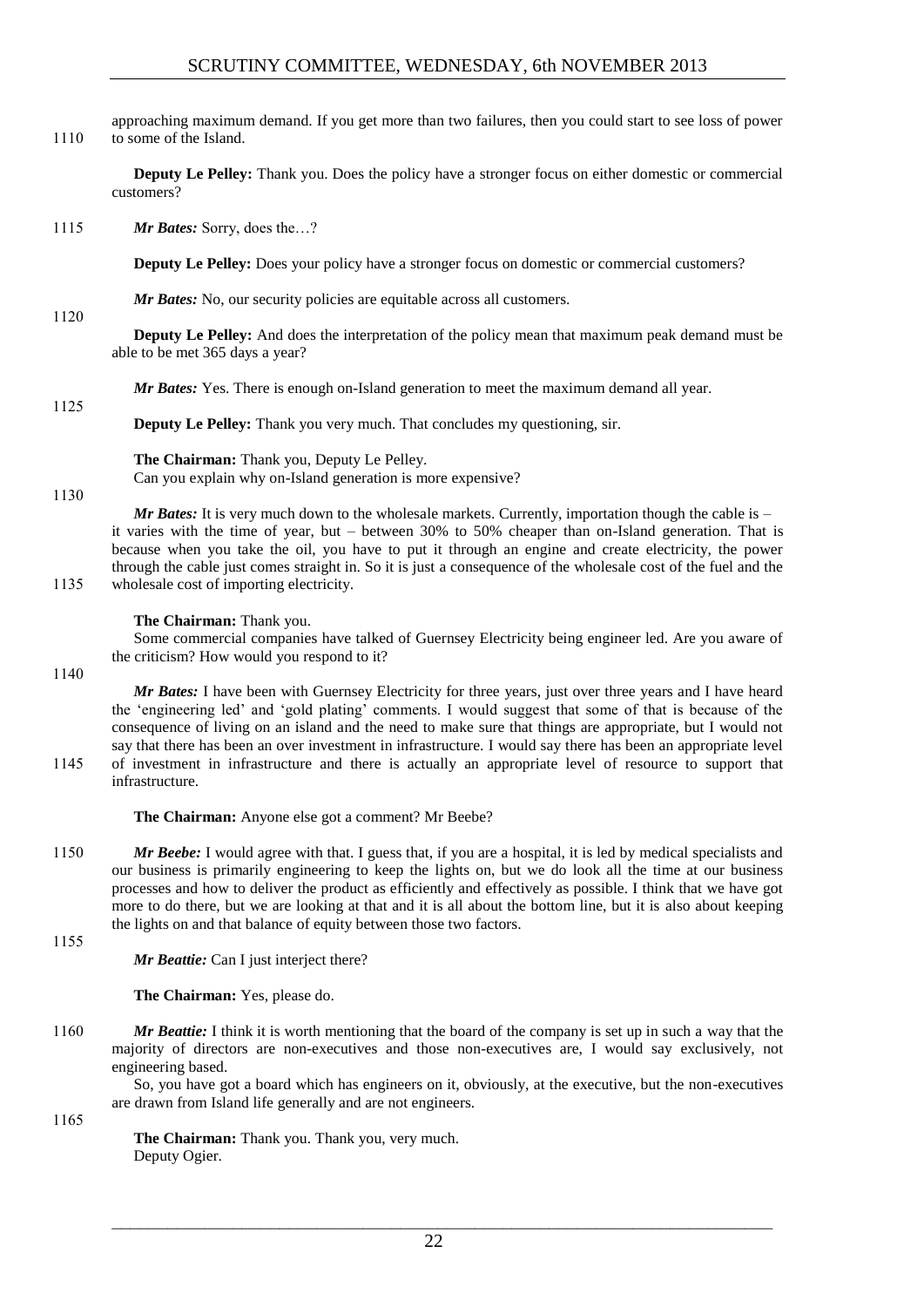approaching maximum demand. If you get more than two failures, then you could start to see loss of power to some of the Island.

**Deputy Le Pelley:** Thank you. Does the policy have a stronger focus on either domestic or commercial customers?

***Mr Bates:*** Sorry, does the…?

**Deputy Le Pelley:** Does your policy have a stronger focus on domestic or commercial customers?

***Mr Bates:*** No, our security policies are equitable across all customers.

**Deputy Le Pelley:** And does the interpretation of the policy mean that maximum peak demand must be able to be met 365 days a year?

***Mr Bates:*** Yes. There is enough on-Island generation to meet the maximum demand all year.

**Deputy Le Pelley:** Thank you very much. That concludes my questioning, sir.

**The Chairman:** Thank you, Deputy Le Pelley.
Can you explain why on-Island generation is more expensive?

***Mr Bates:*** It is very much down to the wholesale markets. Currently, importation though the cable is – it varies with the time of year, but – between 30% to 50% cheaper than on-Island generation. That is because when you take the oil, you have to put it through an engine and create electricity, the power through the cable just comes straight in. So it is just a consequence of the wholesale cost of the fuel and the wholesale cost of importing electricity.

**The Chairman:** Thank you.
Some commercial companies have talked of Guernsey Electricity being engineer led. Are you aware of the criticism? How would you respond to it?

***Mr Bates:*** I have been with Guernsey Electricity for three years, just over three years and I have heard the 'engineering led' and 'gold plating' comments. I would suggest that some of that is because of the consequence of living on an island and the need to make sure that things are appropriate, but I would not say that there has been an over investment in infrastructure. I would say there has been an appropriate level of investment in infrastructure and there is actually an appropriate level of resource to support that infrastructure.

**The Chairman:** Anyone else got a comment? Mr Beebe?

***Mr Beebe:*** I would agree with that. I guess that, if you are a hospital, it is led by medical specialists and our business is primarily engineering to keep the lights on, but we do look all the time at our business processes and how to deliver the product as efficiently and effectively as possible. I think that we have got more to do there, but we are looking at that and it is all about the bottom line, but it is also about keeping the lights on and that balance of equity between those two factors.

***Mr Beattie:*** Can I just interject there?

**The Chairman:** Yes, please do.

***Mr Beattie:*** I think it is worth mentioning that the board of the company is set up in such a way that the majority of directors are non-executives and those non-executives are, I would say exclusively, not engineering based.
So, you have got a board which has engineers on it, obviously, at the executive, but the non-executives are drawn from Island life generally and are not engineers.

**The Chairman:** Thank you. Thank you, very much.
Deputy Ogier.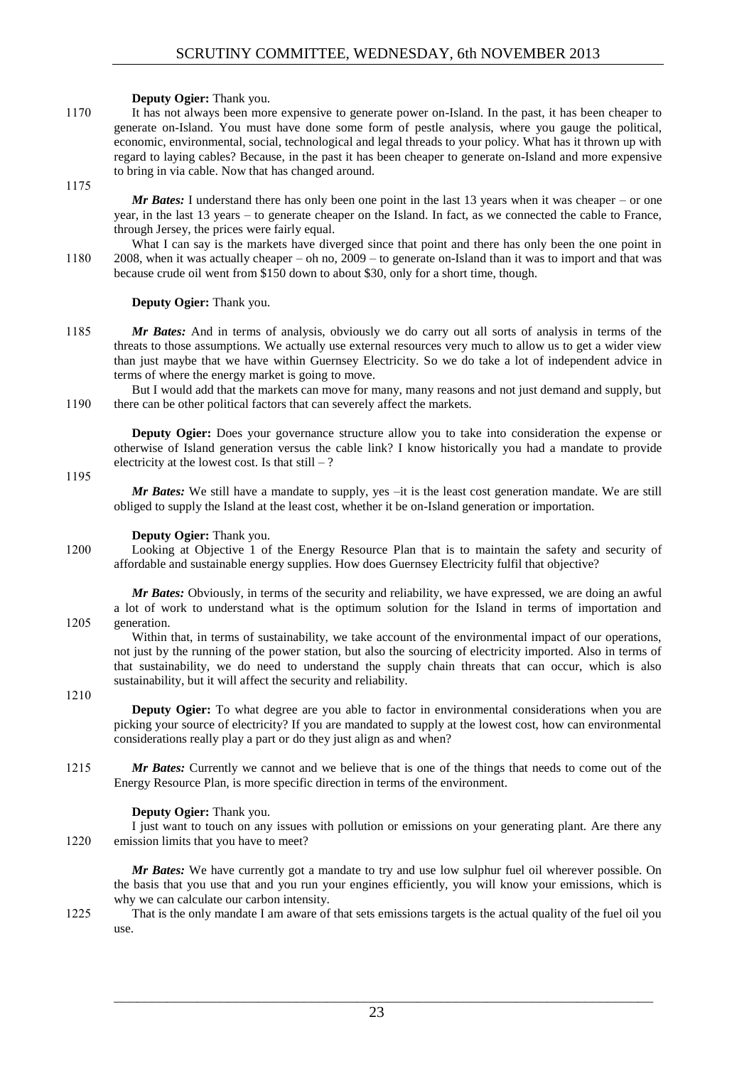**Deputy Ogier:** Thank you.

1170 It has not always been more expensive to generate power on-Island. In the past, it has been cheaper to generate on-Island. You must have done some form of pestle analysis, where you gauge the political, economic, environmental, social, technological and legal threads to your policy. What has it thrown up with regard to laying cables? Because, in the past it has been cheaper to generate on-Island and more expensive to bring in via cable. Now that has changed around.

1175

*Mr Bates:* I understand there has only been one point in the last 13 years when it was cheaper – or one year, in the last 13 years – to generate cheaper on the Island. In fact, as we connected the cable to France, through Jersey, the prices were fairly equal.

What I can say is the markets have diverged since that point and there has only been the one point in 1180 2008, when it was actually cheaper – oh no, 2009 – to generate on-Island than it was to import and that was because crude oil went from \$150 down to about \$30, only for a short time, though.

**Deputy Ogier:** Thank you.

1185 *Mr Bates:* And in terms of analysis, obviously we do carry out all sorts of analysis in terms of the threats to those assumptions. We actually use external resources very much to allow us to get a wider view than just maybe that we have within Guernsey Electricity. So we do take a lot of independent advice in terms of where the energy market is going to move.

But I would add that the markets can move for many, many reasons and not just demand and supply, but 1190 there can be other political factors that can severely affect the markets.

**Deputy Ogier:** Does your governance structure allow you to take into consideration the expense or otherwise of Island generation versus the cable link? I know historically you had a mandate to provide electricity at the lowest cost. Is that still – ?

1195

*Mr Bates:* We still have a mandate to supply, yes –it is the least cost generation mandate. We are still obliged to supply the Island at the least cost, whether it be on-Island generation or importation.

**Deputy Ogier:** Thank you.

1200 Looking at Objective 1 of the Energy Resource Plan that is to maintain the safety and security of affordable and sustainable energy supplies. How does Guernsey Electricity fulfil that objective?

*Mr Bates:* Obviously, in terms of the security and reliability, we have expressed, we are doing an awful a lot of work to understand what is the optimum solution for the Island in terms of importation and 1205 generation.

Within that, in terms of sustainability, we take account of the environmental impact of our operations, not just by the running of the power station, but also the sourcing of electricity imported. Also in terms of that sustainability, we do need to understand the supply chain threats that can occur, which is also sustainability, but it will affect the security and reliability.

1210

**Deputy Ogier:** To what degree are you able to factor in environmental considerations when you are picking your source of electricity? If you are mandated to supply at the lowest cost, how can environmental considerations really play a part or do they just align as and when?

1215 *Mr Bates:* Currently we cannot and we believe that is one of the things that needs to come out of the Energy Resource Plan, is more specific direction in terms of the environment.

**Deputy Ogier:** Thank you.

I just want to touch on any issues with pollution or emissions on your generating plant. Are there any 1220 emission limits that you have to meet?

*Mr Bates:* We have currently got a mandate to try and use low sulphur fuel oil wherever possible. On the basis that you use that and you run your engines efficiently, you will know your emissions, which is why we can calculate our carbon intensity.

1225 That is the only mandate I am aware of that sets emissions targets is the actual quality of the fuel oil you use.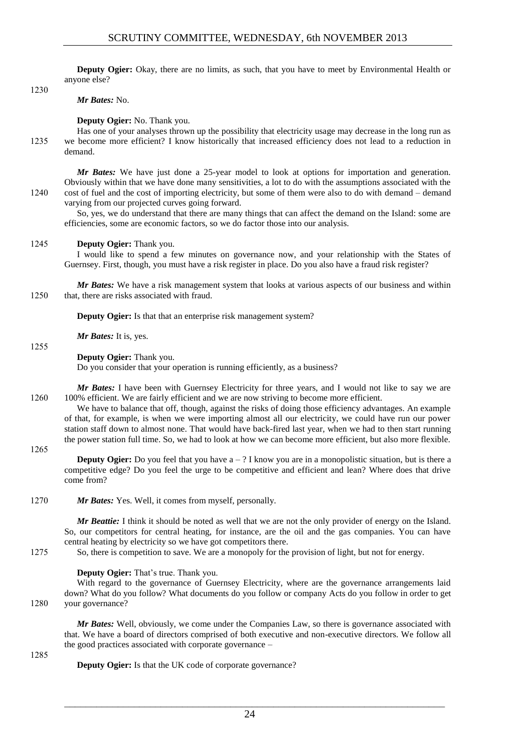**Deputy Ogier:** Okay, there are no limits, as such, that you have to meet by Environmental Health or anyone else?

*Mr Bates:* No.

**Deputy Ogier:** No. Thank you.

Has one of your analyses thrown up the possibility that electricity usage may decrease in the long run as we become more efficient? I know historically that increased efficiency does not lead to a reduction in demand.

*Mr Bates:* We have just done a 25-year model to look at options for importation and generation. Obviously within that we have done many sensitivities, a lot to do with the assumptions associated with the cost of fuel and the cost of importing electricity, but some of them were also to do with demand – demand varying from our projected curves going forward.

So, yes, we do understand that there are many things that can affect the demand on the Island: some are efficiencies, some are economic factors, so we do factor those into our analysis.

**Deputy Ogier:** Thank you.

I would like to spend a few minutes on governance now, and your relationship with the States of Guernsey. First, though, you must have a risk register in place. Do you also have a fraud risk register?

*Mr Bates:* We have a risk management system that looks at various aspects of our business and within that, there are risks associated with fraud.

**Deputy Ogier:** Is that that an enterprise risk management system?

*Mr Bates:* It is, yes.

**Deputy Ogier:** Thank you.

Do you consider that your operation is running efficiently, as a business?

*Mr Bates:* I have been with Guernsey Electricity for three years, and I would not like to say we are 100% efficient. We are fairly efficient and we are now striving to become more efficient.

We have to balance that off, though, against the risks of doing those efficiency advantages. An example of that, for example, is when we were importing almost all our electricity, we could have run our power station staff down to almost none. That would have back-fired last year, when we had to then start running the power station full time. So, we had to look at how we can become more efficient, but also more flexible.

**Deputy Ogier:** Do you feel that you have a – ? I know you are in a monopolistic situation, but is there a competitive edge? Do you feel the urge to be competitive and efficient and lean? Where does that drive come from?

*Mr Bates:* Yes. Well, it comes from myself, personally.

*Mr Beattie:* I think it should be noted as well that we are not the only provider of energy on the Island. So, our competitors for central heating, for instance, are the oil and the gas companies. You can have central heating by electricity so we have got competitors there.

So, there is competition to save. We are a monopoly for the provision of light, but not for energy.

**Deputy Ogier:** That's true. Thank you.

With regard to the governance of Guernsey Electricity, where are the governance arrangements laid down? What do you follow? What documents do you follow or company Acts do you follow in order to get your governance?

*Mr Bates:* Well, obviously, we come under the Companies Law, so there is governance associated with that. We have a board of directors comprised of both executive and non-executive directors. We follow all the good practices associated with corporate governance –

**Deputy Ogier:** Is that the UK code of corporate governance?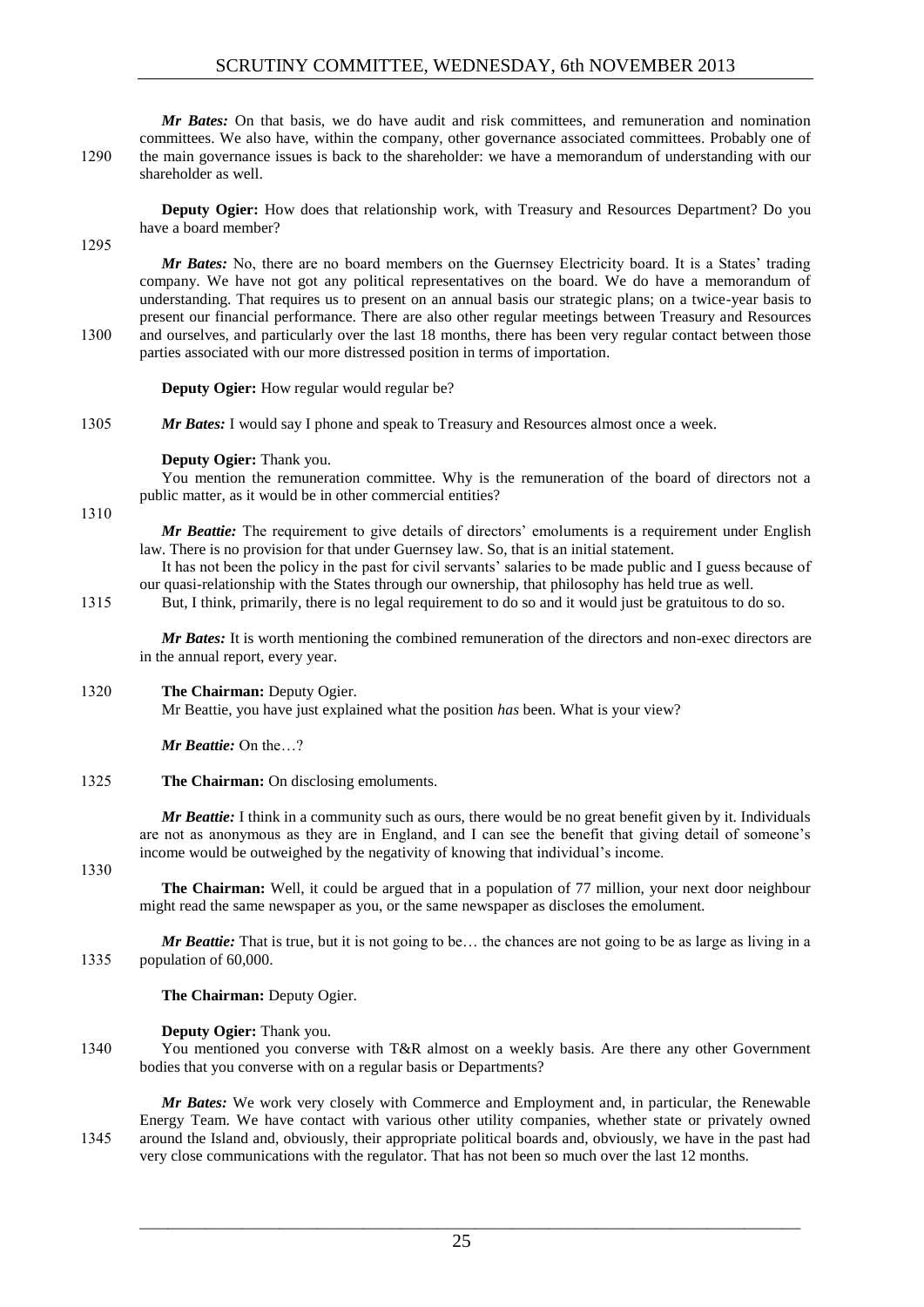*Mr Bates:* On that basis, we do have audit and risk committees, and remuneration and nomination committees. We also have, within the company, other governance associated committees. Probably one of the main governance issues is back to the shareholder: we have a memorandum of understanding with our shareholder as well.

**Deputy Ogier:** How does that relationship work, with Treasury and Resources Department? Do you have a board member?

*Mr Bates:* No, there are no board members on the Guernsey Electricity board. It is a States' trading company. We have not got any political representatives on the board. We do have a memorandum of understanding. That requires us to present on an annual basis our strategic plans; on a twice-year basis to present our financial performance. There are also other regular meetings between Treasury and Resources and ourselves, and particularly over the last 18 months, there has been very regular contact between those parties associated with our more distressed position in terms of importation.

**Deputy Ogier:** How regular would regular be?

*Mr Bates:* I would say I phone and speak to Treasury and Resources almost once a week.

**Deputy Ogier:** Thank you.

You mention the remuneration committee. Why is the remuneration of the board of directors not a public matter, as it would be in other commercial entities?

*Mr Beattie:* The requirement to give details of directors' emoluments is a requirement under English law. There is no provision for that under Guernsey law. So, that is an initial statement.

It has not been the policy in the past for civil servants' salaries to be made public and I guess because of our quasi-relationship with the States through our ownership, that philosophy has held true as well.

But, I think, primarily, there is no legal requirement to do so and it would just be gratuitous to do so.

*Mr Bates:* It is worth mentioning the combined remuneration of the directors and non-exec directors are in the annual report, every year.

**The Chairman:** Deputy Ogier.

Mr Beattie, you have just explained what the position *has* been. What is your view?

*Mr Beattie:* On the…?

**The Chairman:** On disclosing emoluments.

*Mr Beattie:* I think in a community such as ours, there would be no great benefit given by it. Individuals are not as anonymous as they are in England, and I can see the benefit that giving detail of someone's income would be outweighed by the negativity of knowing that individual's income.

**The Chairman:** Well, it could be argued that in a population of 77 million, your next door neighbour might read the same newspaper as you, or the same newspaper as discloses the emolument.

*Mr Beattie:* That is true, but it is not going to be… the chances are not going to be as large as living in a population of 60,000.

**The Chairman:** Deputy Ogier.

**Deputy Ogier:** Thank you.

You mentioned you converse with T&R almost on a weekly basis. Are there any other Government bodies that you converse with on a regular basis or Departments?

*Mr Bates:* We work very closely with Commerce and Employment and, in particular, the Renewable Energy Team. We have contact with various other utility companies, whether state or privately owned around the Island and, obviously, their appropriate political boards and, obviously, we have in the past had very close communications with the regulator. That has not been so much over the last 12 months.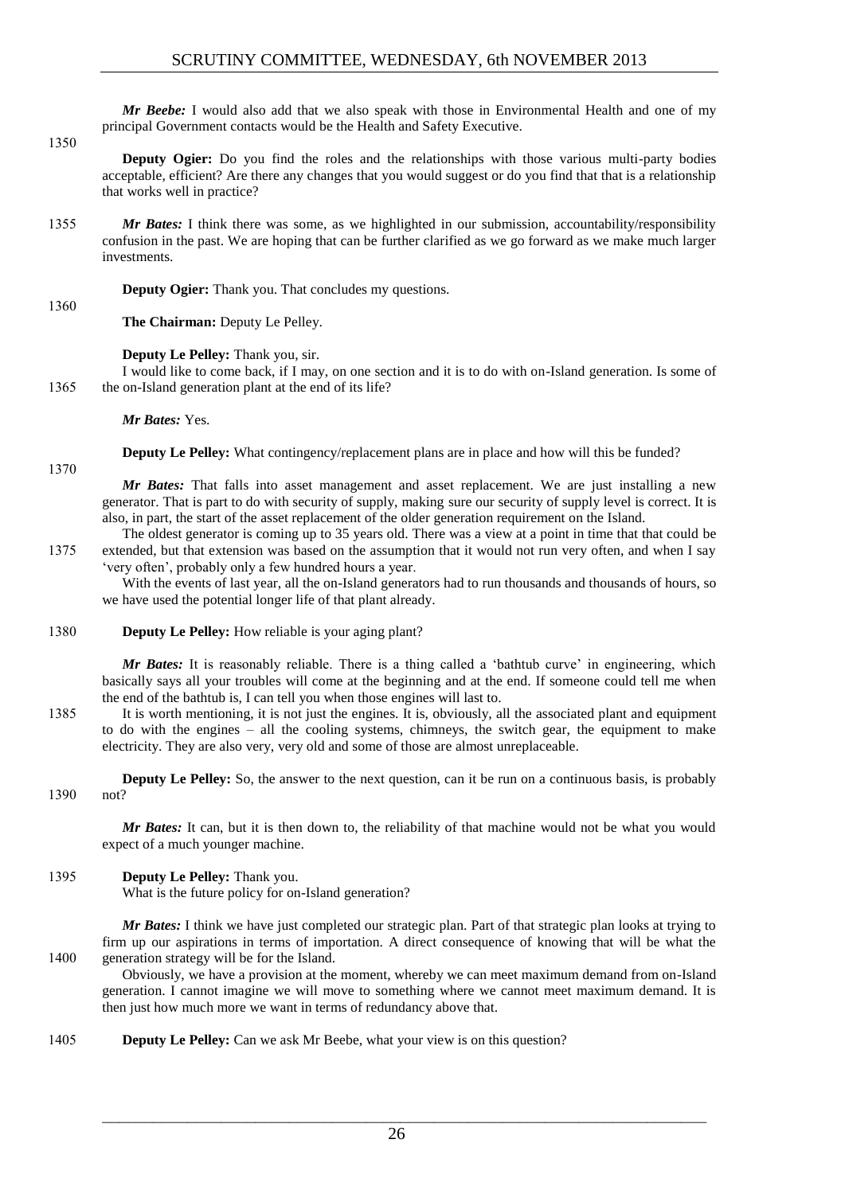*Mr Beebe:* I would also add that we also speak with those in Environmental Health and one of my principal Government contacts would be the Health and Safety Executive.

**Deputy Ogier:** Do you find the roles and the relationships with those various multi-party bodies acceptable, efficient? Are there any changes that you would suggest or do you find that that is a relationship that works well in practice?

*Mr Bates:* I think there was some, as we highlighted in our submission, accountability/responsibility confusion in the past. We are hoping that can be further clarified as we go forward as we make much larger investments.

**Deputy Ogier:** Thank you. That concludes my questions.

**The Chairman:** Deputy Le Pelley.

**Deputy Le Pelley:** Thank you, sir.

I would like to come back, if I may, on one section and it is to do with on-Island generation. Is some of the on-Island generation plant at the end of its life?

*Mr Bates:* Yes.

**Deputy Le Pelley:** What contingency/replacement plans are in place and how will this be funded?

*Mr Bates:* That falls into asset management and asset replacement. We are just installing a new generator. That is part to do with security of supply, making sure our security of supply level is correct. It is also, in part, the start of the asset replacement of the older generation requirement on the Island.

The oldest generator is coming up to 35 years old. There was a view at a point in time that that could be extended, but that extension was based on the assumption that it would not run very often, and when I say 'very often', probably only a few hundred hours a year.

With the events of last year, all the on-Island generators had to run thousands and thousands of hours, so we have used the potential longer life of that plant already.

**Deputy Le Pelley:** How reliable is your aging plant?

*Mr Bates:* It is reasonably reliable. There is a thing called a 'bathtub curve' in engineering, which basically says all your troubles will come at the beginning and at the end. If someone could tell me when the end of the bathtub is, I can tell you when those engines will last to.

It is worth mentioning, it is not just the engines. It is, obviously, all the associated plant and equipment to do with the engines – all the cooling systems, chimneys, the switch gear, the equipment to make electricity. They are also very, very old and some of those are almost unreplaceable.

**Deputy Le Pelley:** So, the answer to the next question, can it be run on a continuous basis, is probably not?

*Mr Bates:* It can, but it is then down to, the reliability of that machine would not be what you would expect of a much younger machine.

**Deputy Le Pelley:** Thank you.

What is the future policy for on-Island generation?

*Mr Bates:* I think we have just completed our strategic plan. Part of that strategic plan looks at trying to firm up our aspirations in terms of importation. A direct consequence of knowing that will be what the generation strategy will be for the Island.

Obviously, we have a provision at the moment, whereby we can meet maximum demand from on-Island generation. I cannot imagine we will move to something where we cannot meet maximum demand. It is then just how much more we want in terms of redundancy above that.

**Deputy Le Pelley:** Can we ask Mr Beebe, what your view is on this question?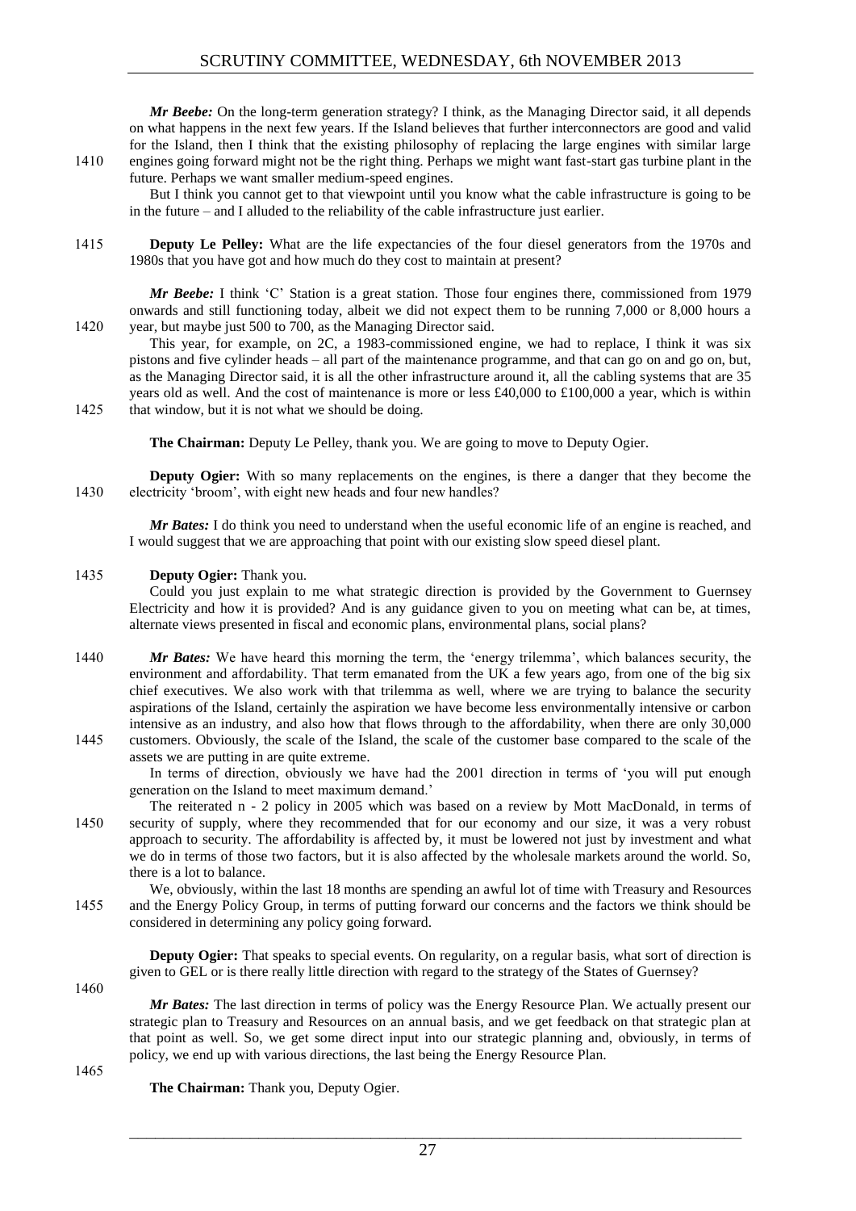*Mr Beebe:* On the long-term generation strategy? I think, as the Managing Director said, it all depends on what happens in the next few years. If the Island believes that further interconnectors are good and valid for the Island, then I think that the existing philosophy of replacing the large engines with similar large engines going forward might not be the right thing. Perhaps we might want fast-start gas turbine plant in the future. Perhaps we want smaller medium-speed engines.

But I think you cannot get to that viewpoint until you know what the cable infrastructure is going to be in the future – and I alluded to the reliability of the cable infrastructure just earlier.

**Deputy Le Pelley:** What are the life expectancies of the four diesel generators from the 1970s and 1980s that you have got and how much do they cost to maintain at present?

*Mr Beebe:* I think 'C' Station is a great station. Those four engines there, commissioned from 1979 onwards and still functioning today, albeit we did not expect them to be running 7,000 or 8,000 hours a year, but maybe just 500 to 700, as the Managing Director said.

This year, for example, on 2C, a 1983-commissioned engine, we had to replace, I think it was six pistons and five cylinder heads – all part of the maintenance programme, and that can go on and go on, but, as the Managing Director said, it is all the other infrastructure around it, all the cabling systems that are 35 years old as well. And the cost of maintenance is more or less £40,000 to £100,000 a year, which is within that window, but it is not what we should be doing.

**The Chairman:** Deputy Le Pelley, thank you. We are going to move to Deputy Ogier.

**Deputy Ogier:** With so many replacements on the engines, is there a danger that they become the electricity 'broom', with eight new heads and four new handles?

*Mr Bates:* I do think you need to understand when the useful economic life of an engine is reached, and I would suggest that we are approaching that point with our existing slow speed diesel plant.

**Deputy Ogier:** Thank you.

Could you just explain to me what strategic direction is provided by the Government to Guernsey Electricity and how it is provided? And is any guidance given to you on meeting what can be, at times, alternate views presented in fiscal and economic plans, environmental plans, social plans?

*Mr Bates:* We have heard this morning the term, the 'energy trilemma', which balances security, the environment and affordability. That term emanated from the UK a few years ago, from one of the big six chief executives. We also work with that trilemma as well, where we are trying to balance the security aspirations of the Island, certainly the aspiration we have become less environmentally intensive or carbon intensive as an industry, and also how that flows through to the affordability, when there are only 30,000 customers. Obviously, the scale of the Island, the scale of the customer base compared to the scale of the assets we are putting in are quite extreme.

In terms of direction, obviously we have had the 2001 direction in terms of 'you will put enough generation on the Island to meet maximum demand.'

The reiterated n - 2 policy in 2005 which was based on a review by Mott MacDonald, in terms of security of supply, where they recommended that for our economy and our size, it was a very robust approach to security. The affordability is affected by, it must be lowered not just by investment and what we do in terms of those two factors, but it is also affected by the wholesale markets around the world. So, there is a lot to balance.

We, obviously, within the last 18 months are spending an awful lot of time with Treasury and Resources and the Energy Policy Group, in terms of putting forward our concerns and the factors we think should be considered in determining any policy going forward.

**Deputy Ogier:** That speaks to special events. On regularity, on a regular basis, what sort of direction is given to GEL or is there really little direction with regard to the strategy of the States of Guernsey?

*Mr Bates:* The last direction in terms of policy was the Energy Resource Plan. We actually present our strategic plan to Treasury and Resources on an annual basis, and we get feedback on that strategic plan at that point as well. So, we get some direct input into our strategic planning and, obviously, in terms of policy, we end up with various directions, the last being the Energy Resource Plan.

**The Chairman:** Thank you, Deputy Ogier.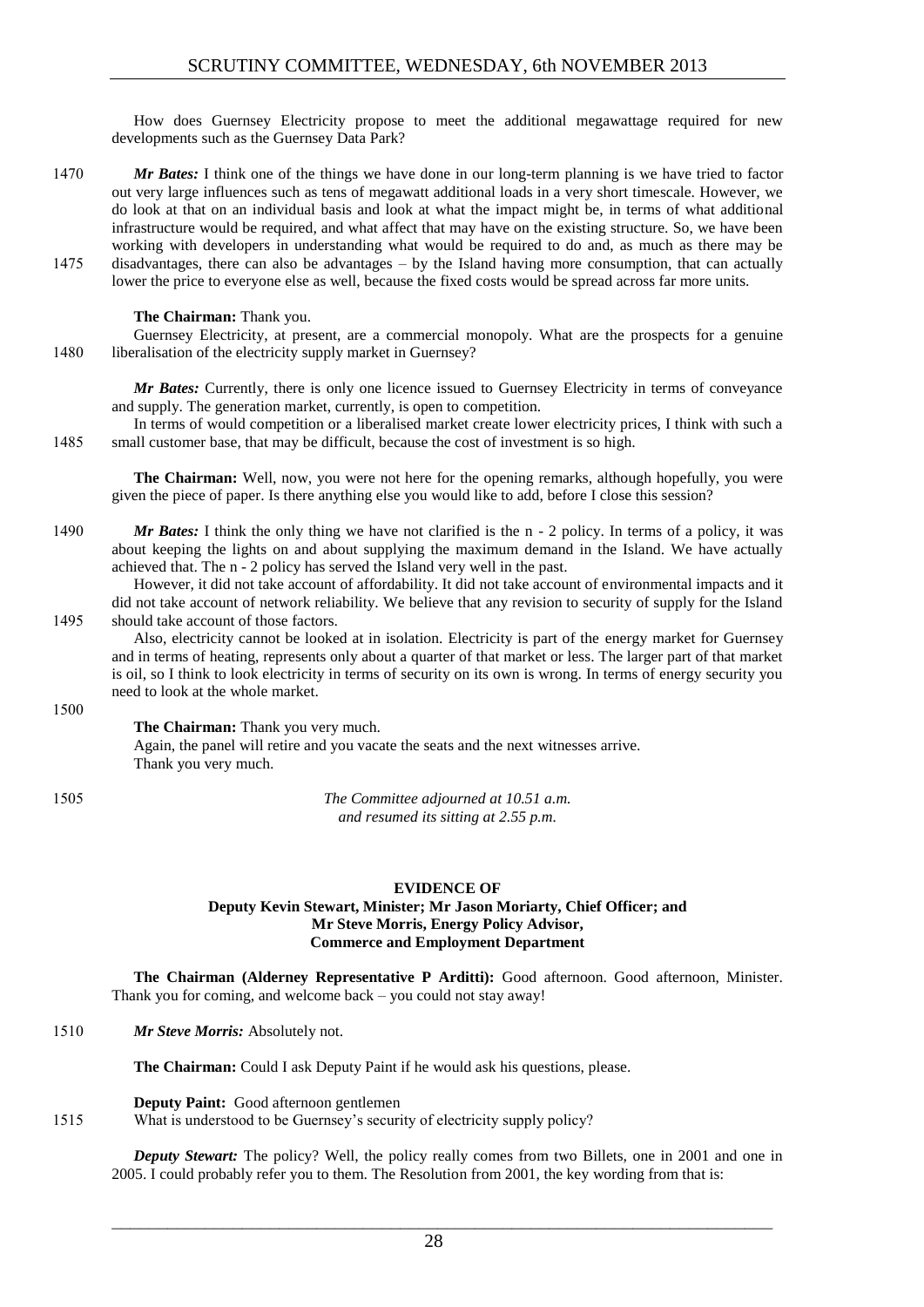How does Guernsey Electricity propose to meet the additional megawattage required for new developments such as the Guernsey Data Park?

1470 *Mr Bates:* I think one of the things we have done in our long-term planning is we have tried to factor out very large influences such as tens of megawatt additional loads in a very short timescale. However, we do look at that on an individual basis and look at what the impact might be, in terms of what additional infrastructure would be required, and what affect that may have on the existing structure. So, we have been working with developers in understanding what would be required to do and, as much as there may be 1475 disadvantages, there can also be advantages – by the Island having more consumption, that can actually lower the price to everyone else as well, because the fixed costs would be spread across far more units.

**The Chairman:** Thank you.

Guernsey Electricity, at present, are a commercial monopoly. What are the prospects for a genuine 1480 liberalisation of the electricity supply market in Guernsey?

*Mr Bates:* Currently, there is only one licence issued to Guernsey Electricity in terms of conveyance and supply. The generation market, currently, is open to competition.

In terms of would competition or a liberalised market create lower electricity prices, I think with such a 1485 small customer base, that may be difficult, because the cost of investment is so high.

**The Chairman:** Well, now, you were not here for the opening remarks, although hopefully, you were given the piece of paper. Is there anything else you would like to add, before I close this session?

1490 *Mr Bates:* I think the only thing we have not clarified is the n - 2 policy. In terms of a policy, it was about keeping the lights on and about supplying the maximum demand in the Island. We have actually achieved that. The n - 2 policy has served the Island very well in the past.

However, it did not take account of affordability. It did not take account of environmental impacts and it did not take account of network reliability. We believe that any revision to security of supply for the Island 1495 should take account of those factors.

Also, electricity cannot be looked at in isolation. Electricity is part of the energy market for Guernsey and in terms of heating, represents only about a quarter of that market or less. The larger part of that market is oil, so I think to look electricity in terms of security on its own is wrong. In terms of energy security you need to look at the whole market.

1500

**The Chairman:** Thank you very much.

Again, the panel will retire and you vacate the seats and the next witnesses arrive.

Thank you very much.

1505 *The Committee adjourned at 10.51 a.m.*
*and resumed its sitting at 2.55 p.m.*

## EVIDENCE OF
### Deputy Kevin Stewart, Minister; Mr Jason Moriarty, Chief Officer; and Mr Steve Morris, Energy Policy Advisor, Commerce and Employment Department

**The Chairman (Alderney Representative P Arditti):** Good afternoon. Good afternoon, Minister. Thank you for coming, and welcome back – you could not stay away!

1510 *Mr Steve Morris:* Absolutely not.

**The Chairman:** Could I ask Deputy Paint if he would ask his questions, please.

**Deputy Paint:** Good afternoon gentlemen

1515 What is understood to be Guernsey's security of electricity supply policy?

*Deputy Stewart:* The policy? Well, the policy really comes from two Billets, one in 2001 and one in 2005. I could probably refer you to them. The Resolution from 2001, the key wording from that is: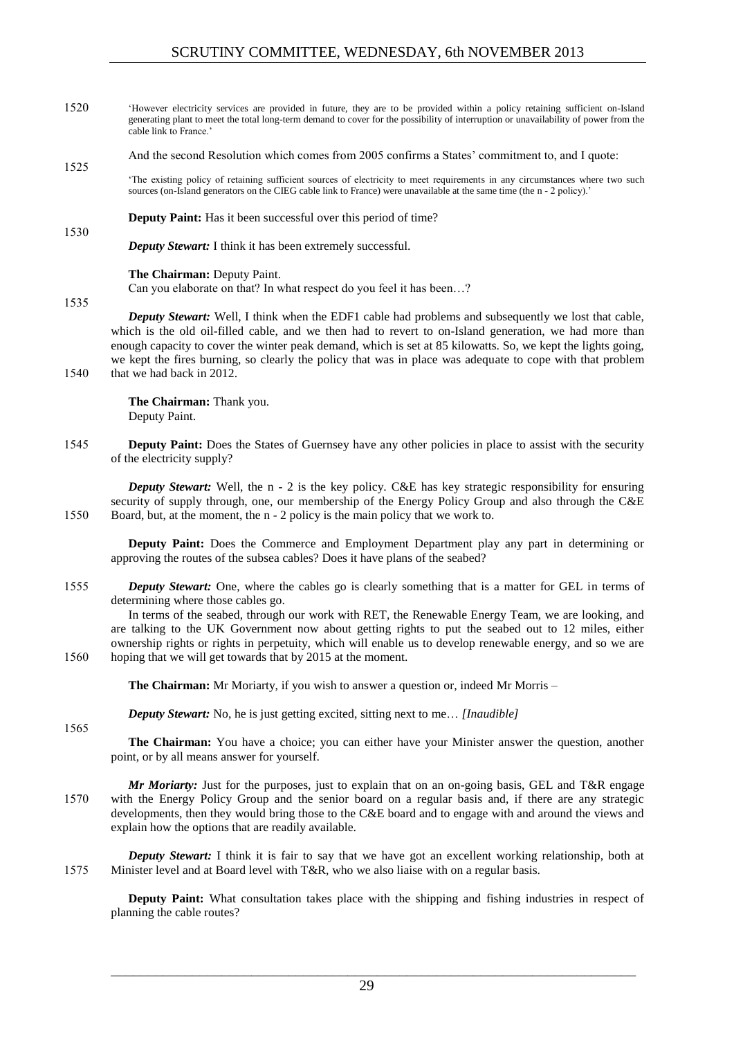> 'However electricity services are provided in future, they are to be provided within a policy retaining sufficient on-Island generating plant to meet the total long-term demand to cover for the possibility of interruption or unavailability of power from the cable link to France.'

And the second Resolution which comes from 2005 confirms a States' commitment to, and I quote:

> 'The existing policy of retaining sufficient sources of electricity to meet requirements in any circumstances where two such sources (on-Island generators on the CIEG cable link to France) were unavailable at the same time (the n - 2 policy).'

**Deputy Paint:** Has it been successful over this period of time?

***Deputy Stewart:*** I think it has been extremely successful.

**The Chairman:** Deputy Paint.

Can you elaborate on that? In what respect do you feel it has been…?

***Deputy Stewart:*** Well, I think when the EDF1 cable had problems and subsequently we lost that cable, which is the old oil-filled cable, and we then had to revert to on-Island generation, we had more than enough capacity to cover the winter peak demand, which is set at 85 kilowatts. So, we kept the lights going, we kept the fires burning, so clearly the policy that was in place was adequate to cope with that problem that we had back in 2012.

**The Chairman:** Thank you.

Deputy Paint.

**Deputy Paint:** Does the States of Guernsey have any other policies in place to assist with the security of the electricity supply?

***Deputy Stewart:*** Well, the n - 2 is the key policy. C&E has key strategic responsibility for ensuring security of supply through, one, our membership of the Energy Policy Group and also through the C&E Board, but, at the moment, the n - 2 policy is the main policy that we work to.

**Deputy Paint:** Does the Commerce and Employment Department play any part in determining or approving the routes of the subsea cables? Does it have plans of the seabed?

***Deputy Stewart:*** One, where the cables go is clearly something that is a matter for GEL in terms of determining where those cables go.

In terms of the seabed, through our work with RET, the Renewable Energy Team, we are looking, and are talking to the UK Government now about getting rights to put the seabed out to 12 miles, either ownership rights or rights in perpetuity, which will enable us to develop renewable energy, and so we are hoping that we will get towards that by 2015 at the moment.

**The Chairman:** Mr Moriarty, if you wish to answer a question or, indeed Mr Morris –

***Deputy Stewart:*** No, he is just getting excited, sitting next to me… *[Inaudible]*

**The Chairman:** You have a choice; you can either have your Minister answer the question, another point, or by all means answer for yourself.

***Mr Moriarty:*** Just for the purposes, just to explain that on an on-going basis, GEL and T&R engage with the Energy Policy Group and the senior board on a regular basis and, if there are any strategic developments, then they would bring those to the C&E board and to engage with and around the views and explain how the options that are readily available.

***Deputy Stewart:*** I think it is fair to say that we have got an excellent working relationship, both at Minister level and at Board level with T&R, who we also liaise with on a regular basis.

**Deputy Paint:** What consultation takes place with the shipping and fishing industries in respect of planning the cable routes?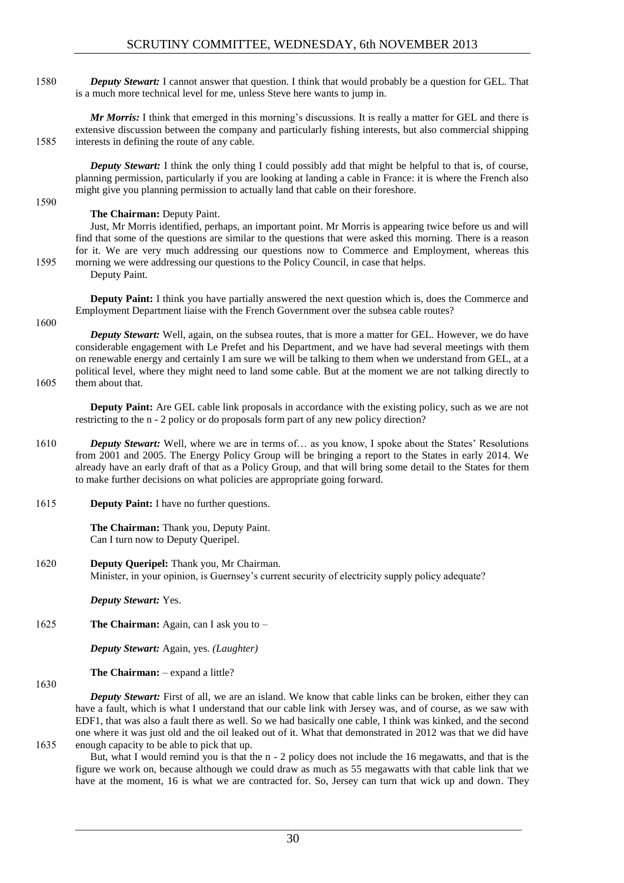*Deputy Stewart:* I cannot answer that question. I think that would probably be a question for GEL. That is a much more technical level for me, unless Steve here wants to jump in.

*Mr Morris:* I think that emerged in this morning's discussions. It is really a matter for GEL and there is extensive discussion between the company and particularly fishing interests, but also commercial shipping interests in defining the route of any cable.

*Deputy Stewart:* I think the only thing I could possibly add that might be helpful to that is, of course, planning permission, particularly if you are looking at landing a cable in France: it is where the French also might give you planning permission to actually land that cable on their foreshore.

**The Chairman:** Deputy Paint.

Just, Mr Morris identified, perhaps, an important point. Mr Morris is appearing twice before us and will find that some of the questions are similar to the questions that were asked this morning. There is a reason for it. We are very much addressing our questions now to Commerce and Employment, whereas this morning we were addressing our questions to the Policy Council, in case that helps.

Deputy Paint.

**Deputy Paint:** I think you have partially answered the next question which is, does the Commerce and Employment Department liaise with the French Government over the subsea cable routes?

*Deputy Stewart:* Well, again, on the subsea routes, that is more a matter for GEL. However, we do have considerable engagement with Le Prefet and his Department, and we have had several meetings with them on renewable energy and certainly I am sure we will be talking to them when we understand from GEL, at a political level, where they might need to land some cable. But at the moment we are not talking directly to them about that.

**Deputy Paint:** Are GEL cable link proposals in accordance with the existing policy, such as we are not restricting to the n - 2 policy or do proposals form part of any new policy direction?

*Deputy Stewart:* Well, where we are in terms of… as you know, I spoke about the States' Resolutions from 2001 and 2005. The Energy Policy Group will be bringing a report to the States in early 2014. We already have an early draft of that as a Policy Group, and that will bring some detail to the States for them to make further decisions on what policies are appropriate going forward.

**Deputy Paint:** I have no further questions.

**The Chairman:** Thank you, Deputy Paint.

Can I turn now to Deputy Queripel.

**Deputy Queripel:** Thank you, Mr Chairman.

Minister, in your opinion, is Guernsey's current security of electricity supply policy adequate?

*Deputy Stewart:* Yes.

**The Chairman:** Again, can I ask you to –

*Deputy Stewart:* Again, yes. *(Laughter)*

**The Chairman:** – expand a little?

*Deputy Stewart:* First of all, we are an island. We know that cable links can be broken, either they can have a fault, which is what I understand that our cable link with Jersey was, and of course, as we saw with EDF1, that was also a fault there as well. So we had basically one cable, I think was kinked, and the second one where it was just old and the oil leaked out of it. What that demonstrated in 2012 was that we did have enough capacity to be able to pick that up.

But, what I would remind you is that the n - 2 policy does not include the 16 megawatts, and that is the figure we work on, because although we could draw as much as 55 megawatts with that cable link that we have at the moment, 16 is what we are contracted for. So, Jersey can turn that wick up and down. They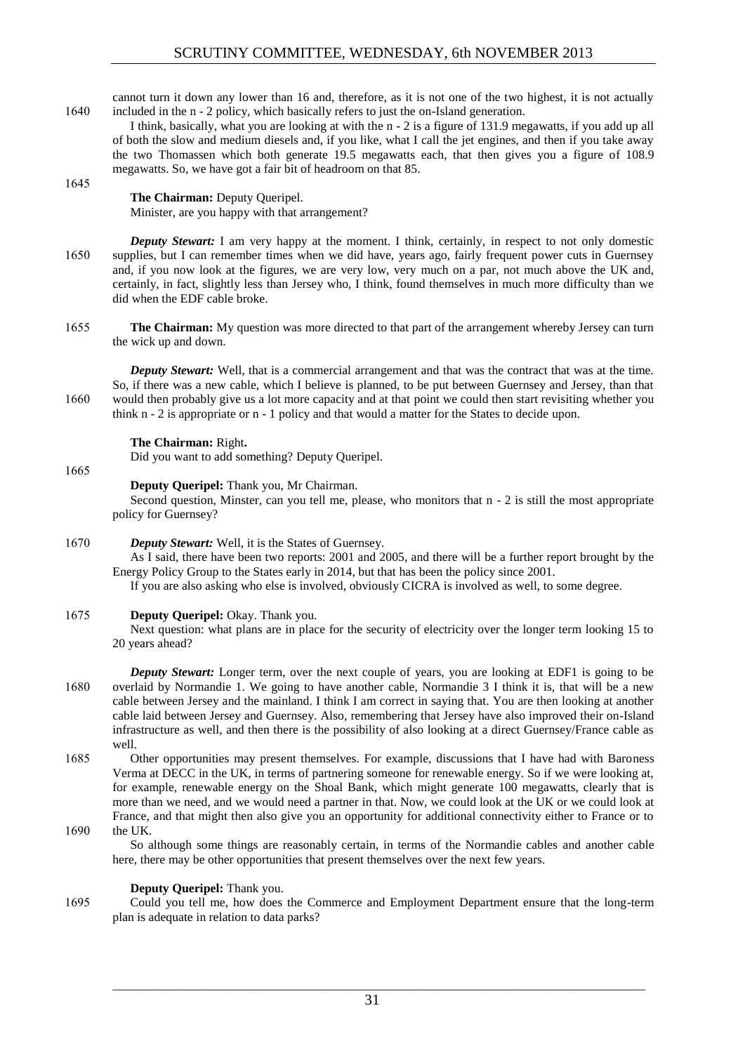cannot turn it down any lower than 16 and, therefore, as it is not one of the two highest, it is not actually included in the n - 2 policy, which basically refers to just the on-Island generation.

I think, basically, what you are looking at with the n - 2 is a figure of 131.9 megawatts, if you add up all of both the slow and medium diesels and, if you like, what I call the jet engines, and then if you take away the two Thomassen which both generate 19.5 megawatts each, that then gives you a figure of 108.9 megawatts. So, we have got a fair bit of headroom on that 85.

**The Chairman:** Deputy Queripel.

Minister, are you happy with that arrangement?

***Deputy Stewart:*** I am very happy at the moment. I think, certainly, in respect to not only domestic supplies, but I can remember times when we did have, years ago, fairly frequent power cuts in Guernsey and, if you now look at the figures, we are very low, very much on a par, not much above the UK and, certainly, in fact, slightly less than Jersey who, I think, found themselves in much more difficulty than we did when the EDF cable broke.

**The Chairman:** My question was more directed to that part of the arrangement whereby Jersey can turn the wick up and down.

***Deputy Stewart:*** Well, that is a commercial arrangement and that was the contract that was at the time. So, if there was a new cable, which I believe is planned, to be put between Guernsey and Jersey, than that would then probably give us a lot more capacity and at that point we could then start revisiting whether you think n - 2 is appropriate or n - 1 policy and that would a matter for the States to decide upon.

**The Chairman:** Right**.**

Did you want to add something? Deputy Queripel.

**Deputy Queripel:** Thank you, Mr Chairman.

Second question, Minster, can you tell me, please, who monitors that n - 2 is still the most appropriate policy for Guernsey?

***Deputy Stewart:*** Well, it is the States of Guernsey.

As I said, there have been two reports: 2001 and 2005, and there will be a further report brought by the Energy Policy Group to the States early in 2014, but that has been the policy since 2001.

If you are also asking who else is involved, obviously CICRA is involved as well, to some degree.

**Deputy Queripel:** Okay. Thank you.

Next question: what plans are in place for the security of electricity over the longer term looking 15 to 20 years ahead?

***Deputy Stewart:*** Longer term, over the next couple of years, you are looking at EDF1 is going to be overlaid by Normandie 1. We going to have another cable, Normandie 3 I think it is, that will be a new cable between Jersey and the mainland. I think I am correct in saying that. You are then looking at another cable laid between Jersey and Guernsey. Also, remembering that Jersey have also improved their on-Island infrastructure as well, and then there is the possibility of also looking at a direct Guernsey/France cable as well.

Other opportunities may present themselves. For example, discussions that I have had with Baroness Verma at DECC in the UK, in terms of partnering someone for renewable energy. So if we were looking at, for example, renewable energy on the Shoal Bank, which might generate 100 megawatts, clearly that is more than we need, and we would need a partner in that. Now, we could look at the UK or we could look at France, and that might then also give you an opportunity for additional connectivity either to France or to the UK.

So although some things are reasonably certain, in terms of the Normandie cables and another cable here, there may be other opportunities that present themselves over the next few years.

**Deputy Queripel:** Thank you.

Could you tell me, how does the Commerce and Employment Department ensure that the long-term plan is adequate in relation to data parks?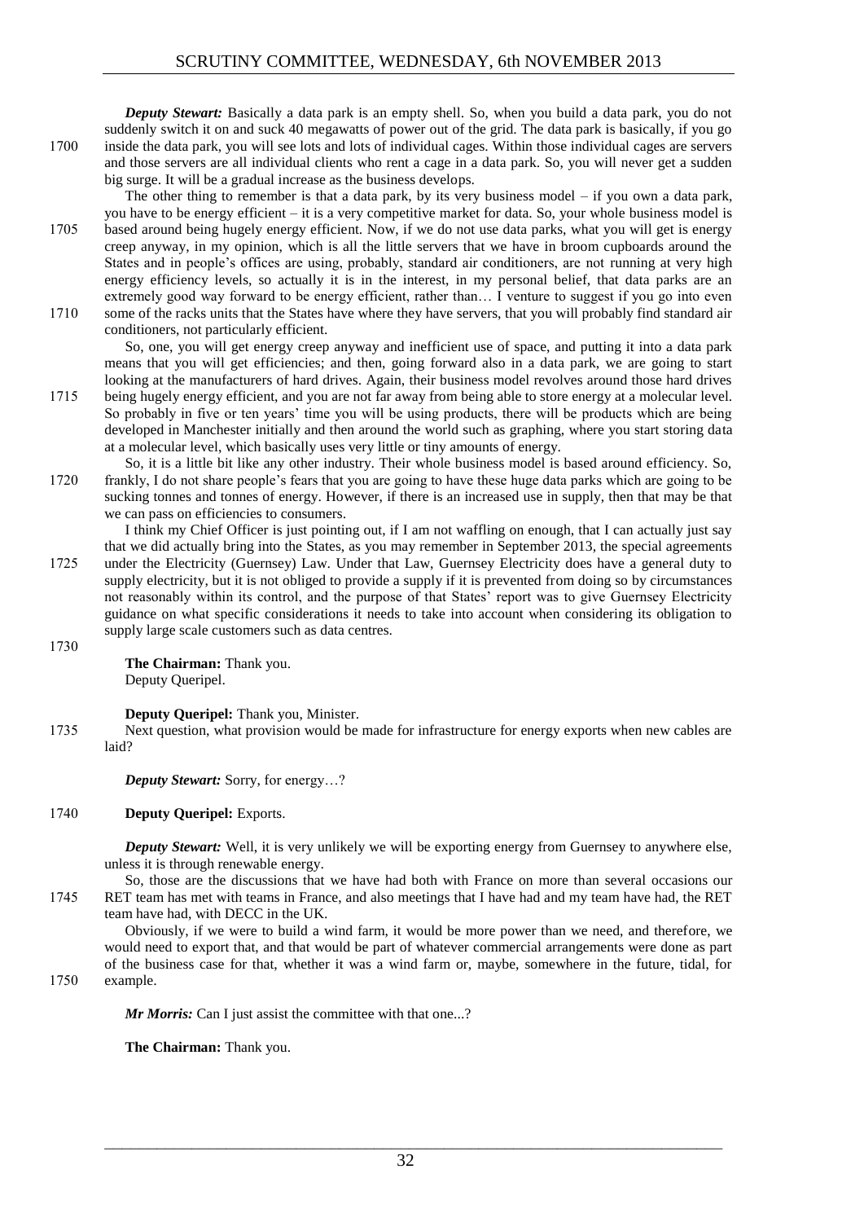***Deputy Stewart:*** Basically a data park is an empty shell. So, when you build a data park, you do not suddenly switch it on and suck 40 megawatts of power out of the grid. The data park is basically, if you go inside the data park, you will see lots and lots of individual cages. Within those individual cages are servers and those servers are all individual clients who rent a cage in a data park. So, you will never get a sudden big surge. It will be a gradual increase as the business develops.

The other thing to remember is that a data park, by its very business model – if you own a data park, you have to be energy efficient – it is a very competitive market for data. So, your whole business model is based around being hugely energy efficient. Now, if we do not use data parks, what you will get is energy creep anyway, in my opinion, which is all the little servers that we have in broom cupboards around the States and in people's offices are using, probably, standard air conditioners, are not running at very high energy efficiency levels, so actually it is in the interest, in my personal belief, that data parks are an extremely good way forward to be energy efficient, rather than… I venture to suggest if you go into even some of the racks units that the States have where they have servers, that you will probably find standard air conditioners, not particularly efficient.

So, one, you will get energy creep anyway and inefficient use of space, and putting it into a data park means that you will get efficiencies; and then, going forward also in a data park, we are going to start looking at the manufacturers of hard drives. Again, their business model revolves around those hard drives being hugely energy efficient, and you are not far away from being able to store energy at a molecular level. So probably in five or ten years' time you will be using products, there will be products which are being developed in Manchester initially and then around the world such as graphing, where you start storing data at a molecular level, which basically uses very little or tiny amounts of energy.

So, it is a little bit like any other industry. Their whole business model is based around efficiency. So, frankly, I do not share people's fears that you are going to have these huge data parks which are going to be sucking tonnes and tonnes of energy. However, if there is an increased use in supply, then that may be that we can pass on efficiencies to consumers.

I think my Chief Officer is just pointing out, if I am not waffling on enough, that I can actually just say that we did actually bring into the States, as you may remember in September 2013, the special agreements under the Electricity (Guernsey) Law. Under that Law, Guernsey Electricity does have a general duty to supply electricity, but it is not obliged to provide a supply if it is prevented from doing so by circumstances not reasonably within its control, and the purpose of that States' report was to give Guernsey Electricity guidance on what specific considerations it needs to take into account when considering its obligation to supply large scale customers such as data centres.

**The Chairman:** Thank you.
Deputy Queripel.

**Deputy Queripel:** Thank you, Minister.

Next question, what provision would be made for infrastructure for energy exports when new cables are laid?

***Deputy Stewart:*** Sorry, for energy…?

**Deputy Queripel:** Exports.

***Deputy Stewart:*** Well, it is very unlikely we will be exporting energy from Guernsey to anywhere else, unless it is through renewable energy.

So, those are the discussions that we have had both with France on more than several occasions our RET team has met with teams in France, and also meetings that I have had and my team have had, the RET team have had, with DECC in the UK.

Obviously, if we were to build a wind farm, it would be more power than we need, and therefore, we would need to export that, and that would be part of whatever commercial arrangements were done as part of the business case for that, whether it was a wind farm or, maybe, somewhere in the future, tidal, for example.

***Mr Morris:*** Can I just assist the committee with that one...?

**The Chairman:** Thank you.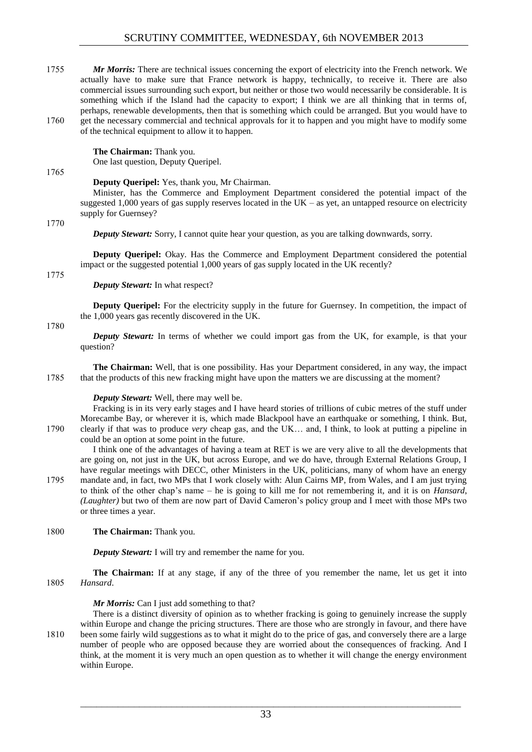***Mr Morris:*** There are technical issues concerning the export of electricity into the French network. We actually have to make sure that France network is happy, technically, to receive it. There are also commercial issues surrounding such export, but neither or those two would necessarily be considerable. It is something which if the Island had the capacity to export; I think we are all thinking that in terms of, perhaps, renewable developments, then that is something which could be arranged. But you would have to get the necessary commercial and technical approvals for it to happen and you might have to modify some of the technical equipment to allow it to happen.

**The Chairman:** Thank you.
One last question, Deputy Queripel.

**Deputy Queripel:** Yes, thank you, Mr Chairman.

Minister, has the Commerce and Employment Department considered the potential impact of the suggested 1,000 years of gas supply reserves located in the UK – as yet, an untapped resource on electricity supply for Guernsey?

***Deputy Stewart:*** Sorry, I cannot quite hear your question, as you are talking downwards, sorry.

**Deputy Queripel:** Okay. Has the Commerce and Employment Department considered the potential impact or the suggested potential 1,000 years of gas supply located in the UK recently?

***Deputy Stewart:*** In what respect?

**Deputy Queripel:** For the electricity supply in the future for Guernsey. In competition, the impact of the 1,000 years gas recently discovered in the UK.

***Deputy Stewart:*** In terms of whether we could import gas from the UK, for example, is that your question?

**The Chairman:** Well, that is one possibility. Has your Department considered, in any way, the impact that the products of this new fracking might have upon the matters we are discussing at the moment?

***Deputy Stewart:*** Well, there may well be.

Fracking is in its very early stages and I have heard stories of trillions of cubic metres of the stuff under Morecambe Bay, or wherever it is, which made Blackpool have an earthquake or something, I think. But, clearly if that was to produce *very* cheap gas, and the UK… and, I think, to look at putting a pipeline in could be an option at some point in the future.

I think one of the advantages of having a team at RET is we are very alive to all the developments that are going on, not just in the UK, but across Europe, and we do have, through External Relations Group, I have regular meetings with DECC, other Ministers in the UK, politicians, many of whom have an energy mandate and, in fact, two MPs that I work closely with: Alun Cairns MP, from Wales, and I am just trying to think of the other chap's name – he is going to kill me for not remembering it, and it is on *Hansard*, *(Laughter)* but two of them are now part of David Cameron's policy group and I meet with those MPs two or three times a year.

**The Chairman:** Thank you.

***Deputy Stewart:*** I will try and remember the name for you.

**The Chairman:** If at any stage, if any of the three of you remember the name, let us get it into *Hansard*.

***Mr Morris:*** Can I just add something to that?

There is a distinct diversity of opinion as to whether fracking is going to genuinely increase the supply within Europe and change the pricing structures. There are those who are strongly in favour, and there have been some fairly wild suggestions as to what it might do to the price of gas, and conversely there are a large number of people who are opposed because they are worried about the consequences of fracking. And I think, at the moment it is very much an open question as to whether it will change the energy environment within Europe.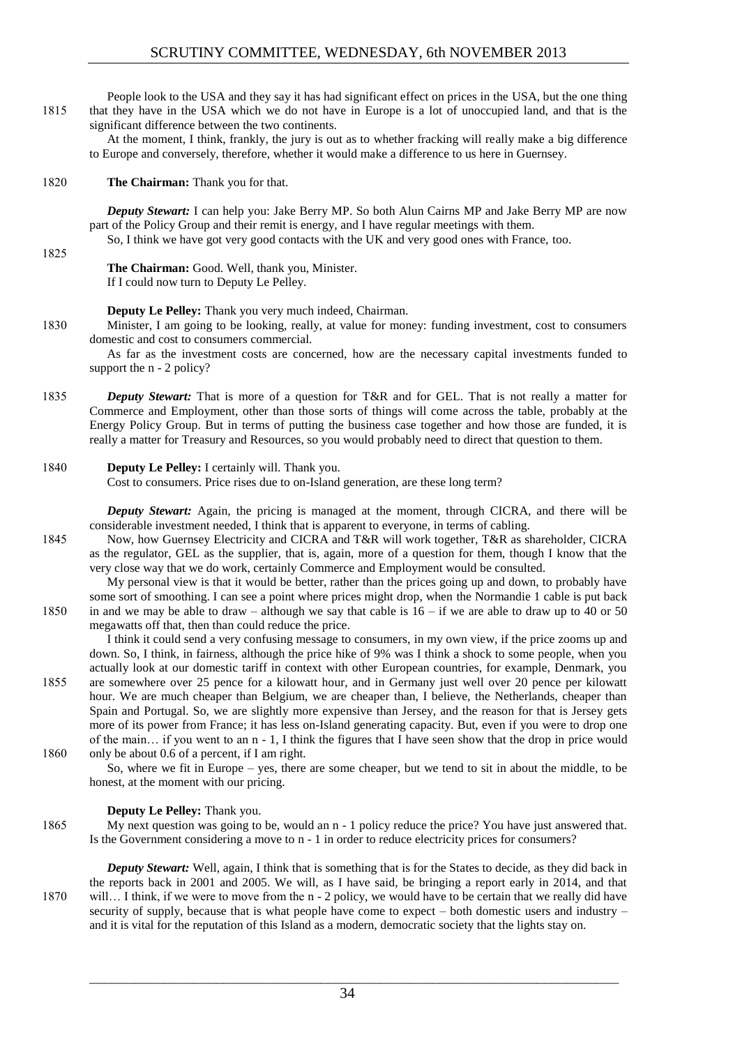People look to the USA and they say it has had significant effect on prices in the USA, but the one thing that they have in the USA which we do not have in Europe is a lot of unoccupied land, and that is the significant difference between the two continents.

At the moment, I think, frankly, the jury is out as to whether fracking will really make a big difference to Europe and conversely, therefore, whether it would make a difference to us here in Guernsey.

**The Chairman:** Thank you for that.

***Deputy Stewart:*** I can help you: Jake Berry MP. So both Alun Cairns MP and Jake Berry MP are now part of the Policy Group and their remit is energy, and I have regular meetings with them.

So, I think we have got very good contacts with the UK and very good ones with France, too.

**The Chairman:** Good. Well, thank you, Minister.

If I could now turn to Deputy Le Pelley.

**Deputy Le Pelley:** Thank you very much indeed, Chairman.

Minister, I am going to be looking, really, at value for money: funding investment, cost to consumers domestic and cost to consumers commercial.

As far as the investment costs are concerned, how are the necessary capital investments funded to support the n - 2 policy?

***Deputy Stewart:*** That is more of a question for T&R and for GEL. That is not really a matter for Commerce and Employment, other than those sorts of things will come across the table, probably at the Energy Policy Group. But in terms of putting the business case together and how those are funded, it is really a matter for Treasury and Resources, so you would probably need to direct that question to them.

**Deputy Le Pelley:** I certainly will. Thank you.

Cost to consumers. Price rises due to on-Island generation, are these long term?

***Deputy Stewart:*** Again, the pricing is managed at the moment, through CICRA, and there will be considerable investment needed, I think that is apparent to everyone, in terms of cabling.

Now, how Guernsey Electricity and CICRA and T&R will work together, T&R as shareholder, CICRA as the regulator, GEL as the supplier, that is, again, more of a question for them, though I know that the very close way that we do work, certainly Commerce and Employment would be consulted.

My personal view is that it would be better, rather than the prices going up and down, to probably have some sort of smoothing. I can see a point where prices might drop, when the Normandie 1 cable is put back in and we may be able to draw – although we say that cable is 16 – if we are able to draw up to 40 or 50 megawatts off that, then than could reduce the price.

I think it could send a very confusing message to consumers, in my own view, if the price zooms up and down. So, I think, in fairness, although the price hike of 9% was I think a shock to some people, when you actually look at our domestic tariff in context with other European countries, for example, Denmark, you are somewhere over 25 pence for a kilowatt hour, and in Germany just well over 20 pence per kilowatt hour. We are much cheaper than Belgium, we are cheaper than, I believe, the Netherlands, cheaper than Spain and Portugal. So, we are slightly more expensive than Jersey, and the reason for that is Jersey gets more of its power from France; it has less on-Island generating capacity. But, even if you were to drop one of the main… if you went to an n - 1, I think the figures that I have seen show that the drop in price would only be about 0.6 of a percent, if I am right.

So, where we fit in Europe – yes, there are some cheaper, but we tend to sit in about the middle, to be honest, at the moment with our pricing.

**Deputy Le Pelley:** Thank you.

My next question was going to be, would an n - 1 policy reduce the price? You have just answered that. Is the Government considering a move to n - 1 in order to reduce electricity prices for consumers?

***Deputy Stewart:*** Well, again, I think that is something that is for the States to decide, as they did back in the reports back in 2001 and 2005. We will, as I have said, be bringing a report early in 2014, and that will… I think, if we were to move from the n - 2 policy, we would have to be certain that we really did have security of supply, because that is what people have come to expect – both domestic users and industry – and it is vital for the reputation of this Island as a modern, democratic society that the lights stay on.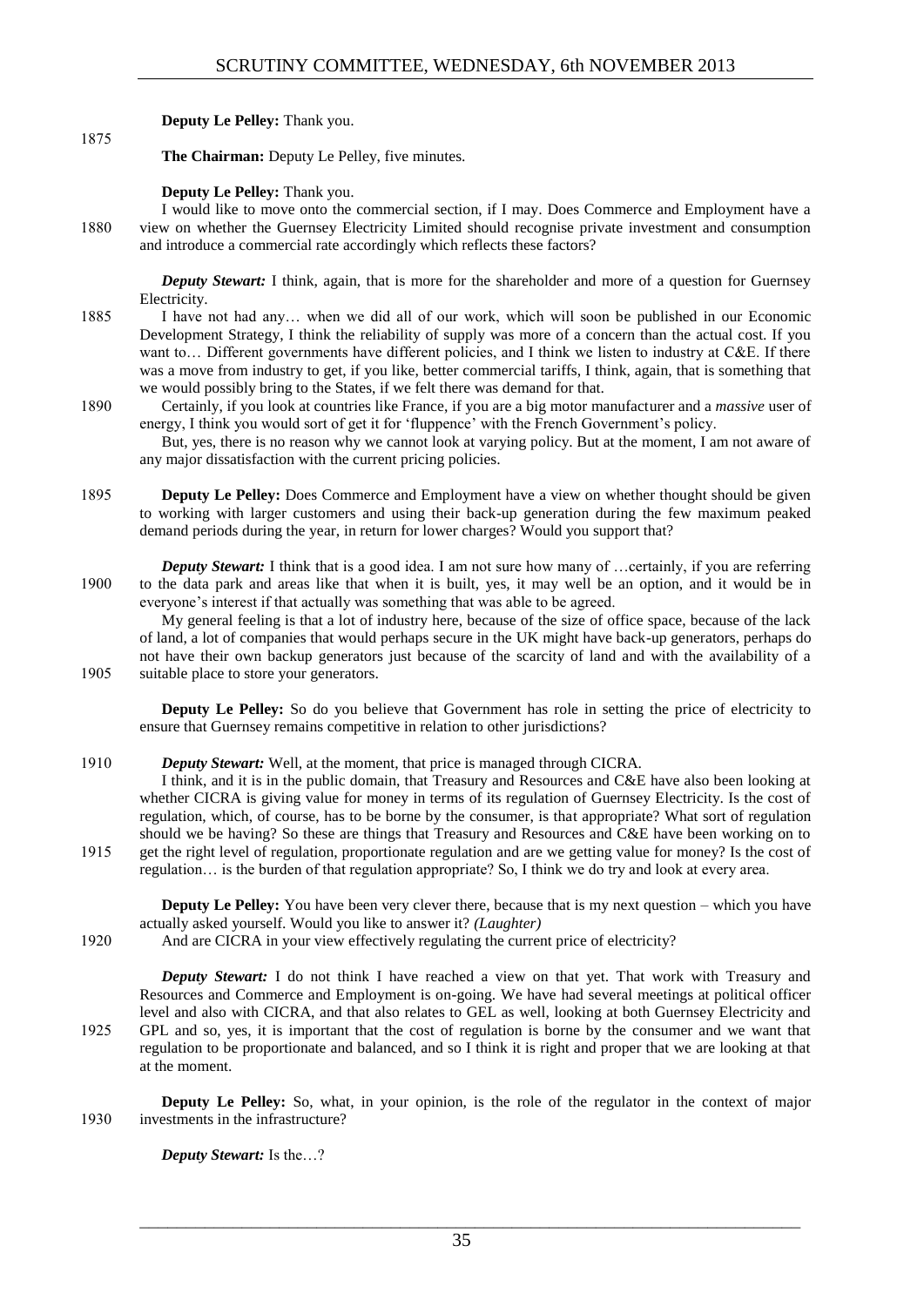**Deputy Le Pelley:** Thank you.

**The Chairman:** Deputy Le Pelley, five minutes.

**Deputy Le Pelley:** Thank you.

I would like to move onto the commercial section, if I may. Does Commerce and Employment have a view on whether the Guernsey Electricity Limited should recognise private investment and consumption and introduce a commercial rate accordingly which reflects these factors?

***Deputy Stewart:*** I think, again, that is more for the shareholder and more of a question for Guernsey Electricity.

I have not had any… when we did all of our work, which will soon be published in our Economic Development Strategy, I think the reliability of supply was more of a concern than the actual cost. If you want to… Different governments have different policies, and I think we listen to industry at C&E. If there was a move from industry to get, if you like, better commercial tariffs, I think, again, that is something that we would possibly bring to the States, if we felt there was demand for that.

Certainly, if you look at countries like France, if you are a big motor manufacturer and a *massive* user of energy, I think you would sort of get it for 'fluppence' with the French Government's policy.

But, yes, there is no reason why we cannot look at varying policy. But at the moment, I am not aware of any major dissatisfaction with the current pricing policies.

**Deputy Le Pelley:** Does Commerce and Employment have a view on whether thought should be given to working with larger customers and using their back-up generation during the few maximum peaked demand periods during the year, in return for lower charges? Would you support that?

***Deputy Stewart:*** I think that is a good idea. I am not sure how many of …certainly, if you are referring to the data park and areas like that when it is built, yes, it may well be an option, and it would be in everyone's interest if that actually was something that was able to be agreed.

My general feeling is that a lot of industry here, because of the size of office space, because of the lack of land, a lot of companies that would perhaps secure in the UK might have back-up generators, perhaps do not have their own backup generators just because of the scarcity of land and with the availability of a suitable place to store your generators.

**Deputy Le Pelley:** So do you believe that Government has role in setting the price of electricity to ensure that Guernsey remains competitive in relation to other jurisdictions?

***Deputy Stewart:*** Well, at the moment, that price is managed through CICRA.

I think, and it is in the public domain, that Treasury and Resources and C&E have also been looking at whether CICRA is giving value for money in terms of its regulation of Guernsey Electricity. Is the cost of regulation, which, of course, has to be borne by the consumer, is that appropriate? What sort of regulation should we be having? So these are things that Treasury and Resources and C&E have been working on to get the right level of regulation, proportionate regulation and are we getting value for money? Is the cost of regulation… is the burden of that regulation appropriate? So, I think we do try and look at every area.

**Deputy Le Pelley:** You have been very clever there, because that is my next question – which you have actually asked yourself. Would you like to answer it? *(Laughter)*

And are CICRA in your view effectively regulating the current price of electricity?

***Deputy Stewart:*** I do not think I have reached a view on that yet. That work with Treasury and Resources and Commerce and Employment is on-going. We have had several meetings at political officer level and also with CICRA, and that also relates to GEL as well, looking at both Guernsey Electricity and GPL and so, yes, it is important that the cost of regulation is borne by the consumer and we want that regulation to be proportionate and balanced, and so I think it is right and proper that we are looking at that at the moment.

**Deputy Le Pelley:** So, what, in your opinion, is the role of the regulator in the context of major investments in the infrastructure?

***Deputy Stewart:*** Is the…?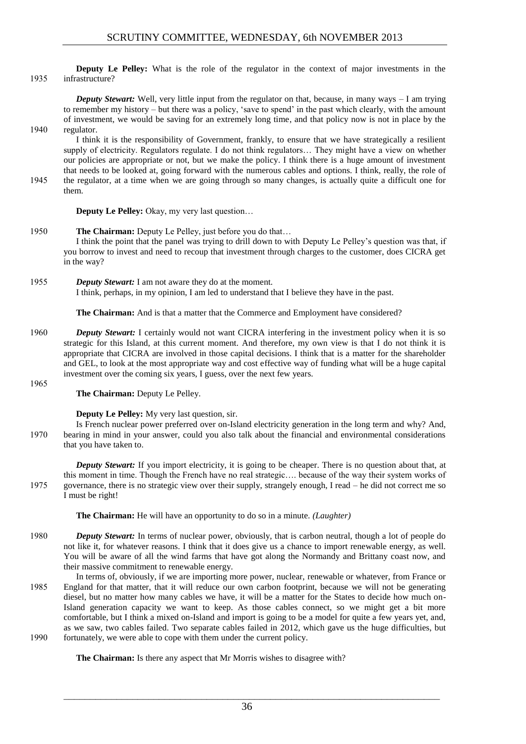**Deputy Le Pelley:** What is the role of the regulator in the context of major investments in the infrastructure?

***Deputy Stewart:*** Well, very little input from the regulator on that, because, in many ways – I am trying to remember my history – but there was a policy, 'save to spend' in the past which clearly, with the amount of investment, we would be saving for an extremely long time, and that policy now is not in place by the regulator.

I think it is the responsibility of Government, frankly, to ensure that we have strategically a resilient supply of electricity. Regulators regulate. I do not think regulators… They might have a view on whether our policies are appropriate or not, but we make the policy. I think there is a huge amount of investment that needs to be looked at, going forward with the numerous cables and options. I think, really, the role of the regulator, at a time when we are going through so many changes, is actually quite a difficult one for them.

**Deputy Le Pelley:** Okay, my very last question…

**The Chairman:** Deputy Le Pelley, just before you do that…

I think the point that the panel was trying to drill down to with Deputy Le Pelley's question was that, if you borrow to invest and need to recoup that investment through charges to the customer, does CICRA get in the way?

***Deputy Stewart:*** I am not aware they do at the moment.

I think, perhaps, in my opinion, I am led to understand that I believe they have in the past.

**The Chairman:** And is that a matter that the Commerce and Employment have considered?

***Deputy Stewart:*** I certainly would not want CICRA interfering in the investment policy when it is so strategic for this Island, at this current moment. And therefore, my own view is that I do not think it is appropriate that CICRA are involved in those capital decisions. I think that is a matter for the shareholder and GEL, to look at the most appropriate way and cost effective way of funding what will be a huge capital investment over the coming six years, I guess, over the next few years.

**The Chairman:** Deputy Le Pelley.

**Deputy Le Pelley:** My very last question, sir.

Is French nuclear power preferred over on-Island electricity generation in the long term and why? And, bearing in mind in your answer, could you also talk about the financial and environmental considerations that you have taken to.

***Deputy Stewart:*** If you import electricity, it is going to be cheaper. There is no question about that, at this moment in time. Though the French have no real strategic…. because of the way their system works of governance, there is no strategic view over their supply, strangely enough, I read – he did not correct me so I must be right!

**The Chairman:** He will have an opportunity to do so in a minute. *(Laughter)*

***Deputy Stewart:*** In terms of nuclear power, obviously, that is carbon neutral, though a lot of people do not like it, for whatever reasons. I think that it does give us a chance to import renewable energy, as well. You will be aware of all the wind farms that have got along the Normandy and Brittany coast now, and their massive commitment to renewable energy.

In terms of, obviously, if we are importing more power, nuclear, renewable or whatever, from France or England for that matter, that it will reduce our own carbon footprint, because we will not be generating diesel, but no matter how many cables we have, it will be a matter for the States to decide how much on-Island generation capacity we want to keep. As those cables connect, so we might get a bit more comfortable, but I think a mixed on-Island and import is going to be a model for quite a few years yet, and, as we saw, two cables failed. Two separate cables failed in 2012, which gave us the huge difficulties, but fortunately, we were able to cope with them under the current policy.

**The Chairman:** Is there any aspect that Mr Morris wishes to disagree with?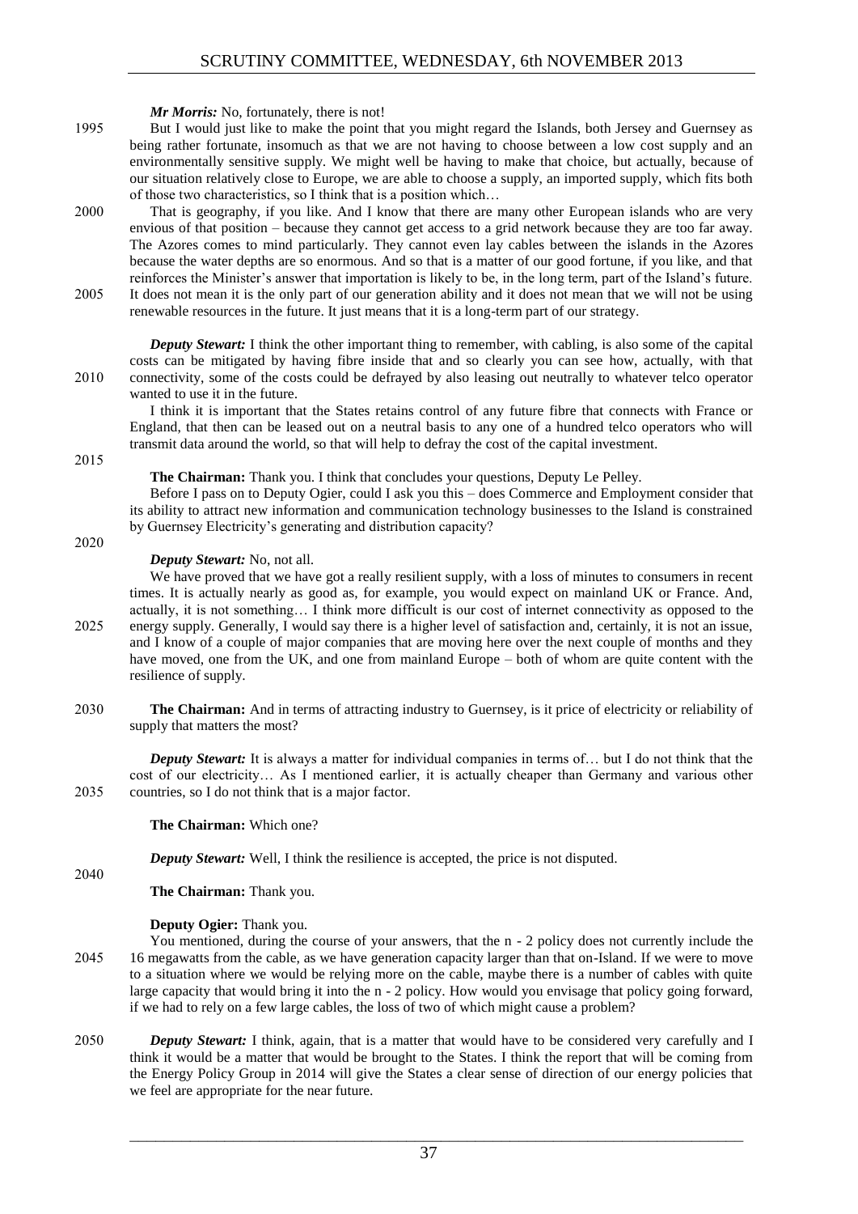***Mr Morris:*** No, fortunately, there is not!

But I would just like to make the point that you might regard the Islands, both Jersey and Guernsey as being rather fortunate, insomuch as that we are not having to choose between a low cost supply and an environmentally sensitive supply. We might well be having to make that choice, but actually, because of our situation relatively close to Europe, we are able to choose a supply, an imported supply, which fits both of those two characteristics, so I think that is a position which…

That is geography, if you like. And I know that there are many other European islands who are very envious of that position – because they cannot get access to a grid network because they are too far away. The Azores comes to mind particularly. They cannot even lay cables between the islands in the Azores because the water depths are so enormous. And so that is a matter of our good fortune, if you like, and that reinforces the Minister's answer that importation is likely to be, in the long term, part of the Island's future. It does not mean it is the only part of our generation ability and it does not mean that we will not be using renewable resources in the future. It just means that it is a long-term part of our strategy.

***Deputy Stewart:*** I think the other important thing to remember, with cabling, is also some of the capital costs can be mitigated by having fibre inside that and so clearly you can see how, actually, with that connectivity, some of the costs could be defrayed by also leasing out neutrally to whatever telco operator wanted to use it in the future.

I think it is important that the States retains control of any future fibre that connects with France or England, that then can be leased out on a neutral basis to any one of a hundred telco operators who will transmit data around the world, so that will help to defray the cost of the capital investment.

**The Chairman:** Thank you. I think that concludes your questions, Deputy Le Pelley.

Before I pass on to Deputy Ogier, could I ask you this – does Commerce and Employment consider that its ability to attract new information and communication technology businesses to the Island is constrained by Guernsey Electricity's generating and distribution capacity?

***Deputy Stewart:*** No, not all.

We have proved that we have got a really resilient supply, with a loss of minutes to consumers in recent times. It is actually nearly as good as, for example, you would expect on mainland UK or France. And, actually, it is not something… I think more difficult is our cost of internet connectivity as opposed to the energy supply. Generally, I would say there is a higher level of satisfaction and, certainly, it is not an issue, and I know of a couple of major companies that are moving here over the next couple of months and they have moved, one from the UK, and one from mainland Europe – both of whom are quite content with the resilience of supply.

**The Chairman:** And in terms of attracting industry to Guernsey, is it price of electricity or reliability of supply that matters the most?

***Deputy Stewart:*** It is always a matter for individual companies in terms of… but I do not think that the cost of our electricity… As I mentioned earlier, it is actually cheaper than Germany and various other countries, so I do not think that is a major factor.

**The Chairman:** Which one?

***Deputy Stewart:*** Well, I think the resilience is accepted, the price is not disputed.

**The Chairman:** Thank you.

**Deputy Ogier:** Thank you.

You mentioned, during the course of your answers, that the n - 2 policy does not currently include the 16 megawatts from the cable, as we have generation capacity larger than that on-Island. If we were to move to a situation where we would be relying more on the cable, maybe there is a number of cables with quite large capacity that would bring it into the n - 2 policy. How would you envisage that policy going forward, if we had to rely on a few large cables, the loss of two of which might cause a problem?

***Deputy Stewart:*** I think, again, that is a matter that would have to be considered very carefully and I think it would be a matter that would be brought to the States. I think the report that will be coming from the Energy Policy Group in 2014 will give the States a clear sense of direction of our energy policies that we feel are appropriate for the near future.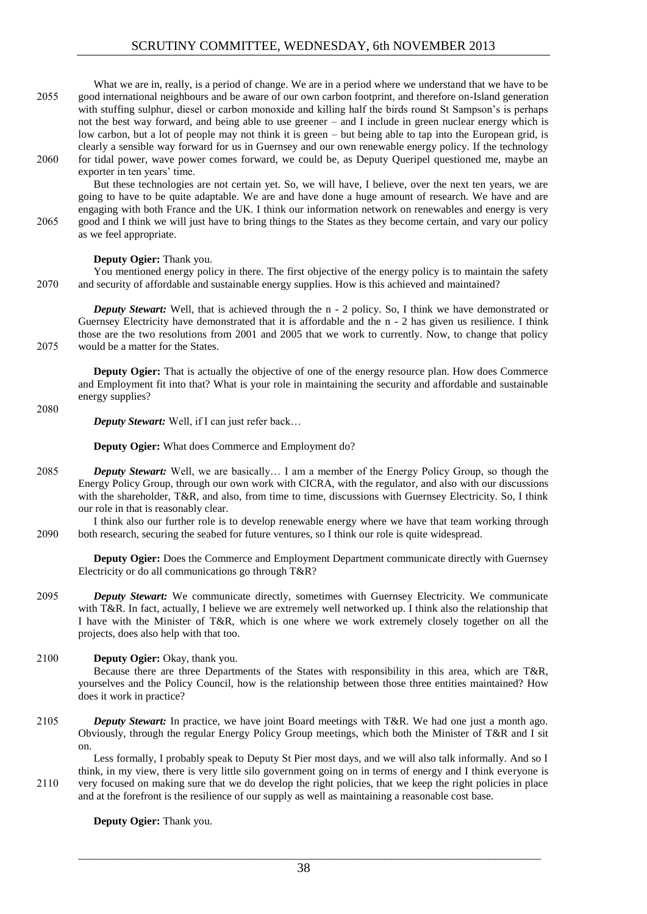What we are in, really, is a period of change. We are in a period where we understand that we have to be good international neighbours and be aware of our own carbon footprint, and therefore on-Island generation with stuffing sulphur, diesel or carbon monoxide and killing half the birds round St Sampson's is perhaps not the best way forward, and being able to use greener – and I include in green nuclear energy which is low carbon, but a lot of people may not think it is green – but being able to tap into the European grid, is clearly a sensible way forward for us in Guernsey and our own renewable energy policy. If the technology for tidal power, wave power comes forward, we could be, as Deputy Queripel questioned me, maybe an exporter in ten years' time.

But these technologies are not certain yet. So, we will have, I believe, over the next ten years, we are going to have to be quite adaptable. We are and have done a huge amount of research. We have and are engaging with both France and the UK. I think our information network on renewables and energy is very good and I think we will just have to bring things to the States as they become certain, and vary our policy as we feel appropriate.

**Deputy Ogier:** Thank you.

You mentioned energy policy in there. The first objective of the energy policy is to maintain the safety and security of affordable and sustainable energy supplies. How is this achieved and maintained?

***Deputy Stewart:*** Well, that is achieved through the n - 2 policy. So, I think we have demonstrated or Guernsey Electricity have demonstrated that it is affordable and the n - 2 has given us resilience. I think those are the two resolutions from 2001 and 2005 that we work to currently. Now, to change that policy would be a matter for the States.

**Deputy Ogier:** That is actually the objective of one of the energy resource plan. How does Commerce and Employment fit into that? What is your role in maintaining the security and affordable and sustainable energy supplies?

***Deputy Stewart:*** Well, if I can just refer back…

**Deputy Ogier:** What does Commerce and Employment do?

***Deputy Stewart:*** Well, we are basically… I am a member of the Energy Policy Group, so though the Energy Policy Group, through our own work with CICRA, with the regulator, and also with our discussions with the shareholder, T&R, and also, from time to time, discussions with Guernsey Electricity. So, I think our role in that is reasonably clear.

I think also our further role is to develop renewable energy where we have that team working through both research, securing the seabed for future ventures, so I think our role is quite widespread.

**Deputy Ogier:** Does the Commerce and Employment Department communicate directly with Guernsey Electricity or do all communications go through T&R?

***Deputy Stewart:*** We communicate directly, sometimes with Guernsey Electricity. We communicate with T&R. In fact, actually, I believe we are extremely well networked up. I think also the relationship that I have with the Minister of T&R, which is one where we work extremely closely together on all the projects, does also help with that too.

**Deputy Ogier:** Okay, thank you.

Because there are three Departments of the States with responsibility in this area, which are T&R, yourselves and the Policy Council, how is the relationship between those three entities maintained? How does it work in practice?

***Deputy Stewart:*** In practice, we have joint Board meetings with T&R. We had one just a month ago. Obviously, through the regular Energy Policy Group meetings, which both the Minister of T&R and I sit on.

Less formally, I probably speak to Deputy St Pier most days, and we will also talk informally. And so I think, in my view, there is very little silo government going on in terms of energy and I think everyone is very focused on making sure that we do develop the right policies, that we keep the right policies in place and at the forefront is the resilience of our supply as well as maintaining a reasonable cost base.

**Deputy Ogier:** Thank you.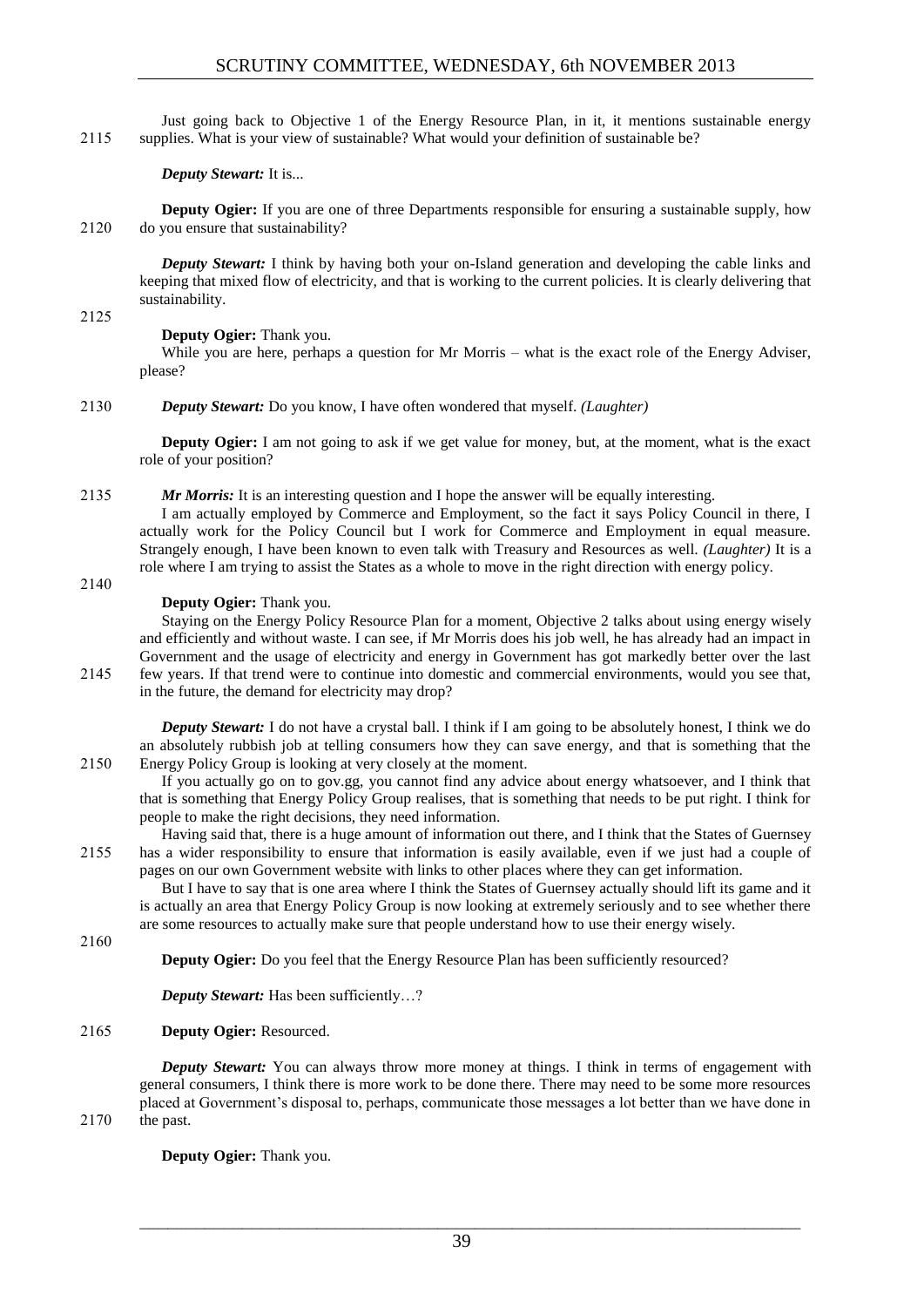Just going back to Objective 1 of the Energy Resource Plan, in it, it mentions sustainable energy supplies. What is your view of sustainable? What would your definition of sustainable be?

***Deputy Stewart:*** It is...

**Deputy Ogier:** If you are one of three Departments responsible for ensuring a sustainable supply, how do you ensure that sustainability?

***Deputy Stewart:*** I think by having both your on-Island generation and developing the cable links and keeping that mixed flow of electricity, and that is working to the current policies. It is clearly delivering that sustainability.

**Deputy Ogier:** Thank you.

While you are here, perhaps a question for Mr Morris – what is the exact role of the Energy Adviser, please?

***Deputy Stewart:*** Do you know, I have often wondered that myself. *(Laughter)*

**Deputy Ogier:** I am not going to ask if we get value for money, but, at the moment, what is the exact role of your position?

***Mr Morris:*** It is an interesting question and I hope the answer will be equally interesting.

I am actually employed by Commerce and Employment, so the fact it says Policy Council in there, I actually work for the Policy Council but I work for Commerce and Employment in equal measure. Strangely enough, I have been known to even talk with Treasury and Resources as well. *(Laughter)* It is a role where I am trying to assist the States as a whole to move in the right direction with energy policy.

**Deputy Ogier:** Thank you.

Staying on the Energy Policy Resource Plan for a moment, Objective 2 talks about using energy wisely and efficiently and without waste. I can see, if Mr Morris does his job well, he has already had an impact in Government and the usage of electricity and energy in Government has got markedly better over the last few years. If that trend were to continue into domestic and commercial environments, would you see that, in the future, the demand for electricity may drop?

***Deputy Stewart:*** I do not have a crystal ball. I think if I am going to be absolutely honest, I think we do an absolutely rubbish job at telling consumers how they can save energy, and that is something that the Energy Policy Group is looking at very closely at the moment.

If you actually go on to gov.gg, you cannot find any advice about energy whatsoever, and I think that that is something that Energy Policy Group realises, that is something that needs to be put right. I think for people to make the right decisions, they need information.

Having said that, there is a huge amount of information out there, and I think that the States of Guernsey has a wider responsibility to ensure that information is easily available, even if we just had a couple of pages on our own Government website with links to other places where they can get information.

But I have to say that is one area where I think the States of Guernsey actually should lift its game and it is actually an area that Energy Policy Group is now looking at extremely seriously and to see whether there are some resources to actually make sure that people understand how to use their energy wisely.

**Deputy Ogier:** Do you feel that the Energy Resource Plan has been sufficiently resourced?

***Deputy Stewart:*** Has been sufficiently…?

**Deputy Ogier:** Resourced.

***Deputy Stewart:*** You can always throw more money at things. I think in terms of engagement with general consumers, I think there is more work to be done there. There may need to be some more resources placed at Government's disposal to, perhaps, communicate those messages a lot better than we have done in the past.

**Deputy Ogier:** Thank you.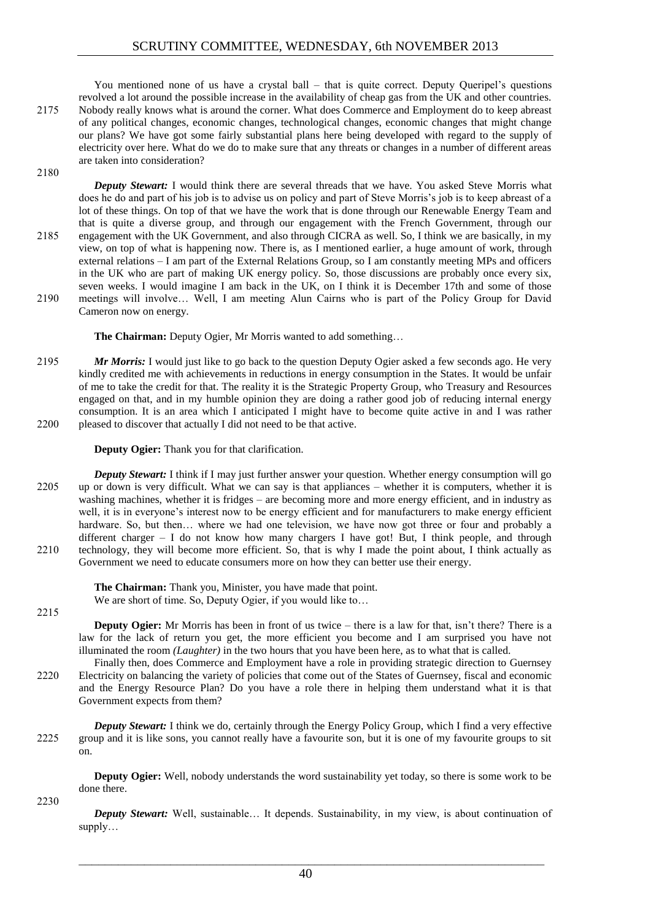You mentioned none of us have a crystal ball – that is quite correct. Deputy Queripel's questions revolved a lot around the possible increase in the availability of cheap gas from the UK and other countries. Nobody really knows what is around the corner. What does Commerce and Employment do to keep abreast of any political changes, economic changes, technological changes, economic changes that might change our plans? We have got some fairly substantial plans here being developed with regard to the supply of electricity over here. What do we do to make sure that any threats or changes in a number of different areas are taken into consideration?

***Deputy Stewart:*** I would think there are several threads that we have. You asked Steve Morris what does he do and part of his job is to advise us on policy and part of Steve Morris's job is to keep abreast of a lot of these things. On top of that we have the work that is done through our Renewable Energy Team and that is quite a diverse group, and through our engagement with the French Government, through our engagement with the UK Government, and also through CICRA as well. So, I think we are basically, in my view, on top of what is happening now. There is, as I mentioned earlier, a huge amount of work, through external relations – I am part of the External Relations Group, so I am constantly meeting MPs and officers in the UK who are part of making UK energy policy. So, those discussions are probably once every six, seven weeks. I would imagine I am back in the UK, on I think it is December 17th and some of those meetings will involve… Well, I am meeting Alun Cairns who is part of the Policy Group for David Cameron now on energy.

**The Chairman:** Deputy Ogier, Mr Morris wanted to add something…

***Mr Morris:*** I would just like to go back to the question Deputy Ogier asked a few seconds ago. He very kindly credited me with achievements in reductions in energy consumption in the States. It would be unfair of me to take the credit for that. The reality it is the Strategic Property Group, who Treasury and Resources engaged on that, and in my humble opinion they are doing a rather good job of reducing internal energy consumption. It is an area which I anticipated I might have to become quite active in and I was rather pleased to discover that actually I did not need to be that active.

**Deputy Ogier:** Thank you for that clarification.

***Deputy Stewart:*** I think if I may just further answer your question. Whether energy consumption will go up or down is very difficult. What we can say is that appliances – whether it is computers, whether it is washing machines, whether it is fridges – are becoming more and more energy efficient, and in industry as well, it is in everyone's interest now to be energy efficient and for manufacturers to make energy efficient hardware. So, but then… where we had one television, we have now got three or four and probably a different charger – I do not know how many chargers I have got! But, I think people, and through technology, they will become more efficient. So, that is why I made the point about, I think actually as Government we need to educate consumers more on how they can better use their energy.

**The Chairman:** Thank you, Minister, you have made that point.
We are short of time. So, Deputy Ogier, if you would like to…

**Deputy Ogier:** Mr Morris has been in front of us twice – there is a law for that, isn't there? There is a law for the lack of return you get, the more efficient you become and I am surprised you have not illuminated the room *(Laughter)* in the two hours that you have been here, as to what that is called.

Finally then, does Commerce and Employment have a role in providing strategic direction to Guernsey Electricity on balancing the variety of policies that come out of the States of Guernsey, fiscal and economic and the Energy Resource Plan? Do you have a role there in helping them understand what it is that Government expects from them?

***Deputy Stewart:*** I think we do, certainly through the Energy Policy Group, which I find a very effective group and it is like sons, you cannot really have a favourite son, but it is one of my favourite groups to sit on.

**Deputy Ogier:** Well, nobody understands the word sustainability yet today, so there is some work to be done there.

***Deputy Stewart:*** Well, sustainable… It depends. Sustainability, in my view, is about continuation of supply…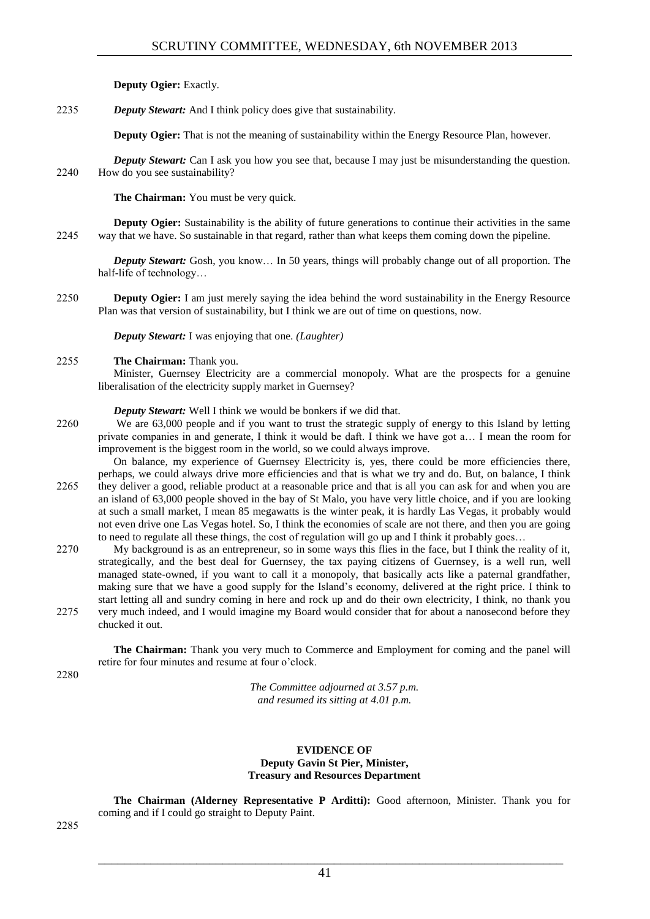**Deputy Ogier:** Exactly.

2235 *Deputy Stewart:* And I think policy does give that sustainability.

**Deputy Ogier:** That is not the meaning of sustainability within the Energy Resource Plan, however.

*Deputy Stewart:* Can I ask you how you see that, because I may just be misunderstanding the question.
2240 How do you see sustainability?

**The Chairman:** You must be very quick.

**Deputy Ogier:** Sustainability is the ability of future generations to continue their activities in the same
2245 way that we have. So sustainable in that regard, rather than what keeps them coming down the pipeline.

*Deputy Stewart:* Gosh, you know… In 50 years, things will probably change out of all proportion. The half-life of technology…

2250 **Deputy Ogier:** I am just merely saying the idea behind the word sustainability in the Energy Resource Plan was that version of sustainability, but I think we are out of time on questions, now.

*Deputy Stewart:* I was enjoying that one. *(Laughter)*

2255 **The Chairman:** Thank you.

Minister, Guernsey Electricity are a commercial monopoly. What are the prospects for a genuine liberalisation of the electricity supply market in Guernsey?

*Deputy Stewart:* Well I think we would be bonkers if we did that.

2260 We are 63,000 people and if you want to trust the strategic supply of energy to this Island by letting private companies in and generate, I think it would be daft. I think we have got a… I mean the room for improvement is the biggest room in the world, so we could always improve.

On balance, my experience of Guernsey Electricity is, yes, there could be more efficiencies there, perhaps, we could always drive more efficiencies and that is what we try and do. But, on balance, I think
2265 they deliver a good, reliable product at a reasonable price and that is all you can ask for and when you are an island of 63,000 people shoved in the bay of St Malo, you have very little choice, and if you are looking at such a small market, I mean 85 megawatts is the winter peak, it is hardly Las Vegas, it probably would not even drive one Las Vegas hotel. So, I think the economies of scale are not there, and then you are going to need to regulate all these things, the cost of regulation will go up and I think it probably goes…

2270 My background is as an entrepreneur, so in some ways this flies in the face, but I think the reality of it, strategically, and the best deal for Guernsey, the tax paying citizens of Guernsey, is a well run, well managed state-owned, if you want to call it a monopoly, that basically acts like a paternal grandfather, making sure that we have a good supply for the Island's economy, delivered at the right price. I think to start letting all and sundry coming in here and rock up and do their own electricity, I think, no thank you
2275 very much indeed, and I would imagine my Board would consider that for about a nanosecond before they chucked it out.

**The Chairman:** Thank you very much to Commerce and Employment for coming and the panel will retire for four minutes and resume at four o'clock.

2280

*The Committee adjourned at 3.57 p.m.*
*and resumed its sitting at 4.01 p.m.*

## EVIDENCE OF
## Deputy Gavin St Pier, Minister,
## Treasury and Resources Department

**The Chairman (Alderney Representative P Arditti):** Good afternoon, Minister. Thank you for coming and if I could go straight to Deputy Paint.

2285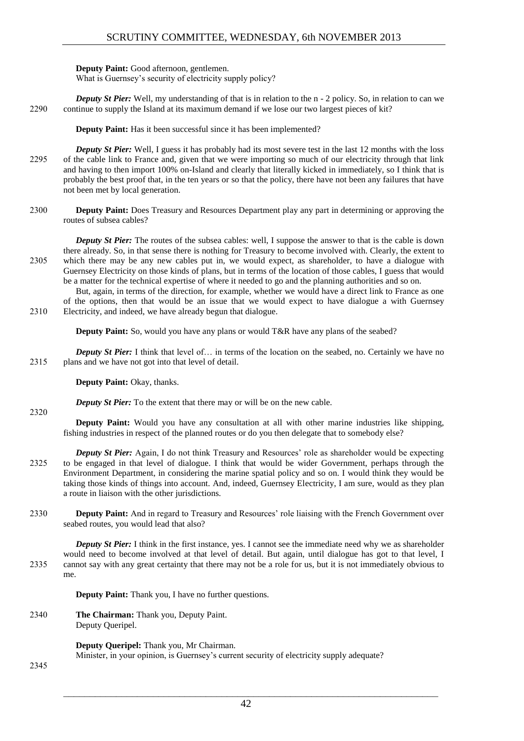**Deputy Paint:** Good afternoon, gentlemen.
What is Guernsey's security of electricity supply policy?

2290 *Deputy St Pier:* Well, my understanding of that is in relation to the n - 2 policy. So, in relation to can we continue to supply the Island at its maximum demand if we lose our two largest pieces of kit?

**Deputy Paint:** Has it been successful since it has been implemented?

2295 *Deputy St Pier:* Well, I guess it has probably had its most severe test in the last 12 months with the loss of the cable link to France and, given that we were importing so much of our electricity through that link and having to then import 100% on-Island and clearly that literally kicked in immediately, so I think that is probably the best proof that, in the ten years or so that the policy, there have not been any failures that have not been met by local generation.

2300 **Deputy Paint:** Does Treasury and Resources Department play any part in determining or approving the routes of subsea cables?

2305 *Deputy St Pier:* The routes of the subsea cables: well, I suppose the answer to that is the cable is down there already. So, in that sense there is nothing for Treasury to become involved with. Clearly, the extent to which there may be any new cables put in, we would expect, as shareholder, to have a dialogue with Guernsey Electricity on those kinds of plans, but in terms of the location of those cables, I guess that would be a matter for the technical expertise of where it needed to go and the planning authorities and so on.

2310 But, again, in terms of the direction, for example, whether we would have a direct link to France as one of the options, then that would be an issue that we would expect to have dialogue a with Guernsey Electricity, and indeed, we have already begun that dialogue.

**Deputy Paint:** So, would you have any plans or would T&R have any plans of the seabed?

2315 *Deputy St Pier:* I think that level of… in terms of the location on the seabed, no. Certainly we have no plans and we have not got into that level of detail.

**Deputy Paint:** Okay, thanks.

*Deputy St Pier:* To the extent that there may or will be on the new cable.

2320

**Deputy Paint:** Would you have any consultation at all with other marine industries like shipping, fishing industries in respect of the planned routes or do you then delegate that to somebody else?

2325 *Deputy St Pier:* Again, I do not think Treasury and Resources' role as shareholder would be expecting to be engaged in that level of dialogue. I think that would be wider Government, perhaps through the Environment Department, in considering the marine spatial policy and so on. I would think they would be taking those kinds of things into account. And, indeed, Guernsey Electricity, I am sure, would as they plan a route in liaison with the other jurisdictions.

2330 **Deputy Paint:** And in regard to Treasury and Resources' role liaising with the French Government over seabed routes, you would lead that also?

2335 *Deputy St Pier:* I think in the first instance, yes. I cannot see the immediate need why we as shareholder would need to become involved at that level of detail. But again, until dialogue has got to that level, I cannot say with any great certainty that there may not be a role for us, but it is not immediately obvious to me.

**Deputy Paint:** Thank you, I have no further questions.

2340 **The Chairman:** Thank you, Deputy Paint.
Deputy Queripel.

**Deputy Queripel:** Thank you, Mr Chairman.
Minister, in your opinion, is Guernsey's current security of electricity supply adequate?

2345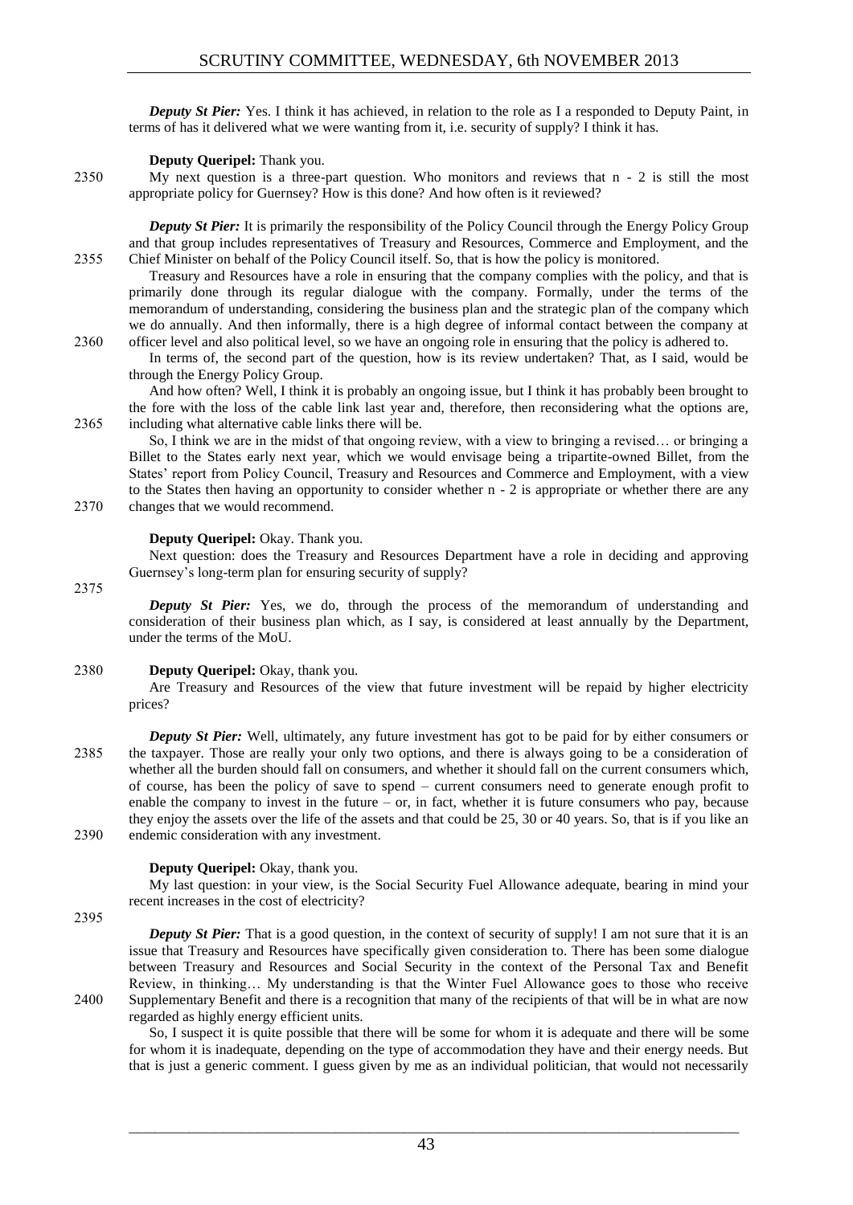*Deputy St Pier:* Yes. I think it has achieved, in relation to the role as I a responded to Deputy Paint, in terms of has it delivered what we were wanting from it, i.e. security of supply? I think it has.

**Deputy Queripel:** Thank you.

2350 My next question is a three-part question. Who monitors and reviews that n - 2 is still the most appropriate policy for Guernsey? How is this done? And how often is it reviewed?

*Deputy St Pier:* It is primarily the responsibility of the Policy Council through the Energy Policy Group and that group includes representatives of Treasury and Resources, Commerce and Employment, and the 2355 Chief Minister on behalf of the Policy Council itself. So, that is how the policy is monitored.

Treasury and Resources have a role in ensuring that the company complies with the policy, and that is primarily done through its regular dialogue with the company. Formally, under the terms of the memorandum of understanding, considering the business plan and the strategic plan of the company which we do annually. And then informally, there is a high degree of informal contact between the company at 2360 officer level and also political level, so we have an ongoing role in ensuring that the policy is adhered to.

In terms of, the second part of the question, how is its review undertaken? That, as I said, would be through the Energy Policy Group.

And how often? Well, I think it is probably an ongoing issue, but I think it has probably been brought to the fore with the loss of the cable link last year and, therefore, then reconsidering what the options are, 2365 including what alternative cable links there will be.

So, I think we are in the midst of that ongoing review, with a view to bringing a revised… or bringing a Billet to the States early next year, which we would envisage being a tripartite-owned Billet, from the States' report from Policy Council, Treasury and Resources and Commerce and Employment, with a view to the States then having an opportunity to consider whether n - 2 is appropriate or whether there are any 2370 changes that we would recommend.

**Deputy Queripel:** Okay. Thank you.

Next question: does the Treasury and Resources Department have a role in deciding and approving Guernsey's long-term plan for ensuring security of supply?

2375

*Deputy St Pier:* Yes, we do, through the process of the memorandum of understanding and consideration of their business plan which, as I say, is considered at least annually by the Department, under the terms of the MoU.

2380 **Deputy Queripel:** Okay, thank you.

Are Treasury and Resources of the view that future investment will be repaid by higher electricity prices?

*Deputy St Pier:* Well, ultimately, any future investment has got to be paid for by either consumers or 2385 the taxpayer. Those are really your only two options, and there is always going to be a consideration of whether all the burden should fall on consumers, and whether it should fall on the current consumers which, of course, has been the policy of save to spend – current consumers need to generate enough profit to enable the company to invest in the future – or, in fact, whether it is future consumers who pay, because they enjoy the assets over the life of the assets and that could be 25, 30 or 40 years. So, that is if you like an 2390 endemic consideration with any investment.

**Deputy Queripel:** Okay, thank you.

My last question: in your view, is the Social Security Fuel Allowance adequate, bearing in mind your recent increases in the cost of electricity?

2395

*Deputy St Pier:* That is a good question, in the context of security of supply! I am not sure that it is an issue that Treasury and Resources have specifically given consideration to. There has been some dialogue between Treasury and Resources and Social Security in the context of the Personal Tax and Benefit Review, in thinking… My understanding is that the Winter Fuel Allowance goes to those who receive 2400 Supplementary Benefit and there is a recognition that many of the recipients of that will be in what are now regarded as highly energy efficient units.

So, I suspect it is quite possible that there will be some for whom it is adequate and there will be some for whom it is inadequate, depending on the type of accommodation they have and their energy needs. But that is just a generic comment. I guess given by me as an individual politician, that would not necessarily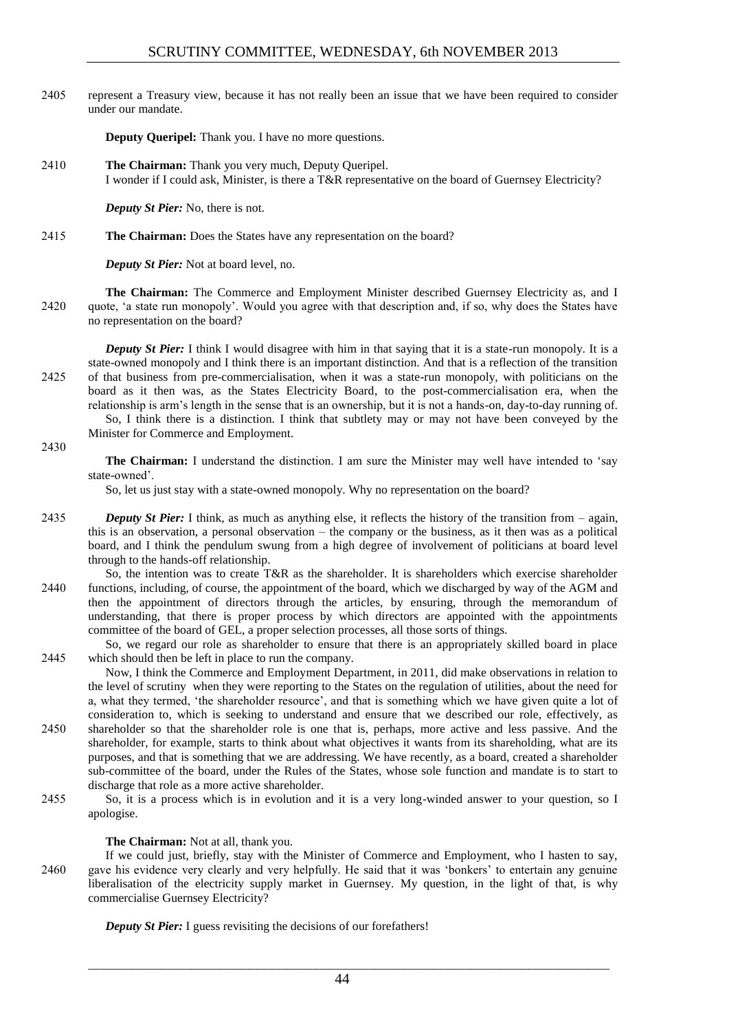represent a Treasury view, because it has not really been an issue that we have been required to consider under our mandate.

**Deputy Queripel:** Thank you. I have no more questions.

**The Chairman:** Thank you very much, Deputy Queripel.
I wonder if I could ask, Minister, is there a T&R representative on the board of Guernsey Electricity?

***Deputy St Pier:*** No, there is not.

**The Chairman:** Does the States have any representation on the board?

***Deputy St Pier:*** Not at board level, no.

**The Chairman:** The Commerce and Employment Minister described Guernsey Electricity as, and I quote, 'a state run monopoly'. Would you agree with that description and, if so, why does the States have no representation on the board?

***Deputy St Pier:*** I think I would disagree with him in that saying that it is a state-run monopoly. It is a state-owned monopoly and I think there is an important distinction. And that is a reflection of the transition of that business from pre-commercialisation, when it was a state-run monopoly, with politicians on the board as it then was, as the States Electricity Board, to the post-commercialisation era, when the relationship is arm's length in the sense that is an ownership, but it is not a hands-on, day-to-day running of.

So, I think there is a distinction. I think that subtlety may or may not have been conveyed by the Minister for Commerce and Employment.

**The Chairman:** I understand the distinction. I am sure the Minister may well have intended to 'say state-owned'.

So, let us just stay with a state-owned monopoly. Why no representation on the board?

***Deputy St Pier:*** I think, as much as anything else, it reflects the history of the transition from – again, this is an observation, a personal observation – the company or the business, as it then was as a political board, and I think the pendulum swung from a high degree of involvement of politicians at board level through to the hands-off relationship.

So, the intention was to create T&R as the shareholder. It is shareholders which exercise shareholder functions, including, of course, the appointment of the board, which we discharged by way of the AGM and then the appointment of directors through the articles, by ensuring, through the memorandum of understanding, that there is proper process by which directors are appointed with the appointments committee of the board of GEL, a proper selection processes, all those sorts of things.

So, we regard our role as shareholder to ensure that there is an appropriately skilled board in place which should then be left in place to run the company.

Now, I think the Commerce and Employment Department, in 2011, did make observations in relation to the level of scrutiny when they were reporting to the States on the regulation of utilities, about the need for a, what they termed, 'the shareholder resource', and that is something which we have given quite a lot of consideration to, which is seeking to understand and ensure that we described our role, effectively, as shareholder so that the shareholder role is one that is, perhaps, more active and less passive. And the shareholder, for example, starts to think about what objectives it wants from its shareholding, what are its purposes, and that is something that we are addressing. We have recently, as a board, created a shareholder sub-committee of the board, under the Rules of the States, whose sole function and mandate is to start to discharge that role as a more active shareholder.

So, it is a process which is in evolution and it is a very long-winded answer to your question, so I apologise.

**The Chairman:** Not at all, thank you.

If we could just, briefly, stay with the Minister of Commerce and Employment, who I hasten to say, gave his evidence very clearly and very helpfully. He said that it was 'bonkers' to entertain any genuine liberalisation of the electricity supply market in Guernsey. My question, in the light of that, is why commercialise Guernsey Electricity?

***Deputy St Pier:*** I guess revisiting the decisions of our forefathers!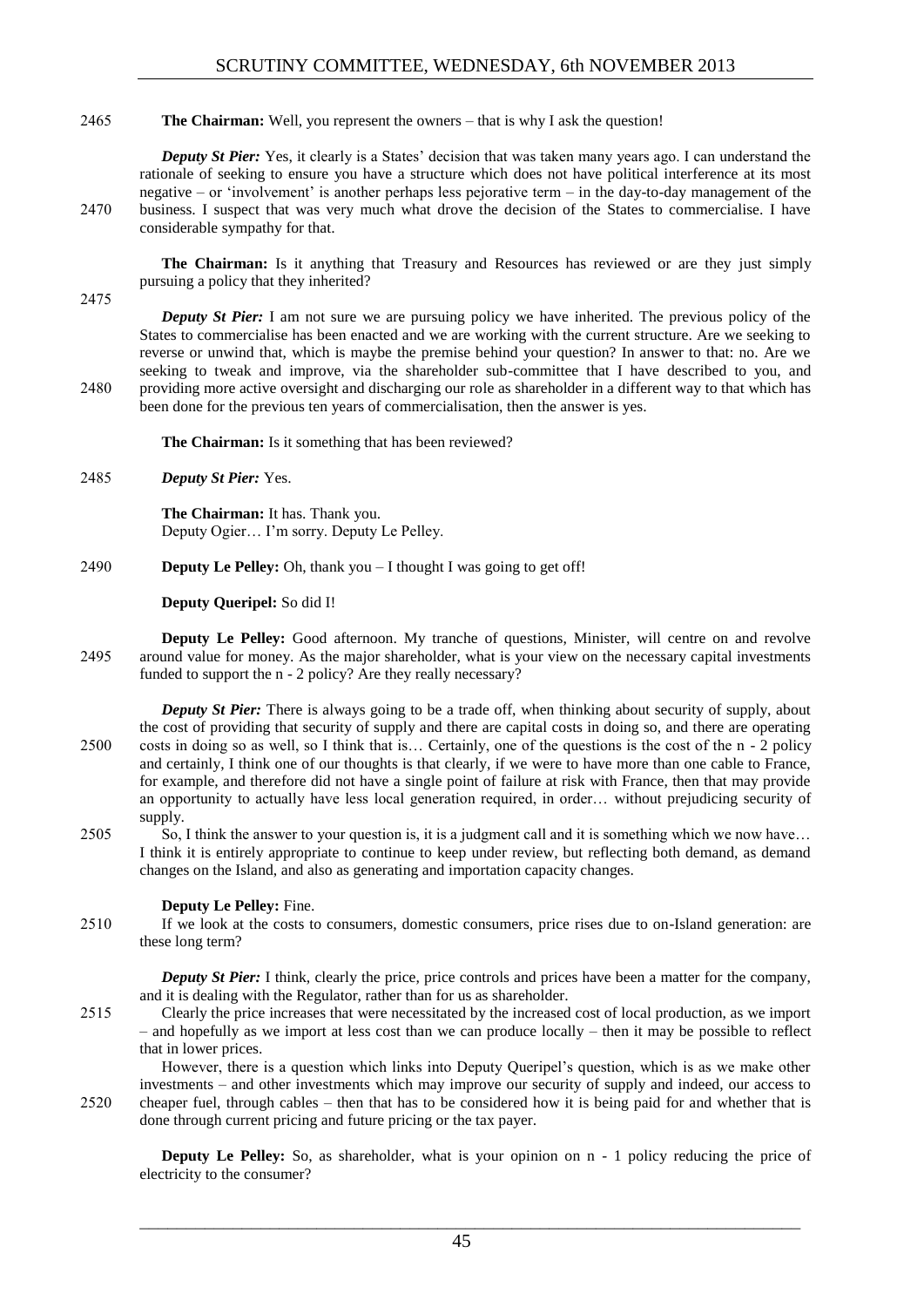**The Chairman:** Well, you represent the owners – that is why I ask the question!

***Deputy St Pier:*** Yes, it clearly is a States' decision that was taken many years ago. I can understand the rationale of seeking to ensure you have a structure which does not have political interference at its most negative – or 'involvement' is another perhaps less pejorative term – in the day-to-day management of the business. I suspect that was very much what drove the decision of the States to commercialise. I have considerable sympathy for that.

**The Chairman:** Is it anything that Treasury and Resources has reviewed or are they just simply pursuing a policy that they inherited?

***Deputy St Pier:*** I am not sure we are pursuing policy we have inherited. The previous policy of the States to commercialise has been enacted and we are working with the current structure. Are we seeking to reverse or unwind that, which is maybe the premise behind your question? In answer to that: no. Are we seeking to tweak and improve, via the shareholder sub-committee that I have described to you, and providing more active oversight and discharging our role as shareholder in a different way to that which has been done for the previous ten years of commercialisation, then the answer is yes.

**The Chairman:** Is it something that has been reviewed?

***Deputy St Pier:*** Yes.

**The Chairman:** It has. Thank you.
Deputy Ogier… I'm sorry. Deputy Le Pelley.

**Deputy Le Pelley:** Oh, thank you – I thought I was going to get off!

**Deputy Queripel:** So did I!

**Deputy Le Pelley:** Good afternoon. My tranche of questions, Minister, will centre on and revolve around value for money. As the major shareholder, what is your view on the necessary capital investments funded to support the n - 2 policy? Are they really necessary?

***Deputy St Pier:*** There is always going to be a trade off, when thinking about security of supply, about the cost of providing that security of supply and there are capital costs in doing so, and there are operating costs in doing so as well, so I think that is… Certainly, one of the questions is the cost of the n - 2 policy and certainly, I think one of our thoughts is that clearly, if we were to have more than one cable to France, for example, and therefore did not have a single point of failure at risk with France, then that may provide an opportunity to actually have less local generation required, in order… without prejudicing security of supply.

So, I think the answer to your question is, it is a judgment call and it is something which we now have… I think it is entirely appropriate to continue to keep under review, but reflecting both demand, as demand changes on the Island, and also as generating and importation capacity changes.

**Deputy Le Pelley:** Fine.

If we look at the costs to consumers, domestic consumers, price rises due to on-Island generation: are these long term?

***Deputy St Pier:*** I think, clearly the price, price controls and prices have been a matter for the company, and it is dealing with the Regulator, rather than for us as shareholder.

Clearly the price increases that were necessitated by the increased cost of local production, as we import – and hopefully as we import at less cost than we can produce locally – then it may be possible to reflect that in lower prices.

However, there is a question which links into Deputy Queripel's question, which is as we make other investments – and other investments which may improve our security of supply and indeed, our access to cheaper fuel, through cables – then that has to be considered how it is being paid for and whether that is done through current pricing and future pricing or the tax payer.

**Deputy Le Pelley:** So, as shareholder, what is your opinion on n - 1 policy reducing the price of electricity to the consumer?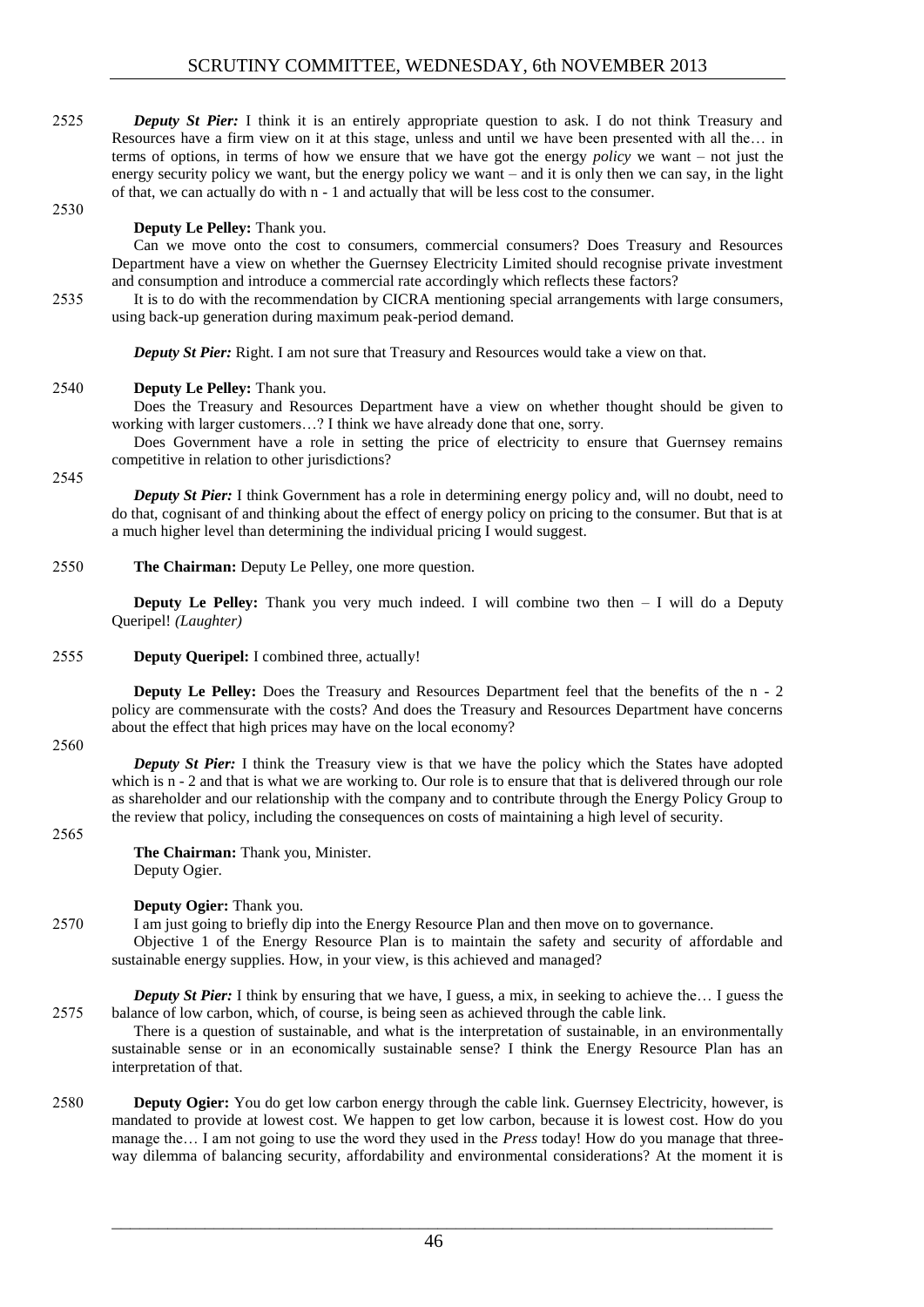*Deputy St Pier:* I think it is an entirely appropriate question to ask. I do not think Treasury and Resources have a firm view on it at this stage, unless and until we have been presented with all the… in terms of options, in terms of how we ensure that we have got the energy *policy* we want – not just the energy security policy we want, but the energy policy we want – and it is only then we can say, in the light of that, we can actually do with n - 1 and actually that will be less cost to the consumer.

**Deputy Le Pelley:** Thank you.

Can we move onto the cost to consumers, commercial consumers? Does Treasury and Resources Department have a view on whether the Guernsey Electricity Limited should recognise private investment and consumption and introduce a commercial rate accordingly which reflects these factors?

It is to do with the recommendation by CICRA mentioning special arrangements with large consumers, using back-up generation during maximum peak-period demand.

*Deputy St Pier:* Right. I am not sure that Treasury and Resources would take a view on that.

**Deputy Le Pelley:** Thank you.

Does the Treasury and Resources Department have a view on whether thought should be given to working with larger customers…? I think we have already done that one, sorry.

Does Government have a role in setting the price of electricity to ensure that Guernsey remains competitive in relation to other jurisdictions?

*Deputy St Pier:* I think Government has a role in determining energy policy and, will no doubt, need to do that, cognisant of and thinking about the effect of energy policy on pricing to the consumer. But that is at a much higher level than determining the individual pricing I would suggest.

**The Chairman:** Deputy Le Pelley, one more question.

**Deputy Le Pelley:** Thank you very much indeed. I will combine two then – I will do a Deputy Queripel! *(Laughter)*

**Deputy Queripel:** I combined three, actually!

**Deputy Le Pelley:** Does the Treasury and Resources Department feel that the benefits of the n - 2 policy are commensurate with the costs? And does the Treasury and Resources Department have concerns about the effect that high prices may have on the local economy?

*Deputy St Pier:* I think the Treasury view is that we have the policy which the States have adopted which is n - 2 and that is what we are working to. Our role is to ensure that that is delivered through our role as shareholder and our relationship with the company and to contribute through the Energy Policy Group to the review that policy, including the consequences on costs of maintaining a high level of security.

**The Chairman:** Thank you, Minister.

Deputy Ogier.

**Deputy Ogier:** Thank you.

I am just going to briefly dip into the Energy Resource Plan and then move on to governance.

Objective 1 of the Energy Resource Plan is to maintain the safety and security of affordable and sustainable energy supplies. How, in your view, is this achieved and managed?

*Deputy St Pier:* I think by ensuring that we have, I guess, a mix, in seeking to achieve the… I guess the balance of low carbon, which, of course, is being seen as achieved through the cable link.

There is a question of sustainable, and what is the interpretation of sustainable, in an environmentally sustainable sense or in an economically sustainable sense? I think the Energy Resource Plan has an interpretation of that.

**Deputy Ogier:** You do get low carbon energy through the cable link. Guernsey Electricity, however, is mandated to provide at lowest cost. We happen to get low carbon, because it is lowest cost. How do you manage the… I am not going to use the word they used in the *Press* today! How do you manage that three-way dilemma of balancing security, affordability and environmental considerations? At the moment it is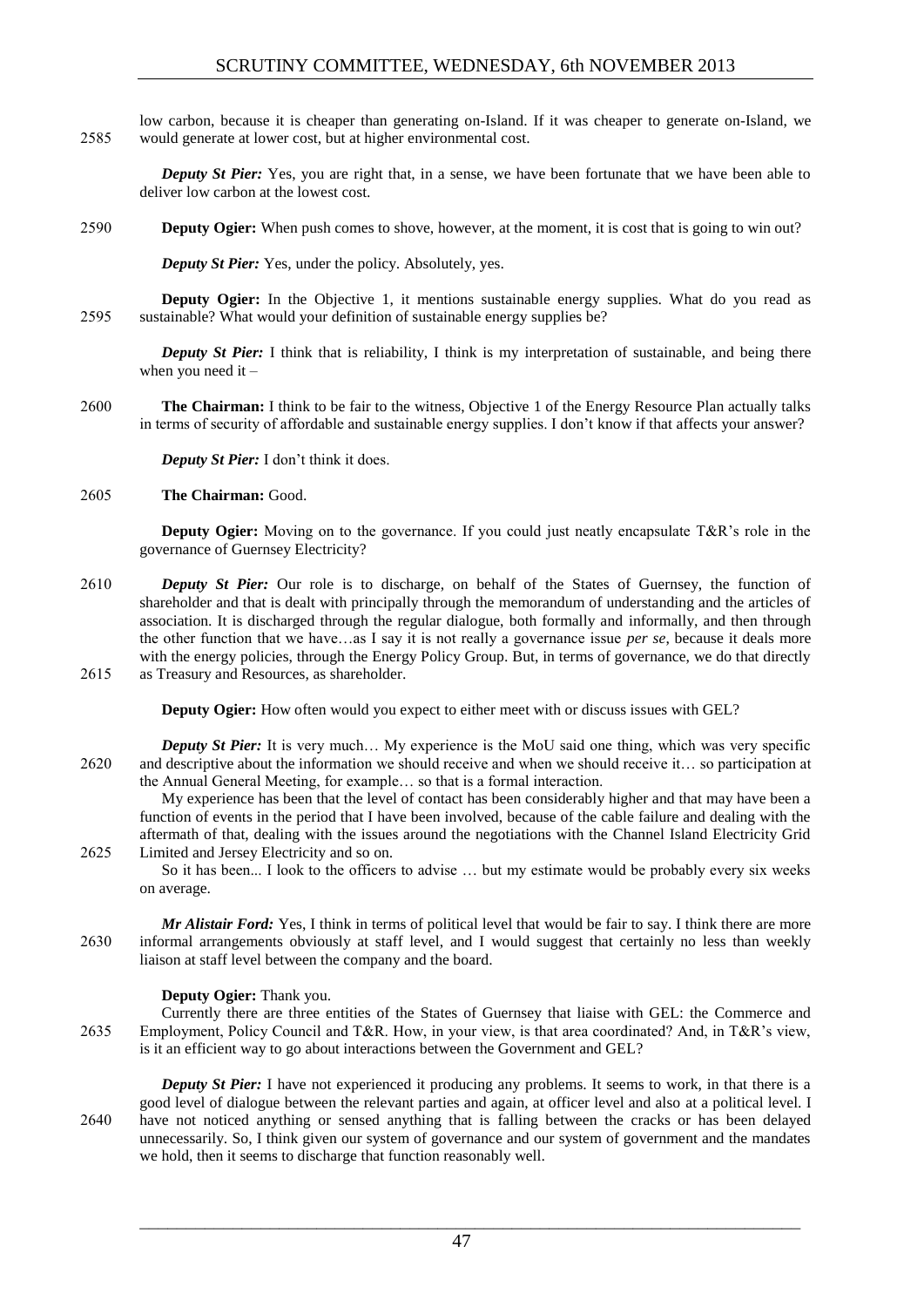low carbon, because it is cheaper than generating on-Island. If it was cheaper to generate on-Island, we would generate at lower cost, but at higher environmental cost.

***Deputy St Pier:*** Yes, you are right that, in a sense, we have been fortunate that we have been able to deliver low carbon at the lowest cost.

**Deputy Ogier:** When push comes to shove, however, at the moment, it is cost that is going to win out?

***Deputy St Pier:*** Yes, under the policy. Absolutely, yes.

**Deputy Ogier:** In the Objective 1, it mentions sustainable energy supplies. What do you read as sustainable? What would your definition of sustainable energy supplies be?

***Deputy St Pier:*** I think that is reliability, I think is my interpretation of sustainable, and being there when you need it –

**The Chairman:** I think to be fair to the witness, Objective 1 of the Energy Resource Plan actually talks in terms of security of affordable and sustainable energy supplies. I don't know if that affects your answer?

***Deputy St Pier:*** I don't think it does.

**The Chairman:** Good.

**Deputy Ogier:** Moving on to the governance. If you could just neatly encapsulate T&R's role in the governance of Guernsey Electricity?

***Deputy St Pier:*** Our role is to discharge, on behalf of the States of Guernsey, the function of shareholder and that is dealt with principally through the memorandum of understanding and the articles of association. It is discharged through the regular dialogue, both formally and informally, and then through the other function that we have…as I say it is not really a governance issue *per se*, because it deals more with the energy policies, through the Energy Policy Group. But, in terms of governance, we do that directly as Treasury and Resources, as shareholder.

**Deputy Ogier:** How often would you expect to either meet with or discuss issues with GEL?

***Deputy St Pier:*** It is very much… My experience is the MoU said one thing, which was very specific and descriptive about the information we should receive and when we should receive it… so participation at the Annual General Meeting, for example… so that is a formal interaction.

My experience has been that the level of contact has been considerably higher and that may have been a function of events in the period that I have been involved, because of the cable failure and dealing with the aftermath of that, dealing with the issues around the negotiations with the Channel Island Electricity Grid Limited and Jersey Electricity and so on.

So it has been... I look to the officers to advise … but my estimate would be probably every six weeks on average.

***Mr Alistair Ford:*** Yes, I think in terms of political level that would be fair to say. I think there are more informal arrangements obviously at staff level, and I would suggest that certainly no less than weekly liaison at staff level between the company and the board.

**Deputy Ogier:** Thank you.

Currently there are three entities of the States of Guernsey that liaise with GEL: the Commerce and Employment, Policy Council and T&R. How, in your view, is that area coordinated? And, in T&R's view, is it an efficient way to go about interactions between the Government and GEL?

***Deputy St Pier:*** I have not experienced it producing any problems. It seems to work, in that there is a good level of dialogue between the relevant parties and again, at officer level and also at a political level. I have not noticed anything or sensed anything that is falling between the cracks or has been delayed unnecessarily. So, I think given our system of governance and our system of government and the mandates we hold, then it seems to discharge that function reasonably well.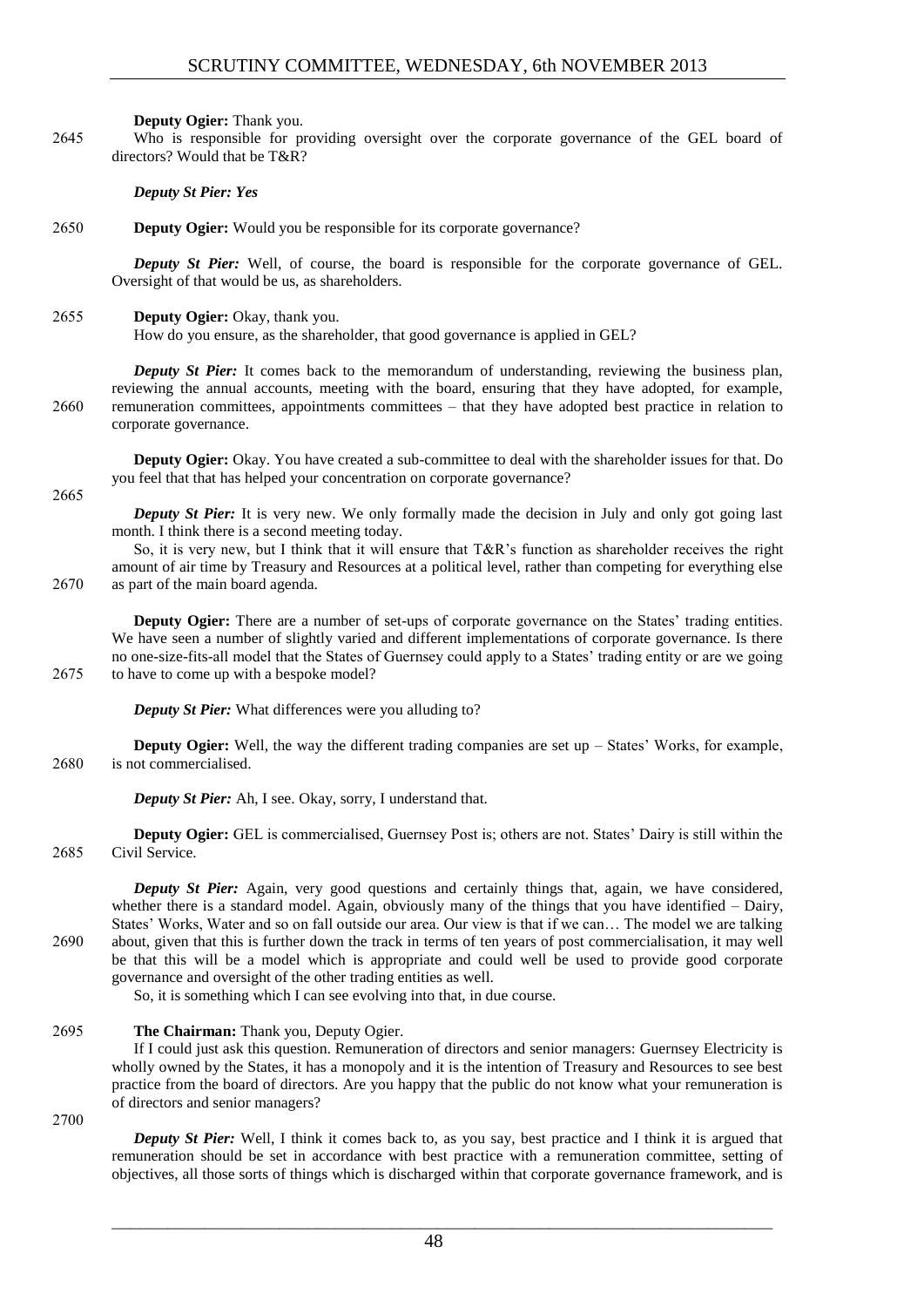**Deputy Ogier:** Thank you.

2645 Who is responsible for providing oversight over the corporate governance of the GEL board of directors? Would that be T&R?

***Deputy St Pier: Yes***

2650 **Deputy Ogier:** Would you be responsible for its corporate governance?

***Deputy St Pier:*** Well, of course, the board is responsible for the corporate governance of GEL. Oversight of that would be us, as shareholders.

2655 **Deputy Ogier:** Okay, thank you.

How do you ensure, as the shareholder, that good governance is applied in GEL?

***Deputy St Pier:*** It comes back to the memorandum of understanding, reviewing the business plan, reviewing the annual accounts, meeting with the board, ensuring that they have adopted, for example, 2660 remuneration committees, appointments committees – that they have adopted best practice in relation to corporate governance.

**Deputy Ogier:** Okay. You have created a sub-committee to deal with the shareholder issues for that. Do you feel that that has helped your concentration on corporate governance?

2665

***Deputy St Pier:*** It is very new. We only formally made the decision in July and only got going last month. I think there is a second meeting today.

So, it is very new, but I think that it will ensure that T&R's function as shareholder receives the right amount of air time by Treasury and Resources at a political level, rather than competing for everything else 2670 as part of the main board agenda.

**Deputy Ogier:** There are a number of set-ups of corporate governance on the States' trading entities. We have seen a number of slightly varied and different implementations of corporate governance. Is there no one-size-fits-all model that the States of Guernsey could apply to a States' trading entity or are we going 2675 to have to come up with a bespoke model?

***Deputy St Pier:*** What differences were you alluding to?

**Deputy Ogier:** Well, the way the different trading companies are set up – States' Works, for example, 2680 is not commercialised.

***Deputy St Pier:*** Ah, I see. Okay, sorry, I understand that.

**Deputy Ogier:** GEL is commercialised, Guernsey Post is; others are not. States' Dairy is still within the 2685 Civil Service.

***Deputy St Pier:*** Again, very good questions and certainly things that, again, we have considered, whether there is a standard model. Again, obviously many of the things that you have identified – Dairy, States' Works, Water and so on fall outside our area. Our view is that if we can… The model we are talking 2690 about, given that this is further down the track in terms of ten years of post commercialisation, it may well be that this will be a model which is appropriate and could well be used to provide good corporate governance and oversight of the other trading entities as well.

So, it is something which I can see evolving into that, in due course.

2695 **The Chairman:** Thank you, Deputy Ogier.

If I could just ask this question. Remuneration of directors and senior managers: Guernsey Electricity is wholly owned by the States, it has a monopoly and it is the intention of Treasury and Resources to see best practice from the board of directors. Are you happy that the public do not know what your remuneration is of directors and senior managers?

2700

***Deputy St Pier:*** Well, I think it comes back to, as you say, best practice and I think it is argued that remuneration should be set in accordance with best practice with a remuneration committee, setting of objectives, all those sorts of things which is discharged within that corporate governance framework, and is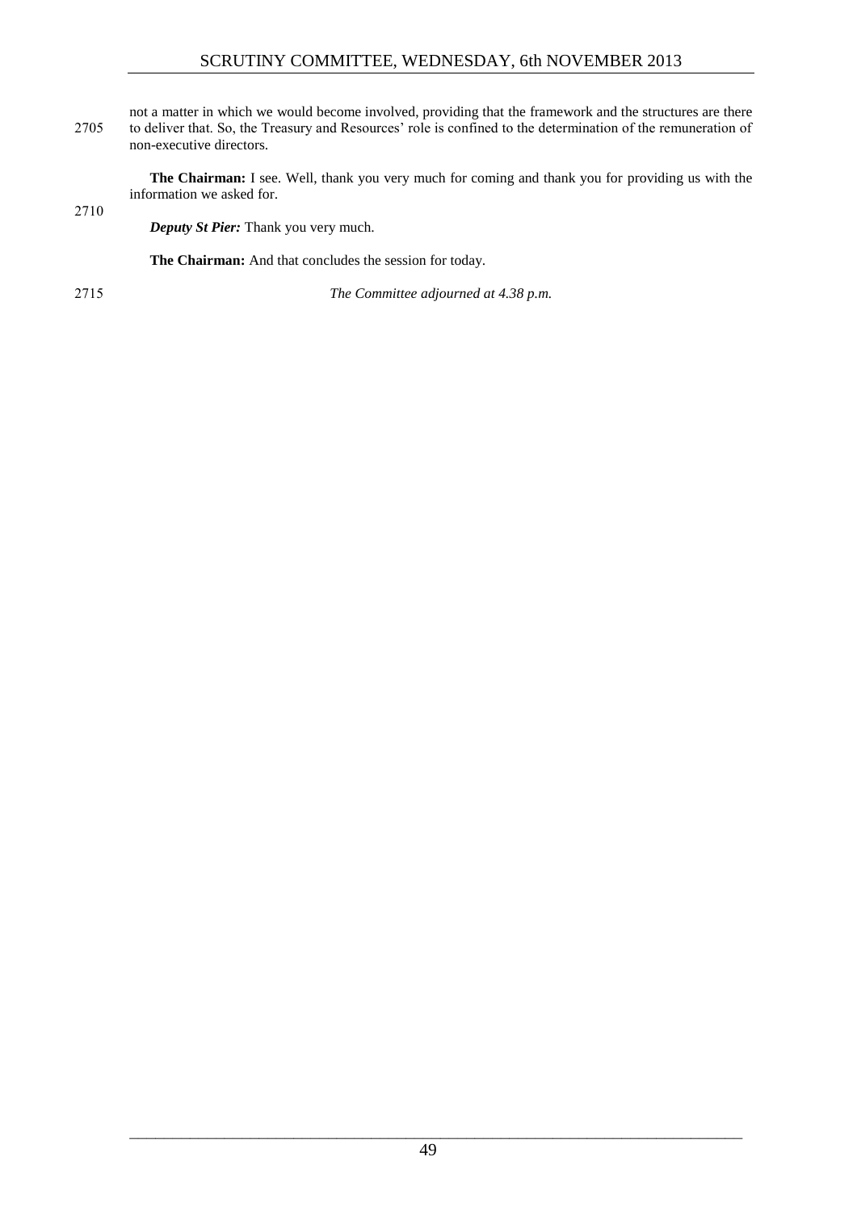not a matter in which we would become involved, providing that the framework and the structures are there to deliver that. So, the Treasury and Resources' role is confined to the determination of the remuneration of non-executive directors.

**The Chairman:** I see. Well, thank you very much for coming and thank you for providing us with the information we asked for.

***Deputy St Pier:*** Thank you very much.

**The Chairman:** And that concludes the session for today.

*The Committee adjourned at 4.38 p.m.*